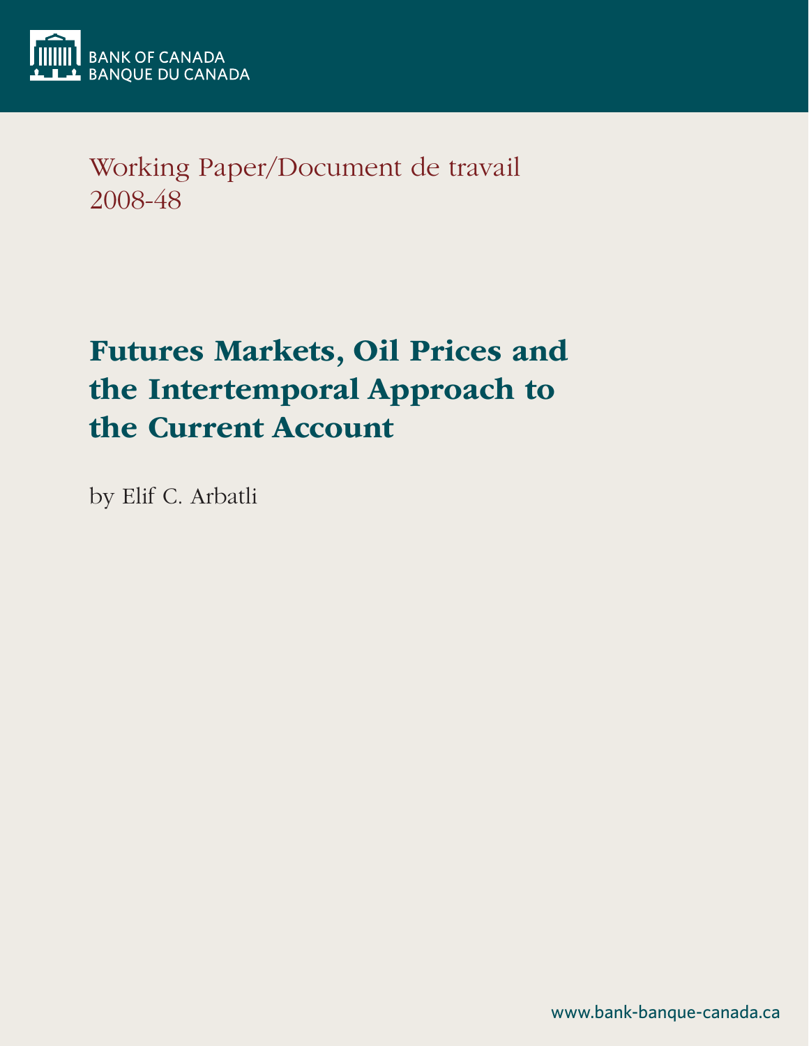BANK OF CANADA
BANQUE DU CANADA

Working Paper/Document de travail
2008-48

# Futures Markets, Oil Prices and the Intertemporal Approach to the Current Account

by Elif C. Arbatli

www.bank-banque-canada.ca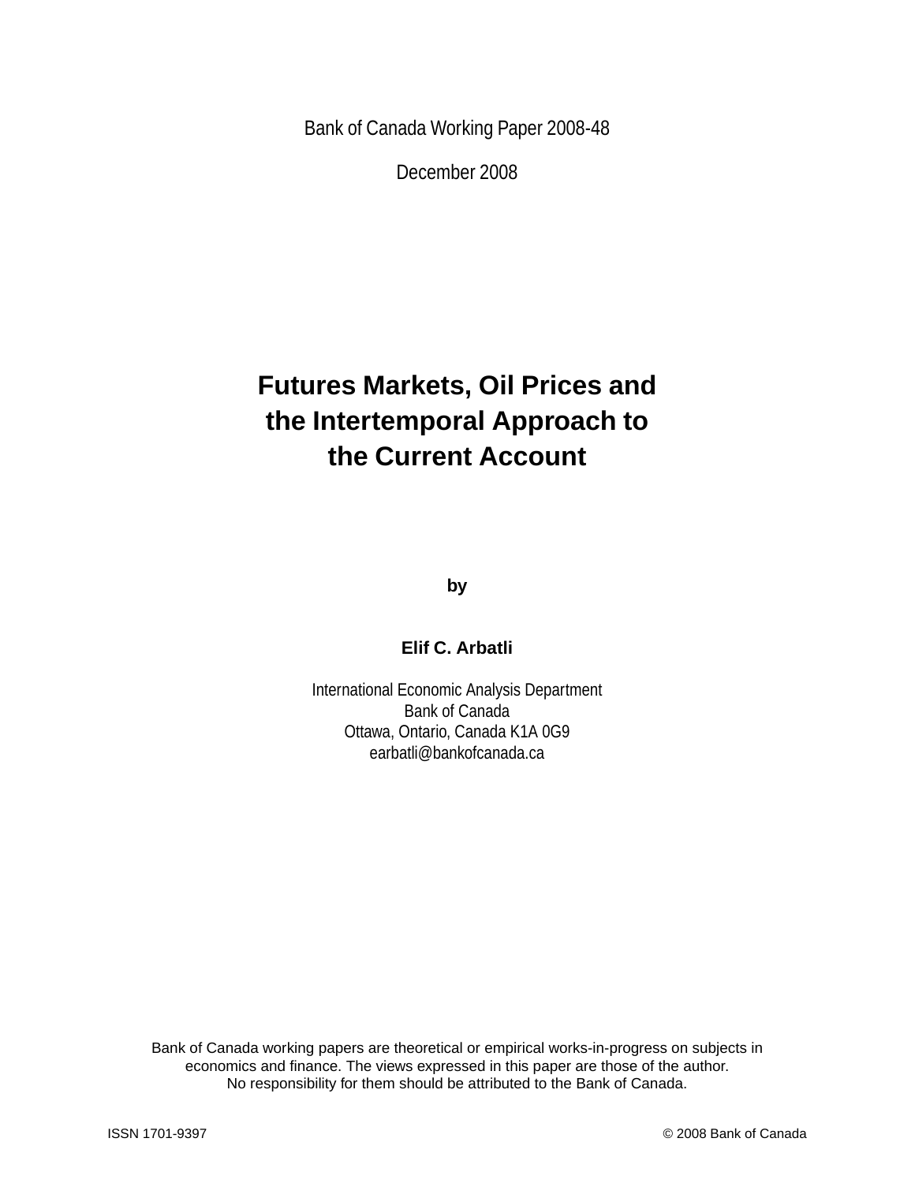Bank of Canada Working Paper 2008-48

December 2008

# Futures Markets, Oil Prices and the Intertemporal Approach to the Current Account

by

**Elif C. Arbatli**

International Economic Analysis Department
Bank of Canada
Ottawa, Ontario, Canada K1A 0G9
earbatli@bankofcanada.ca

Bank of Canada working papers are theoretical or empirical works-in-progress on subjects in economics and finance. The views expressed in this paper are those of the author. No responsibility for them should be attributed to the Bank of Canada.

ISSN 1701-9397

© 2008 Bank of Canada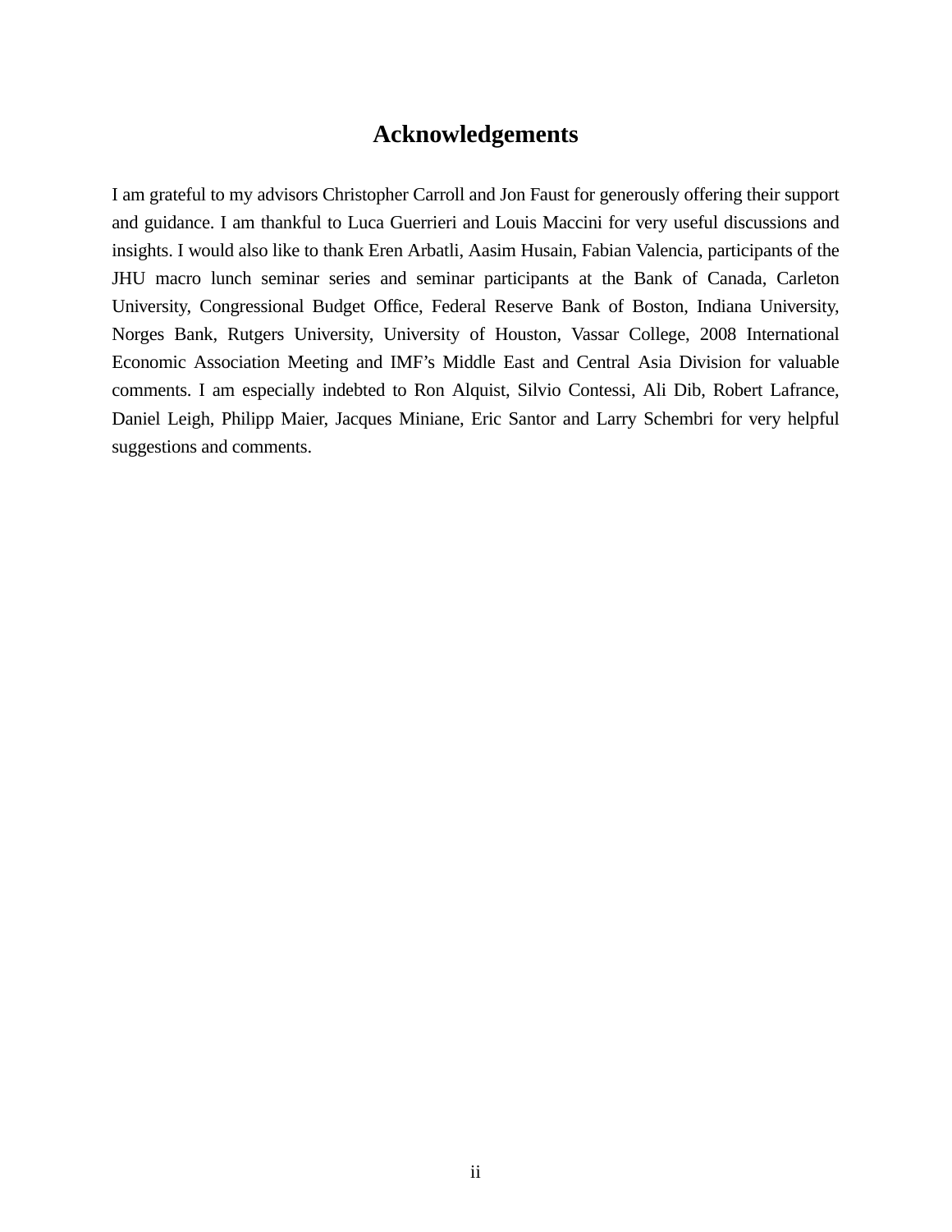# Acknowledgements

I am grateful to my advisors Christopher Carroll and Jon Faust for generously offering their support and guidance. I am thankful to Luca Guerrieri and Louis Maccini for very useful discussions and insights. I would also like to thank Eren Arbatli, Aasim Husain, Fabian Valencia, participants of the JHU macro lunch seminar series and seminar participants at the Bank of Canada, Carleton University, Congressional Budget Office, Federal Reserve Bank of Boston, Indiana University, Norges Bank, Rutgers University, University of Houston, Vassar College, 2008 International Economic Association Meeting and IMF's Middle East and Central Asia Division for valuable comments. I am especially indebted to Ron Alquist, Silvio Contessi, Ali Dib, Robert Lafrance, Daniel Leigh, Philipp Maier, Jacques Miniane, Eric Santor and Larry Schembri for very helpful suggestions and comments.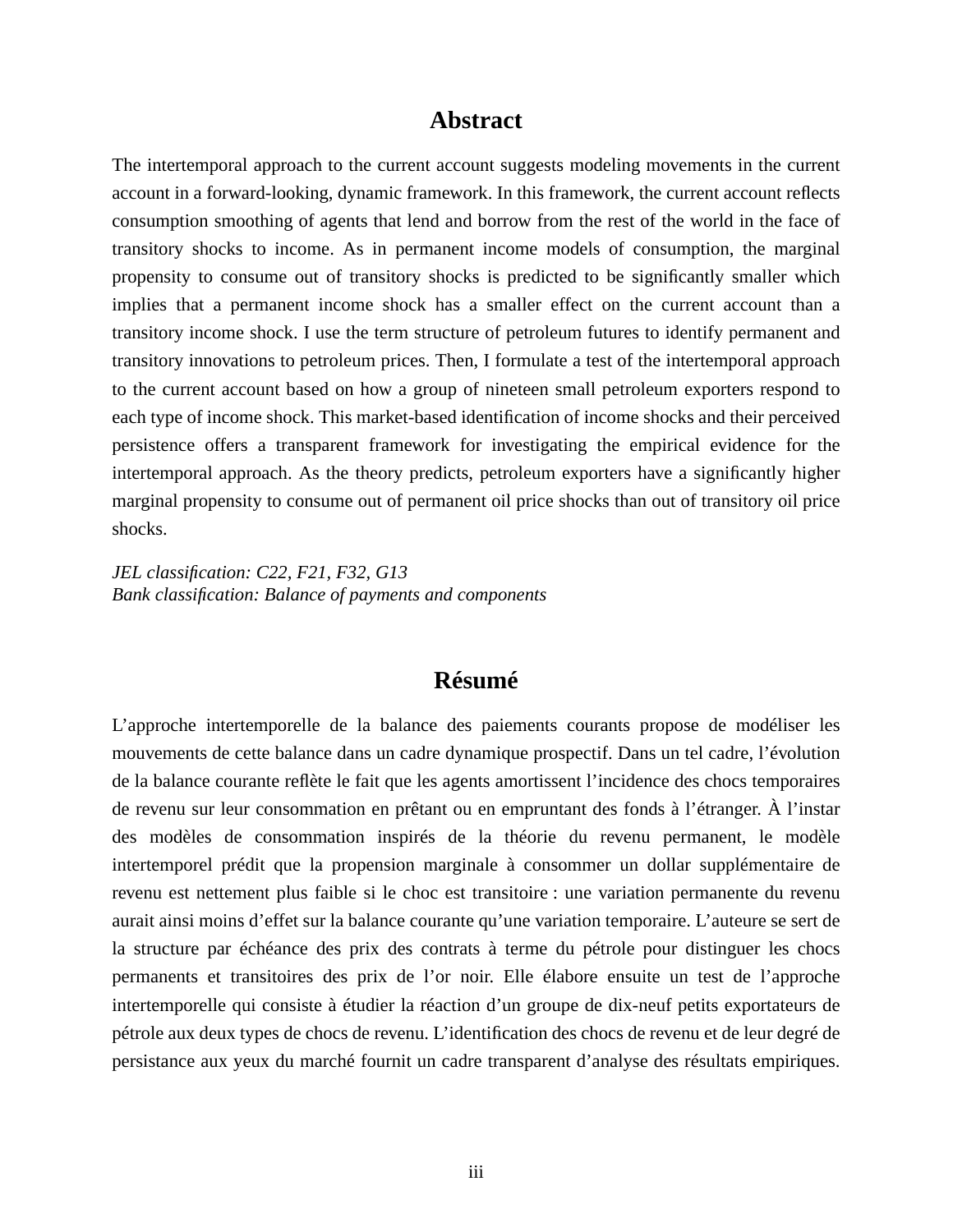## Abstract

The intertemporal approach to the current account suggests modeling movements in the current account in a forward-looking, dynamic framework. In this framework, the current account reflects consumption smoothing of agents that lend and borrow from the rest of the world in the face of transitory shocks to income. As in permanent income models of consumption, the marginal propensity to consume out of transitory shocks is predicted to be significantly smaller which implies that a permanent income shock has a smaller effect on the current account than a transitory income shock. I use the term structure of petroleum futures to identify permanent and transitory innovations to petroleum prices. Then, I formulate a test of the intertemporal approach to the current account based on how a group of nineteen small petroleum exporters respond to each type of income shock. This market-based identification of income shocks and their perceived persistence offers a transparent framework for investigating the empirical evidence for the intertemporal approach. As the theory predicts, petroleum exporters have a significantly higher marginal propensity to consume out of permanent oil price shocks than out of transitory oil price shocks.

*JEL classification: C22, F21, F32, G13*
*Bank classification: Balance of payments and components*

## Résumé

L'approche intertemporelle de la balance des paiements courants propose de modéliser les mouvements de cette balance dans un cadre dynamique prospectif. Dans un tel cadre, l'évolution de la balance courante reflète le fait que les agents amortissent l'incidence des chocs temporaires de revenu sur leur consommation en prêtant ou en empruntant des fonds à l'étranger. À l'instar des modèles de consommation inspirés de la théorie du revenu permanent, le modèle intertemporel prédit que la propension marginale à consommer un dollar supplémentaire de revenu est nettement plus faible si le choc est transitoire : une variation permanente du revenu aurait ainsi moins d'effet sur la balance courante qu'une variation temporaire. L'auteure se sert de la structure par échéance des prix des contrats à terme du pétrole pour distinguer les chocs permanents et transitoires des prix de l'or noir. Elle élabore ensuite un test de l'approche intertemporelle qui consiste à étudier la réaction d'un groupe de dix-neuf petits exportateurs de pétrole aux deux types de chocs de revenu. L'identification des chocs de revenu et de leur degré de persistance aux yeux du marché fournit un cadre transparent d'analyse des résultats empiriques.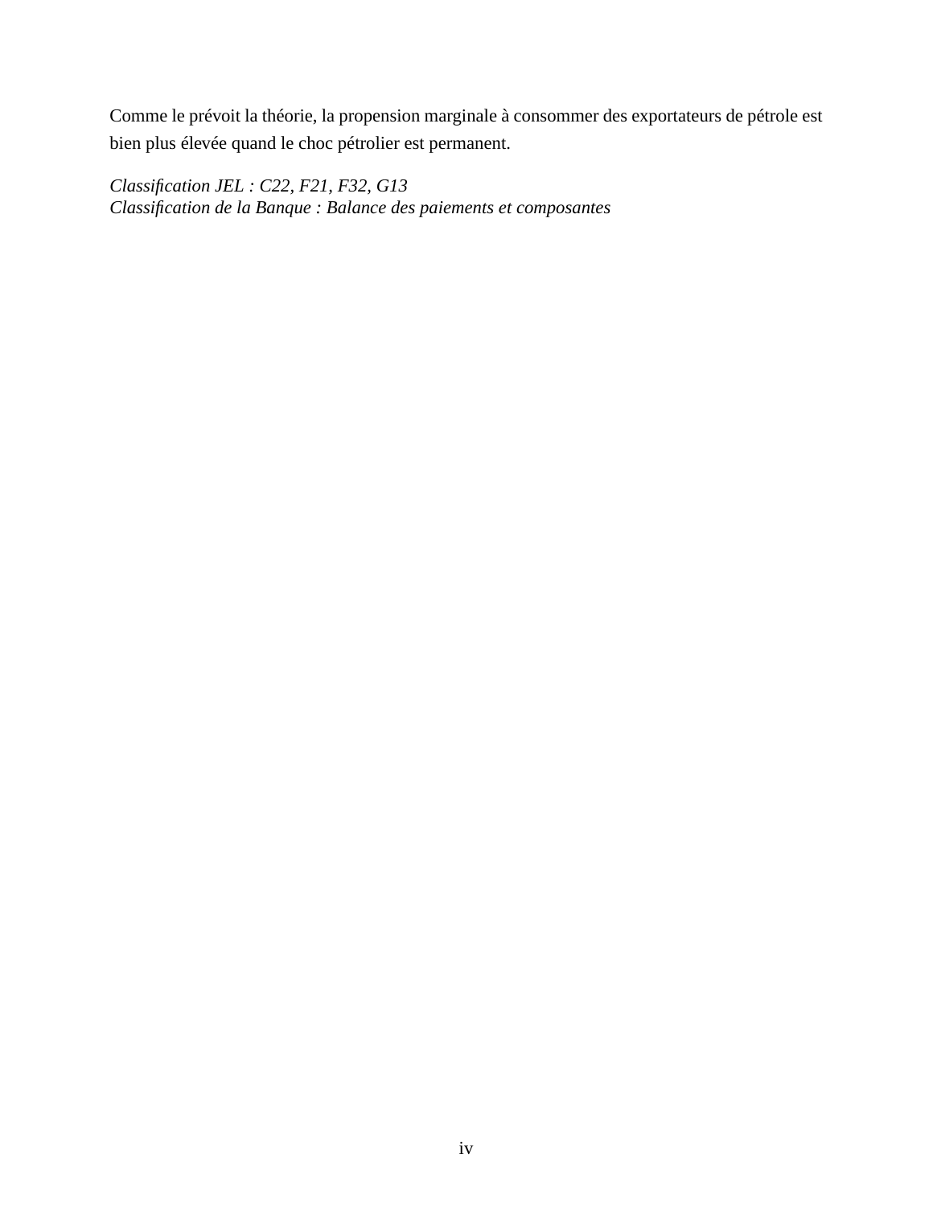Comme le prévoit la théorie, la propension marginale à consommer des exportateurs de pétrole est bien plus élevée quand le choc pétrolier est permanent.

*Classification JEL : C22, F21, F32, G13*  
*Classification de la Banque : Balance des paiements et composantes*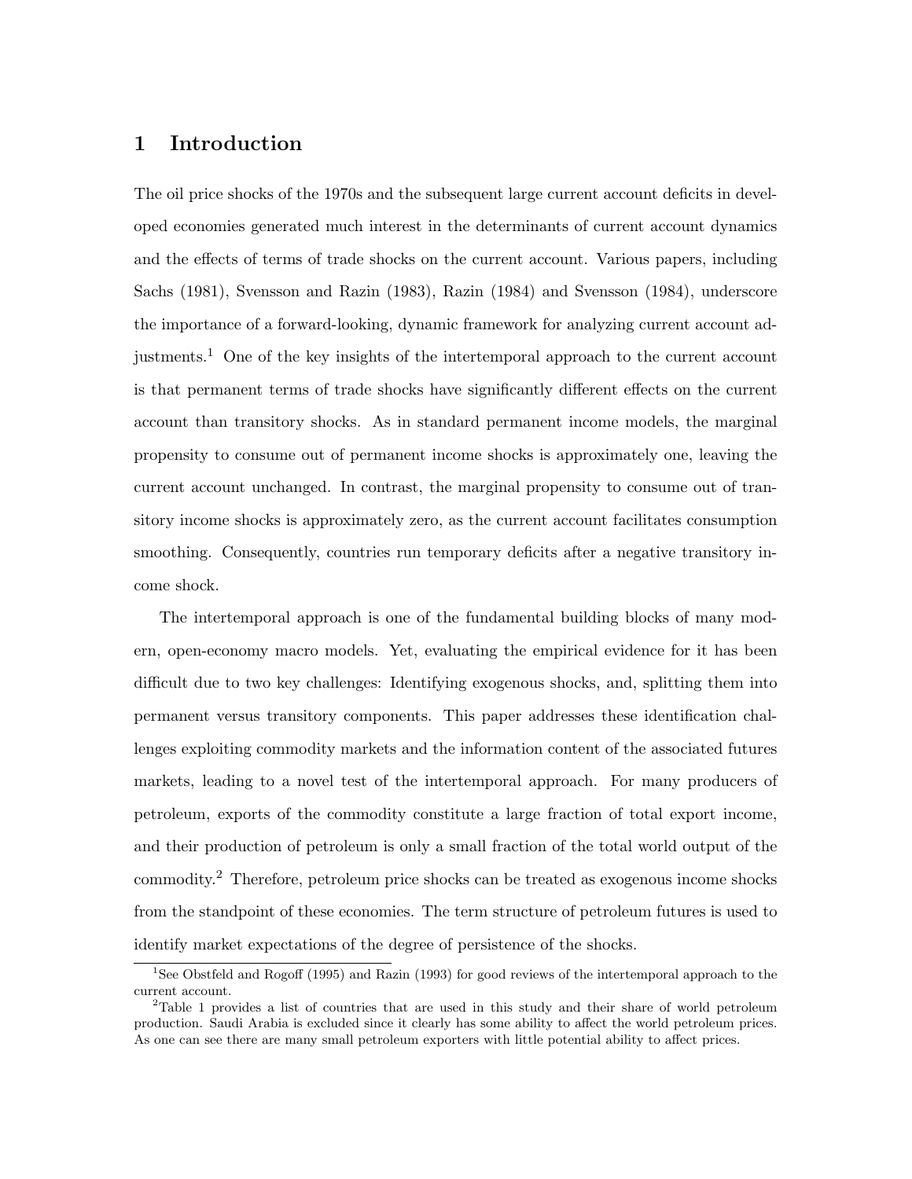# 1 Introduction

The oil price shocks of the 1970s and the subsequent large current account deficits in developed economies generated much interest in the determinants of current account dynamics and the effects of terms of trade shocks on the current account. Various papers, including Sachs (1981), Svensson and Razin (1983), Razin (1984) and Svensson (1984), underscore the importance of a forward-looking, dynamic framework for analyzing current account adjustments.[1] One of the key insights of the intertemporal approach to the current account is that permanent terms of trade shocks have significantly different effects on the current account than transitory shocks. As in standard permanent income models, the marginal propensity to consume out of permanent income shocks is approximately one, leaving the current account unchanged. In contrast, the marginal propensity to consume out of transitory income shocks is approximately zero, as the current account facilitates consumption smoothing. Consequently, countries run temporary deficits after a negative transitory income shock.

The intertemporal approach is one of the fundamental building blocks of many modern, open-economy macro models. Yet, evaluating the empirical evidence for it has been difficult due to two key challenges: Identifying exogenous shocks, and, splitting them into permanent versus transitory components. This paper addresses these identification challenges exploiting commodity markets and the information content of the associated futures markets, leading to a novel test of the intertemporal approach. For many producers of petroleum, exports of the commodity constitute a large fraction of total export income, and their production of petroleum is only a small fraction of the total world output of the commodity.[2] Therefore, petroleum price shocks can be treated as exogenous income shocks from the standpoint of these economies. The term structure of petroleum futures is used to identify market expectations of the degree of persistence of the shocks.

[1] See Obstfeld and Rogoff (1995) and Razin (1993) for good reviews of the intertemporal approach to the current account.

[2] Table 1 provides a list of countries that are used in this study and their share of world petroleum production. Saudi Arabia is excluded since it clearly has some ability to affect the world petroleum prices. As one can see there are many small petroleum exporters with little potential ability to affect prices.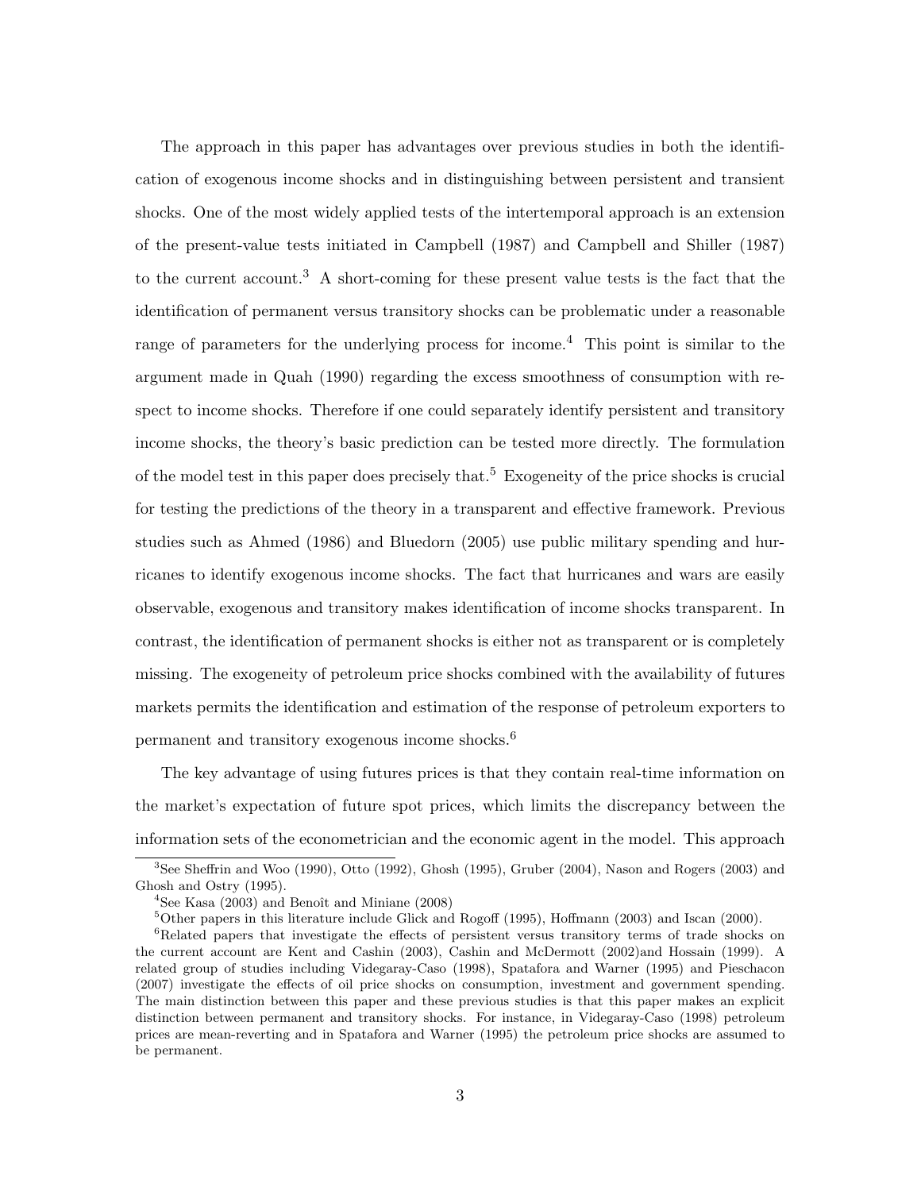The approach in this paper has advantages over previous studies in both the identification of exogenous income shocks and in distinguishing between persistent and transient shocks. One of the most widely applied tests of the intertemporal approach is an extension of the present-value tests initiated in Campbell (1987) and Campbell and Shiller (1987) to the current account.[3] A short-coming for these present value tests is the fact that the identification of permanent versus transitory shocks can be problematic under a reasonable range of parameters for the underlying process for income.[4] This point is similar to the argument made in Quah (1990) regarding the excess smoothness of consumption with respect to income shocks. Therefore if one could separately identify persistent and transitory income shocks, the theory's basic prediction can be tested more directly. The formulation of the model test in this paper does precisely that.[5] Exogeneity of the price shocks is crucial for testing the predictions of the theory in a transparent and effective framework. Previous studies such as Ahmed (1986) and Bluedorn (2005) use public military spending and hurricanes to identify exogenous income shocks. The fact that hurricanes and wars are easily observable, exogenous and transitory makes identification of income shocks transparent. In contrast, the identification of permanent shocks is either not as transparent or is completely missing. The exogeneity of petroleum price shocks combined with the availability of futures markets permits the identification and estimation of the response of petroleum exporters to permanent and transitory exogenous income shocks.[6]

The key advantage of using futures prices is that they contain real-time information on the market's expectation of future spot prices, which limits the discrepancy between the information sets of the econometrician and the economic agent in the model. This approach

[3] See Sheffrin and Woo (1990), Otto (1992), Ghosh (1995), Gruber (2004), Nason and Rogers (2003) and Ghosh and Ostry (1995).

[4] See Kasa (2003) and Benoît and Miniane (2008)

[5] Other papers in this literature include Glick and Rogoff (1995), Hoffmann (2003) and Iscan (2000).

[6] Related papers that investigate the effects of persistent versus transitory terms of trade shocks on the current account are Kent and Cashin (2003), Cashin and McDermott (2002)and Hossain (1999). A related group of studies including Videgaray-Caso (1998), Spatafora and Warner (1995) and Pieschacon (2007) investigate the effects of oil price shocks on consumption, investment and government spending. The main distinction between this paper and these previous studies is that this paper makes an explicit distinction between permanent and transitory shocks. For instance, in Videgaray-Caso (1998) petroleum prices are mean-reverting and in Spatafora and Warner (1995) the petroleum price shocks are assumed to be permanent.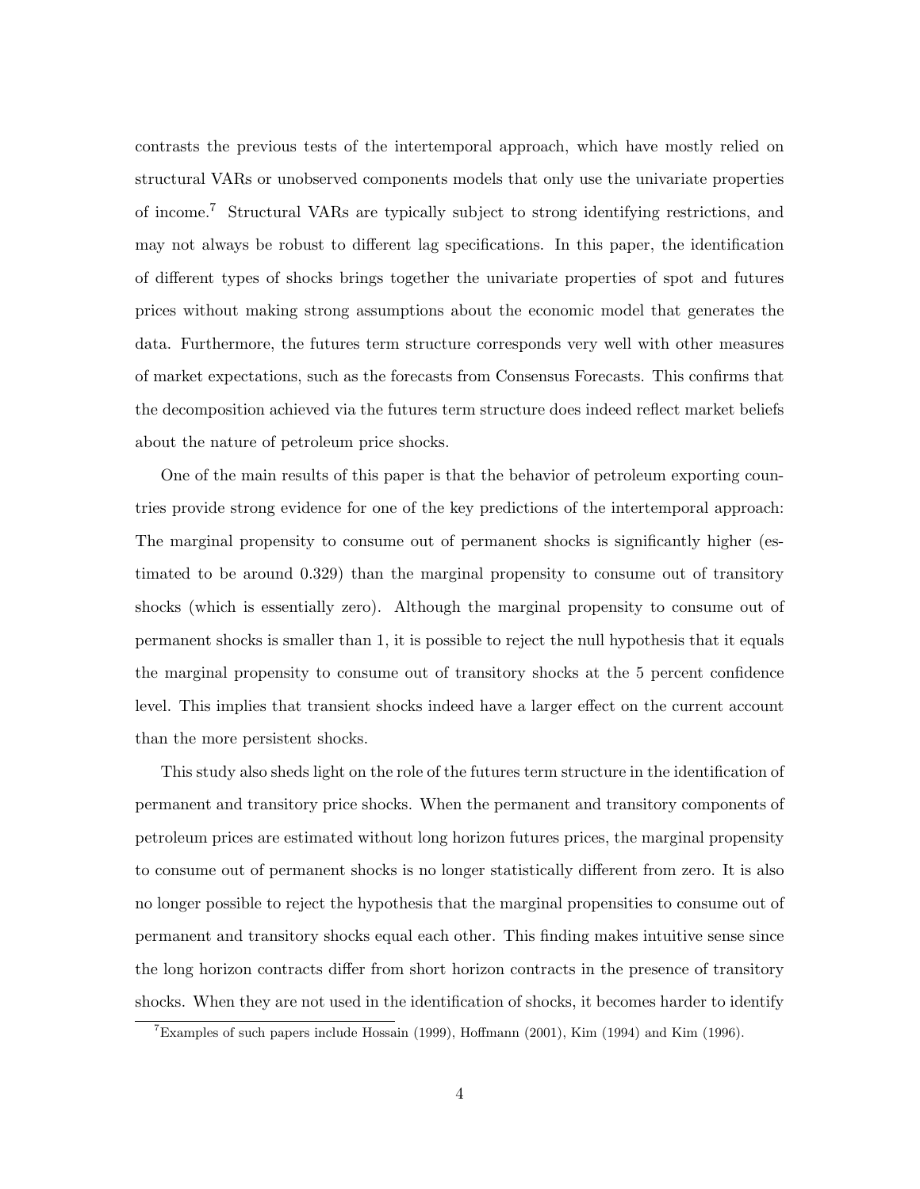contrasts the previous tests of the intertemporal approach, which have mostly relied on structural VARs or unobserved components models that only use the univariate properties of income.[7] Structural VARs are typically subject to strong identifying restrictions, and may not always be robust to different lag specifications. In this paper, the identification of different types of shocks brings together the univariate properties of spot and futures prices without making strong assumptions about the economic model that generates the data. Furthermore, the futures term structure corresponds very well with other measures of market expectations, such as the forecasts from Consensus Forecasts. This confirms that the decomposition achieved via the futures term structure does indeed reflect market beliefs about the nature of petroleum price shocks.

One of the main results of this paper is that the behavior of petroleum exporting countries provide strong evidence for one of the key predictions of the intertemporal approach: The marginal propensity to consume out of permanent shocks is significantly higher (estimated to be around 0.329) than the marginal propensity to consume out of transitory shocks (which is essentially zero). Although the marginal propensity to consume out of permanent shocks is smaller than 1, it is possible to reject the null hypothesis that it equals the marginal propensity to consume out of transitory shocks at the 5 percent confidence level. This implies that transient shocks indeed have a larger effect on the current account than the more persistent shocks.

This study also sheds light on the role of the futures term structure in the identification of permanent and transitory price shocks. When the permanent and transitory components of petroleum prices are estimated without long horizon futures prices, the marginal propensity to consume out of permanent shocks is no longer statistically different from zero. It is also no longer possible to reject the hypothesis that the marginal propensities to consume out of permanent and transitory shocks equal each other. This finding makes intuitive sense since the long horizon contracts differ from short horizon contracts in the presence of transitory shocks. When they are not used in the identification of shocks, it becomes harder to identify

[7] Examples of such papers include Hossain (1999), Hoffmann (2001), Kim (1994) and Kim (1996).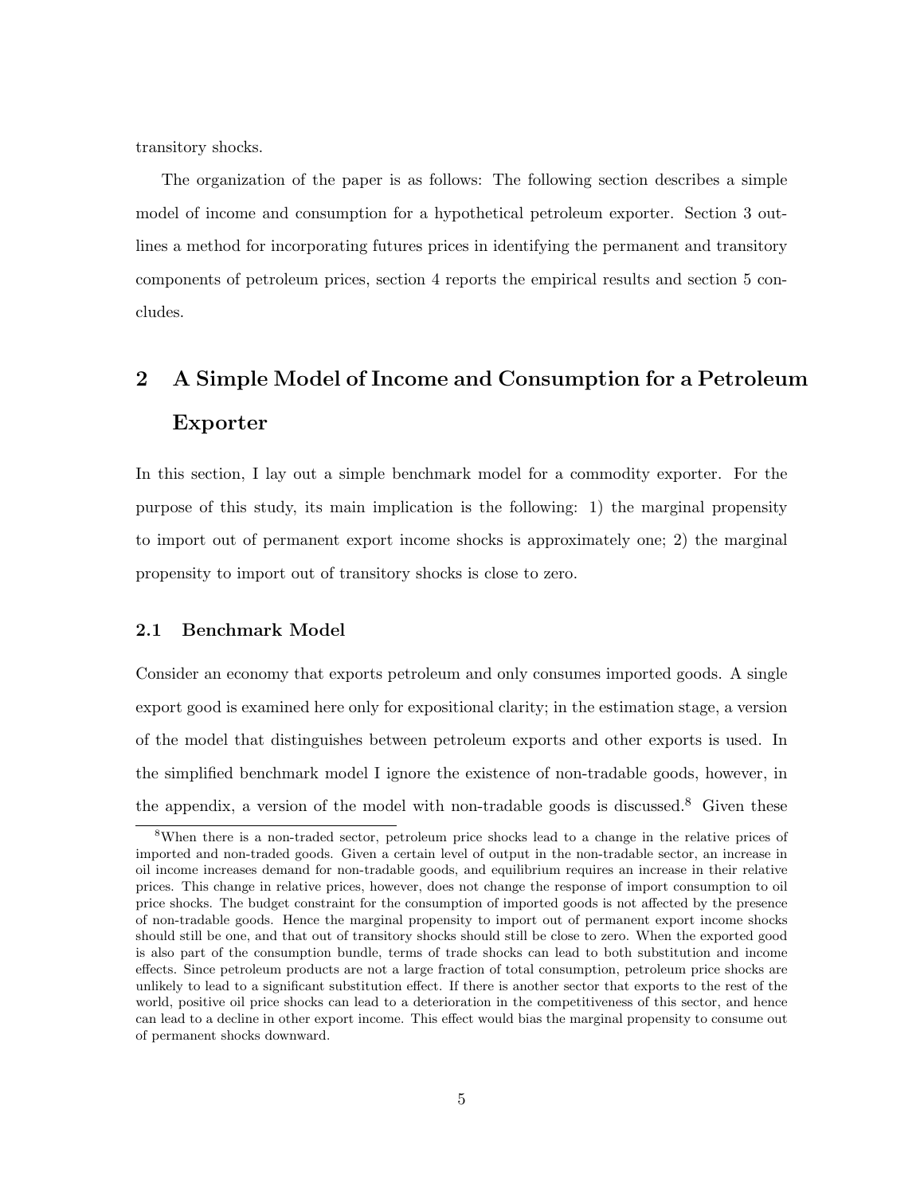transitory shocks.

The organization of the paper is as follows: The following section describes a simple model of income and consumption for a hypothetical petroleum exporter. Section 3 outlines a method for incorporating futures prices in identifying the permanent and transitory components of petroleum prices, section 4 reports the empirical results and section 5 concludes.

# 2 A Simple Model of Income and Consumption for a Petroleum Exporter

In this section, I lay out a simple benchmark model for a commodity exporter. For the purpose of this study, its main implication is the following: 1) the marginal propensity to import out of permanent export income shocks is approximately one; 2) the marginal propensity to import out of transitory shocks is close to zero.

## 2.1 Benchmark Model

Consider an economy that exports petroleum and only consumes imported goods. A single export good is examined here only for expositional clarity; in the estimation stage, a version of the model that distinguishes between petroleum exports and other exports is used. In the simplified benchmark model I ignore the existence of non-tradable goods, however, in the appendix, a version of the model with non-tradable goods is discussed.[8] Given these

[8] When there is a non-traded sector, petroleum price shocks lead to a change in the relative prices of imported and non-traded goods. Given a certain level of output in the non-tradable sector, an increase in oil income increases demand for non-tradable goods, and equilibrium requires an increase in their relative prices. This change in relative prices, however, does not change the response of import consumption to oil price shocks. The budget constraint for the consumption of imported goods is not affected by the presence of non-tradable goods. Hence the marginal propensity to import out of permanent export income shocks should still be one, and that out of transitory shocks should still be close to zero. When the exported good is also part of the consumption bundle, terms of trade shocks can lead to both substitution and income effects. Since petroleum products are not a large fraction of total consumption, petroleum price shocks are unlikely to lead to a significant substitution effect. If there is another sector that exports to the rest of the world, positive oil price shocks can lead to a deterioration in the competitiveness of this sector, and hence can lead to a decline in other export income. This effect would bias the marginal propensity to consume out of permanent shocks downward.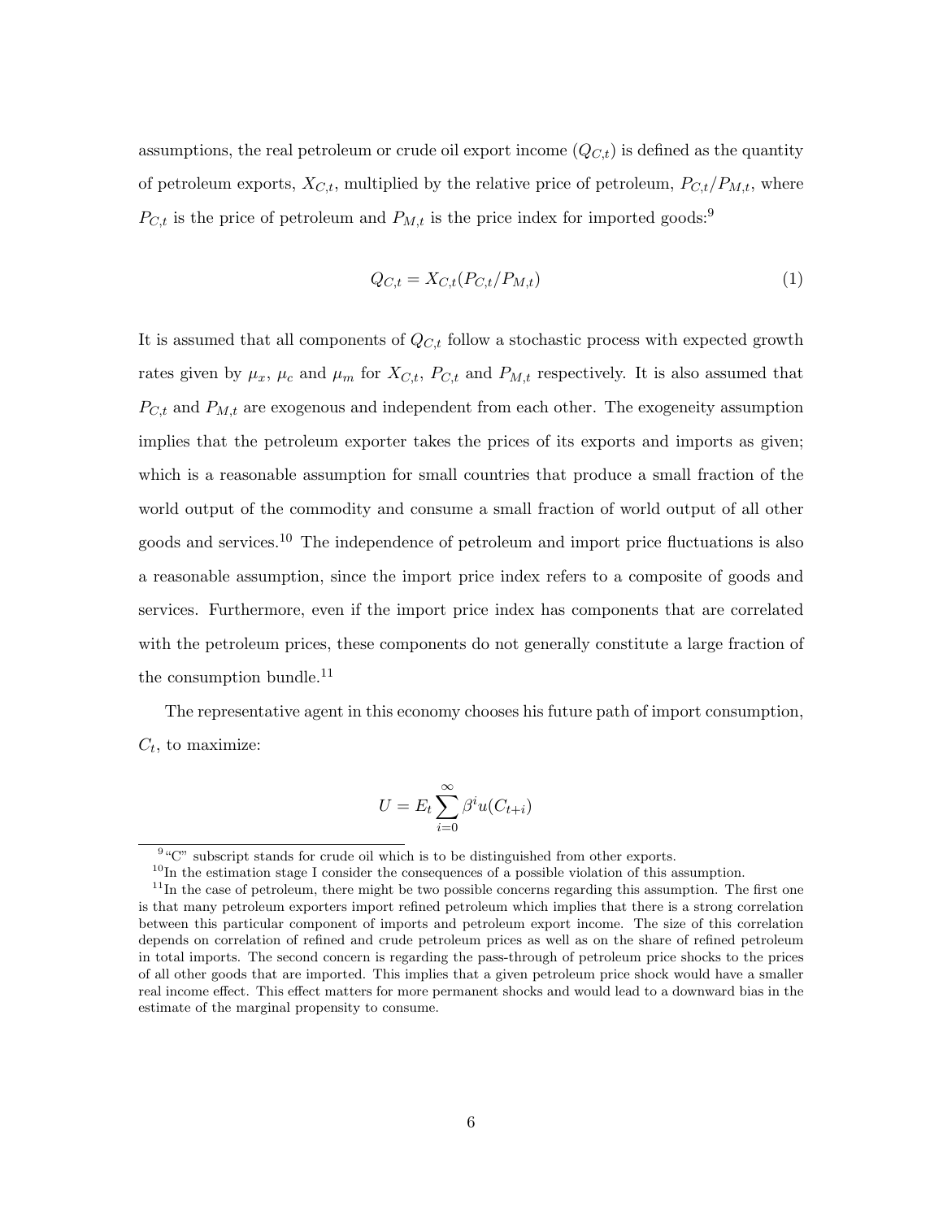assumptions, the real petroleum or crude oil export income ($Q_{C,t}$) is defined as the quantity of petroleum exports, $X_{C,t}$, multiplied by the relative price of petroleum, $P_{C,t}/P_{M,t}$, where $P_{C,t}$ is the price of petroleum and $P_{M,t}$ is the price index for imported goods:[9]

$$Q_{C,t} = X_{C,t}(P_{C,t}/P_{M,t}) \tag{1}$$

It is assumed that all components of $Q_{C,t}$ follow a stochastic process with expected growth rates given by $\mu_x$, $\mu_c$ and $\mu_m$ for $X_{C,t}$, $P_{C,t}$ and $P_{M,t}$ respectively. It is also assumed that $P_{C,t}$ and $P_{M,t}$ are exogenous and independent from each other. The exogeneity assumption implies that the petroleum exporter takes the prices of its exports and imports as given; which is a reasonable assumption for small countries that produce a small fraction of the world output of the commodity and consume a small fraction of world output of all other goods and services.[10] The independence of petroleum and import price fluctuations is also a reasonable assumption, since the import price index refers to a composite of goods and services. Furthermore, even if the import price index has components that are correlated with the petroleum prices, these components do not generally constitute a large fraction of the consumption bundle.[11]

The representative agent in this economy chooses his future path of import consumption, $C_t$, to maximize:

$$U = E_t \sum_{i=0}^{\infty} \beta^i u(C_{t+i})$$

[9] "C" subscript stands for crude oil which is to be distinguished from other exports.

[10] In the estimation stage I consider the consequences of a possible violation of this assumption.

[11] In the case of petroleum, there might be two possible concerns regarding this assumption. The first one is that many petroleum exporters import refined petroleum which implies that there is a strong correlation between this particular component of imports and petroleum export income. The size of this correlation depends on correlation of refined and crude petroleum prices as well as on the share of refined petroleum in total imports. The second concern is regarding the pass-through of petroleum price shocks to the prices of all other goods that are imported. This implies that a given petroleum price shock would have a smaller real income effect. This effect matters for more permanent shocks and would lead to a downward bias in the estimate of the marginal propensity to consume.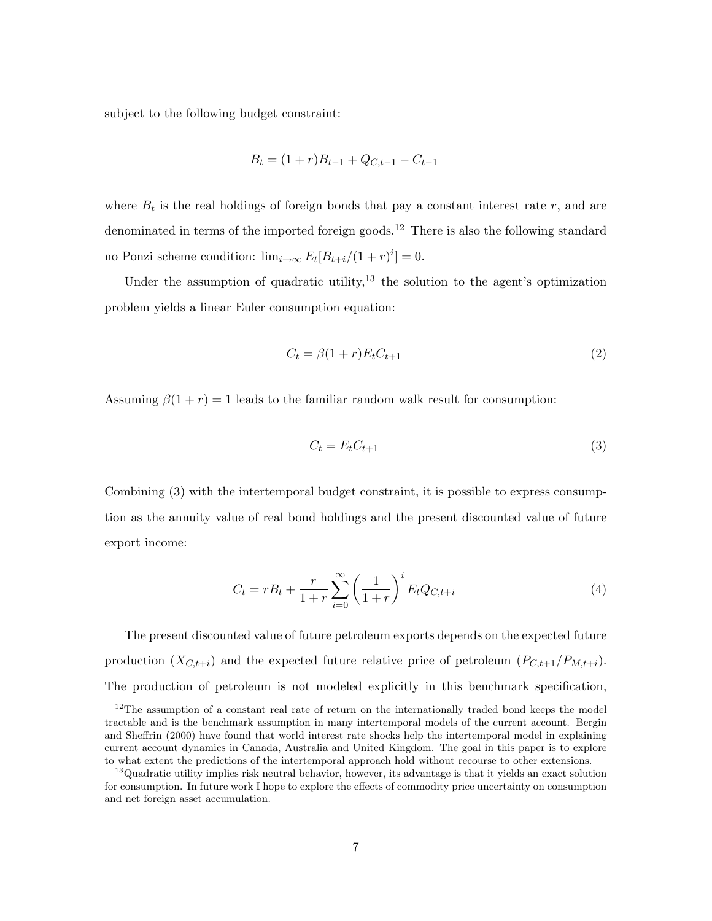subject to the following budget constraint:

$$B_t = (1+r)B_{t-1} + Q_{C,t-1} - C_{t-1}$$

where $B_t$ is the real holdings of foreign bonds that pay a constant interest rate $r$, and are denominated in terms of the imported foreign goods.[12] There is also the following standard no Ponzi scheme condition: $\lim_{i\to\infty} E_t[B_{t+i}/(1+r)^i] = 0$.

Under the assumption of quadratic utility,[13] the solution to the agent's optimization problem yields a linear Euler consumption equation:

$$C_t = \beta(1+r)E_t C_{t+1} \tag{2}$$

Assuming $\beta(1+r) = 1$ leads to the familiar random walk result for consumption:

$$C_t = E_t C_{t+1} \tag{3}$$

Combining (3) with the intertemporal budget constraint, it is possible to express consumption as the annuity value of real bond holdings and the present discounted value of future export income:

$$C_t = rB_t + \frac{r}{1+r}\sum_{i=0}^{\infty}\left(\frac{1}{1+r}\right)^i E_t Q_{C,t+i} \tag{4}$$

The present discounted value of future petroleum exports depends on the expected future production ($X_{C,t+i}$) and the expected future relative price of petroleum ($P_{C,t+1}/P_{M,t+i}$). The production of petroleum is not modeled explicitly in this benchmark specification,

[12] The assumption of a constant real rate of return on the internationally traded bond keeps the model tractable and is the benchmark assumption in many intertemporal models of the current account. Bergin and Sheffrin (2000) have found that world interest rate shocks help the intertemporal model in explaining current account dynamics in Canada, Australia and United Kingdom. The goal in this paper is to explore to what extent the predictions of the intertemporal approach hold without recourse to other extensions.

[13] Quadratic utility implies risk neutral behavior, however, its advantage is that it yields an exact solution for consumption. In future work I hope to explore the effects of commodity price uncertainty on consumption and net foreign asset accumulation.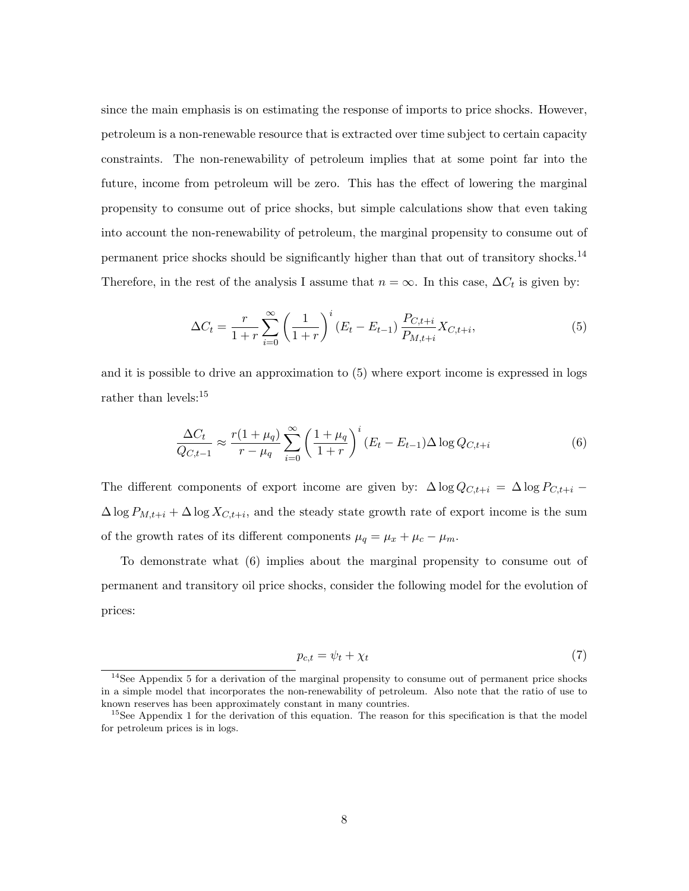since the main emphasis is on estimating the response of imports to price shocks. However, petroleum is a non-renewable resource that is extracted over time subject to certain capacity constraints. The non-renewability of petroleum implies that at some point far into the future, income from petroleum will be zero. This has the effect of lowering the marginal propensity to consume out of price shocks, but simple calculations show that even taking into account the non-renewability of petroleum, the marginal propensity to consume out of permanent price shocks should be significantly higher than that out of transitory shocks.[14] Therefore, in the rest of the analysis I assume that $n = \infty$. In this case, $\Delta C_t$ is given by:

$$\Delta C_t = \frac{r}{1+r} \sum_{i=0}^{\infty} \left( \frac{1}{1+r} \right)^i (E_t - E_{t-1}) \frac{P_{C,t+i}}{P_{M,t+i}} X_{C,t+i}, \tag{5}$$

and it is possible to drive an approximation to (5) where export income is expressed in logs rather than levels:[15]

$$\frac{\Delta C_t}{Q_{C,t-1}} \approx \frac{r(1+\mu_q)}{r-\mu_q} \sum_{i=0}^{\infty} \left( \frac{1+\mu_q}{1+r} \right)^i (E_t - E_{t-1}) \Delta \log Q_{C,t+i} \tag{6}$$

The different components of export income are given by: $\Delta \log Q_{C,t+i} = \Delta \log P_{C,t+i} - \Delta \log P_{M,t+i} + \Delta \log X_{C,t+i}$, and the steady state growth rate of export income is the sum of the growth rates of its different components $\mu_q = \mu_x + \mu_c - \mu_m$.

To demonstrate what (6) implies about the marginal propensity to consume out of permanent and transitory oil price shocks, consider the following model for the evolution of prices:

$$p_{c,t} = \psi_t + \chi_t \tag{7}$$

[14] See Appendix 5 for a derivation of the marginal propensity to consume out of permanent price shocks in a simple model that incorporates the non-renewability of petroleum. Also note that the ratio of use to known reserves has been approximately constant in many countries.

[15] See Appendix 1 for the derivation of this equation. The reason for this specification is that the model for petroleum prices is in logs.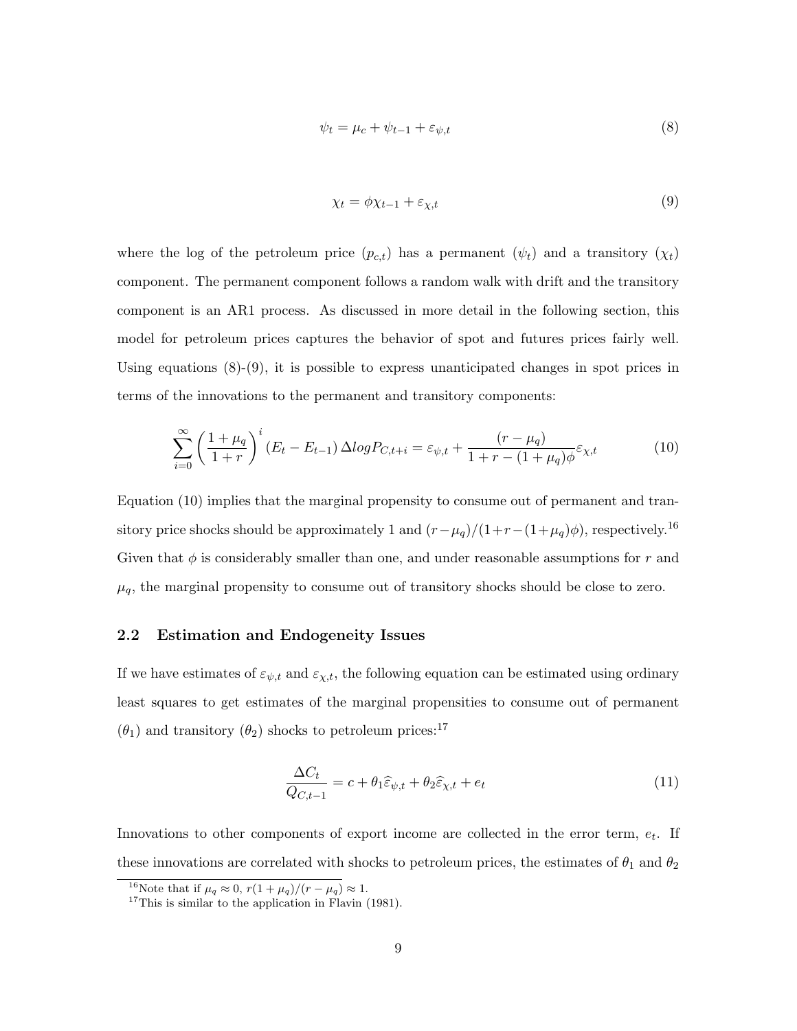$$\psi_t = \mu_c + \psi_{t-1} + \varepsilon_{\psi,t} \tag{8}$$

$$\chi_t = \phi\chi_{t-1} + \varepsilon_{\chi,t} \tag{9}$$

where the log of the petroleum price ($p_{c,t}$) has a permanent ($\psi_t$) and a transitory ($\chi_t$) component. The permanent component follows a random walk with drift and the transitory component is an AR1 process. As discussed in more detail in the following section, this model for petroleum prices captures the behavior of spot and futures prices fairly well. Using equations (8)-(9), it is possible to express unanticipated changes in spot prices in terms of the innovations to the permanent and transitory components:

$$\sum_{i=0}^{\infty} \left(\frac{1+\mu_q}{1+r}\right)^i (E_t - E_{t-1})\, \Delta log P_{C,t+i} = \varepsilon_{\psi,t} + \frac{(r-\mu_q)}{1+r-(1+\mu_q)\phi}\varepsilon_{\chi,t} \tag{10}$$

Equation (10) implies that the marginal propensity to consume out of permanent and transitory price shocks should be approximately 1 and $(r-\mu_q)/(1+r-(1+\mu_q)\phi)$, respectively.[16] Given that $\phi$ is considerably smaller than one, and under reasonable assumptions for $r$ and $\mu_q$, the marginal propensity to consume out of transitory shocks should be close to zero.

### 2.2 Estimation and Endogeneity Issues

If we have estimates of $\varepsilon_{\psi,t}$ and $\varepsilon_{\chi,t}$, the following equation can be estimated using ordinary least squares to get estimates of the marginal propensities to consume out of permanent ($\theta_1$) and transitory ($\theta_2$) shocks to petroleum prices:[17]

$$\frac{\Delta C_t}{Q_{C,t-1}} = c + \theta_1\widehat{\varepsilon}_{\psi,t} + \theta_2\widehat{\varepsilon}_{\chi,t} + e_t \tag{11}$$

Innovations to other components of export income are collected in the error term, $e_t$. If these innovations are correlated with shocks to petroleum prices, the estimates of $\theta_1$ and $\theta_2$

[16] Note that if $\mu_q \approx 0$, $r(1+\mu_q)/(r-\mu_q) \approx 1$.

[17] This is similar to the application in Flavin (1981).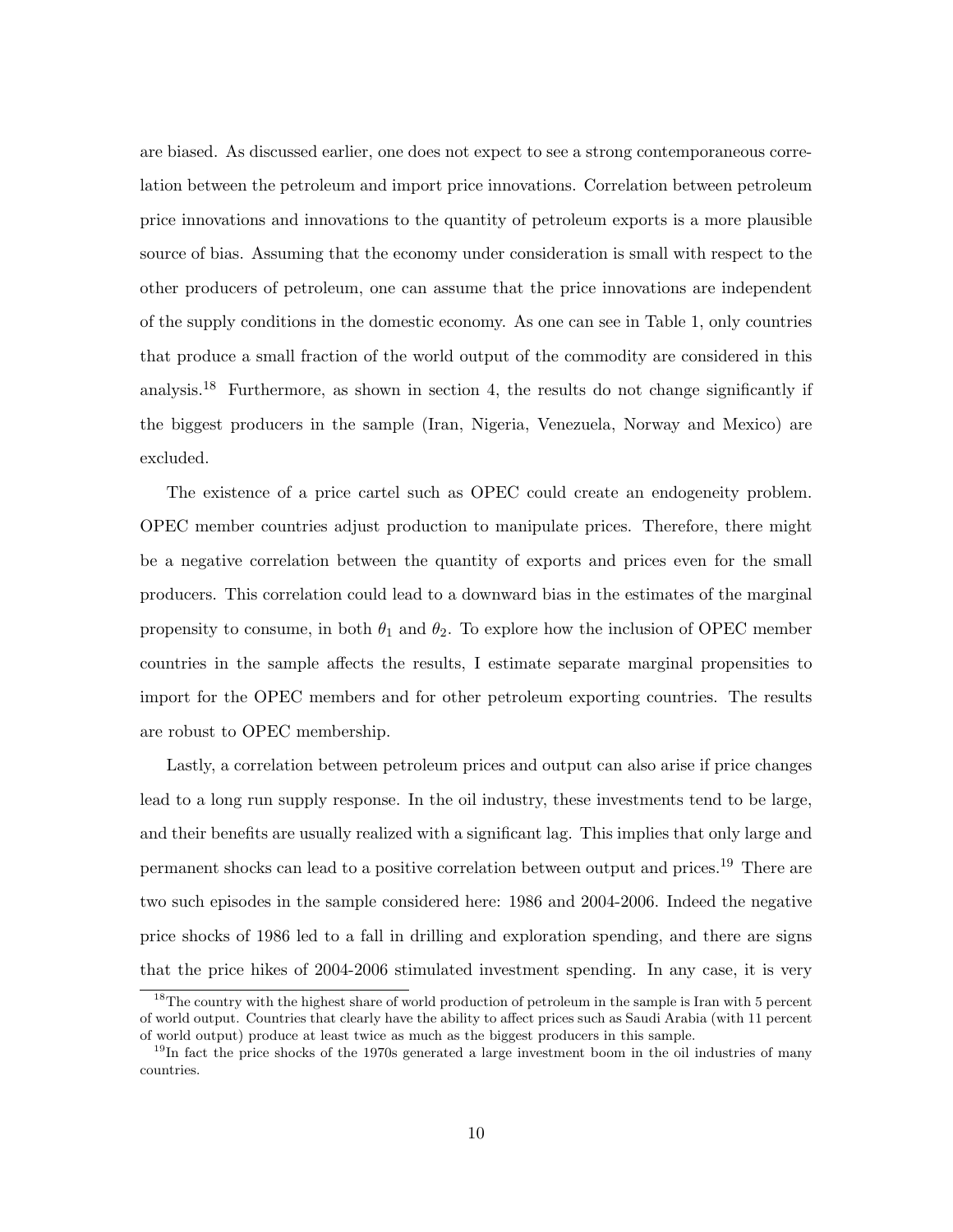are biased. As discussed earlier, one does not expect to see a strong contemporaneous correlation between the petroleum and import price innovations. Correlation between petroleum price innovations and innovations to the quantity of petroleum exports is a more plausible source of bias. Assuming that the economy under consideration is small with respect to the other producers of petroleum, one can assume that the price innovations are independent of the supply conditions in the domestic economy. As one can see in Table 1, only countries that produce a small fraction of the world output of the commodity are considered in this analysis.[18] Furthermore, as shown in section 4, the results do not change significantly if the biggest producers in the sample (Iran, Nigeria, Venezuela, Norway and Mexico) are excluded.

The existence of a price cartel such as OPEC could create an endogeneity problem. OPEC member countries adjust production to manipulate prices. Therefore, there might be a negative correlation between the quantity of exports and prices even for the small producers. This correlation could lead to a downward bias in the estimates of the marginal propensity to consume, in both $\theta_1$ and $\theta_2$. To explore how the inclusion of OPEC member countries in the sample affects the results, I estimate separate marginal propensities to import for the OPEC members and for other petroleum exporting countries. The results are robust to OPEC membership.

Lastly, a correlation between petroleum prices and output can also arise if price changes lead to a long run supply response. In the oil industry, these investments tend to be large, and their benefits are usually realized with a significant lag. This implies that only large and permanent shocks can lead to a positive correlation between output and prices.[19] There are two such episodes in the sample considered here: 1986 and 2004-2006. Indeed the negative price shocks of 1986 led to a fall in drilling and exploration spending, and there are signs that the price hikes of 2004-2006 stimulated investment spending. In any case, it is very

[18] The country with the highest share of world production of petroleum in the sample is Iran with 5 percent of world output. Countries that clearly have the ability to affect prices such as Saudi Arabia (with 11 percent of world output) produce at least twice as much as the biggest producers in this sample.

[19] In fact the price shocks of the 1970s generated a large investment boom in the oil industries of many countries.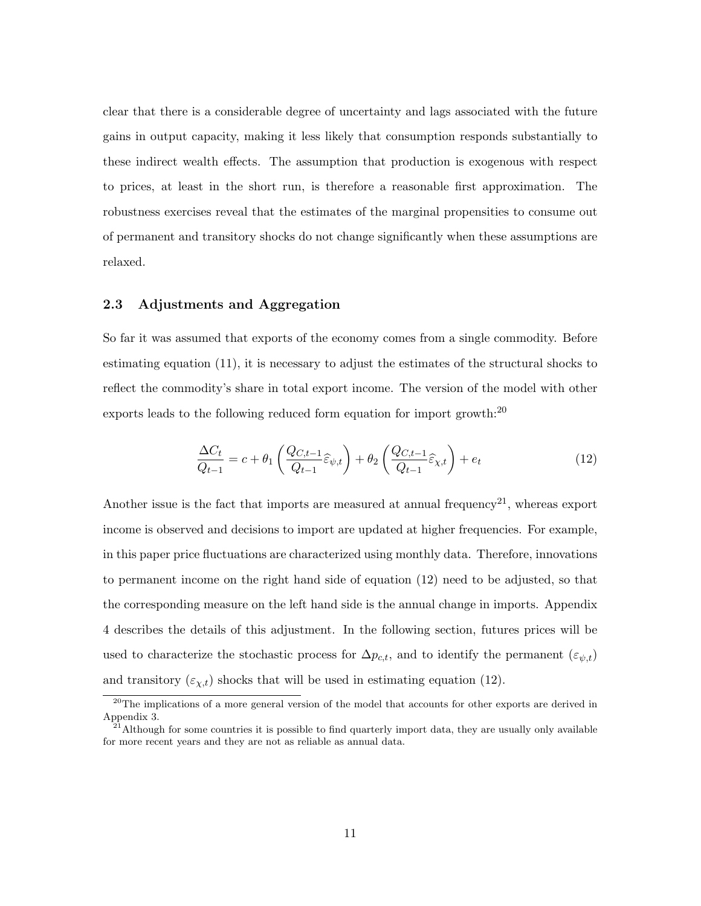clear that there is a considerable degree of uncertainty and lags associated with the future gains in output capacity, making it less likely that consumption responds substantially to these indirect wealth effects. The assumption that production is exogenous with respect to prices, at least in the short run, is therefore a reasonable first approximation. The robustness exercises reveal that the estimates of the marginal propensities to consume out of permanent and transitory shocks do not change significantly when these assumptions are relaxed.

### 2.3 Adjustments and Aggregation

So far it was assumed that exports of the economy comes from a single commodity. Before estimating equation (11), it is necessary to adjust the estimates of the structural shocks to reflect the commodity's share in total export income. The version of the model with other exports leads to the following reduced form equation for import growth:[20]

$$\frac{\Delta C_t}{Q_{t-1}} = c + \theta_1 \left( \frac{Q_{C,t-1}}{Q_{t-1}} \widehat{\varepsilon}_{\psi,t} \right) + \theta_2 \left( \frac{Q_{C,t-1}}{Q_{t-1}} \widehat{\varepsilon}_{\chi,t} \right) + e_t \tag{12}$$

Another issue is the fact that imports are measured at annual frequency[21], whereas export income is observed and decisions to import are updated at higher frequencies. For example, in this paper price fluctuations are characterized using monthly data. Therefore, innovations to permanent income on the right hand side of equation (12) need to be adjusted, so that the corresponding measure on the left hand side is the annual change in imports. Appendix 4 describes the details of this adjustment. In the following section, futures prices will be used to characterize the stochastic process for $\Delta p_{c,t}$, and to identify the permanent ($\varepsilon_{\psi,t}$) and transitory ($\varepsilon_{\chi,t}$) shocks that will be used in estimating equation (12).

[20] The implications of a more general version of the model that accounts for other exports are derived in Appendix 3.

[21] Although for some countries it is possible to find quarterly import data, they are usually only available for more recent years and they are not as reliable as annual data.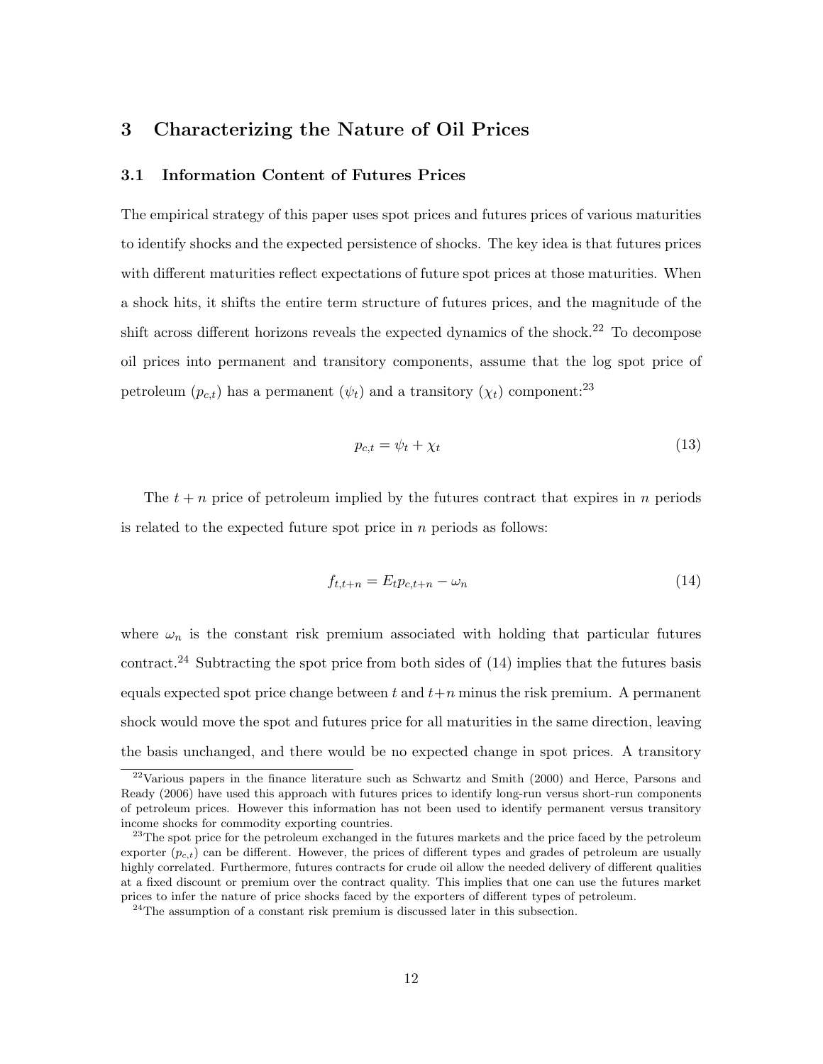# 3 Characterizing the Nature of Oil Prices

## 3.1 Information Content of Futures Prices

The empirical strategy of this paper uses spot prices and futures prices of various maturities to identify shocks and the expected persistence of shocks. The key idea is that futures prices with different maturities reflect expectations of future spot prices at those maturities. When a shock hits, it shifts the entire term structure of futures prices, and the magnitude of the shift across different horizons reveals the expected dynamics of the shock.[22] To decompose oil prices into permanent and transitory components, assume that the log spot price of petroleum ($p_{c,t}$) has a permanent ($\psi_t$) and a transitory ($\chi_t$) component:[23]

$$p_{c,t} = \psi_t + \chi_t \tag{13}$$

The $t+n$ price of petroleum implied by the futures contract that expires in $n$ periods is related to the expected future spot price in $n$ periods as follows:

$$f_{t,t+n} = E_t p_{c,t+n} - \omega_n \tag{14}$$

where $\omega_n$ is the constant risk premium associated with holding that particular futures contract.[24] Subtracting the spot price from both sides of (14) implies that the futures basis equals expected spot price change between $t$ and $t+n$ minus the risk premium. A permanent shock would move the spot and futures price for all maturities in the same direction, leaving the basis unchanged, and there would be no expected change in spot prices. A transitory

[22] Various papers in the finance literature such as Schwartz and Smith (2000) and Herce, Parsons and Ready (2006) have used this approach with futures prices to identify long-run versus short-run components of petroleum prices. However this information has not been used to identify permanent versus transitory income shocks for commodity exporting countries.

[23] The spot price for the petroleum exchanged in the futures markets and the price faced by the petroleum exporter ($p_{c,t}$) can be different. However, the prices of different types and grades of petroleum are usually highly correlated. Furthermore, futures contracts for crude oil allow the needed delivery of different qualities at a fixed discount or premium over the contract quality. This implies that one can use the futures market prices to infer the nature of price shocks faced by the exporters of different types of petroleum.

[24] The assumption of a constant risk premium is discussed later in this subsection.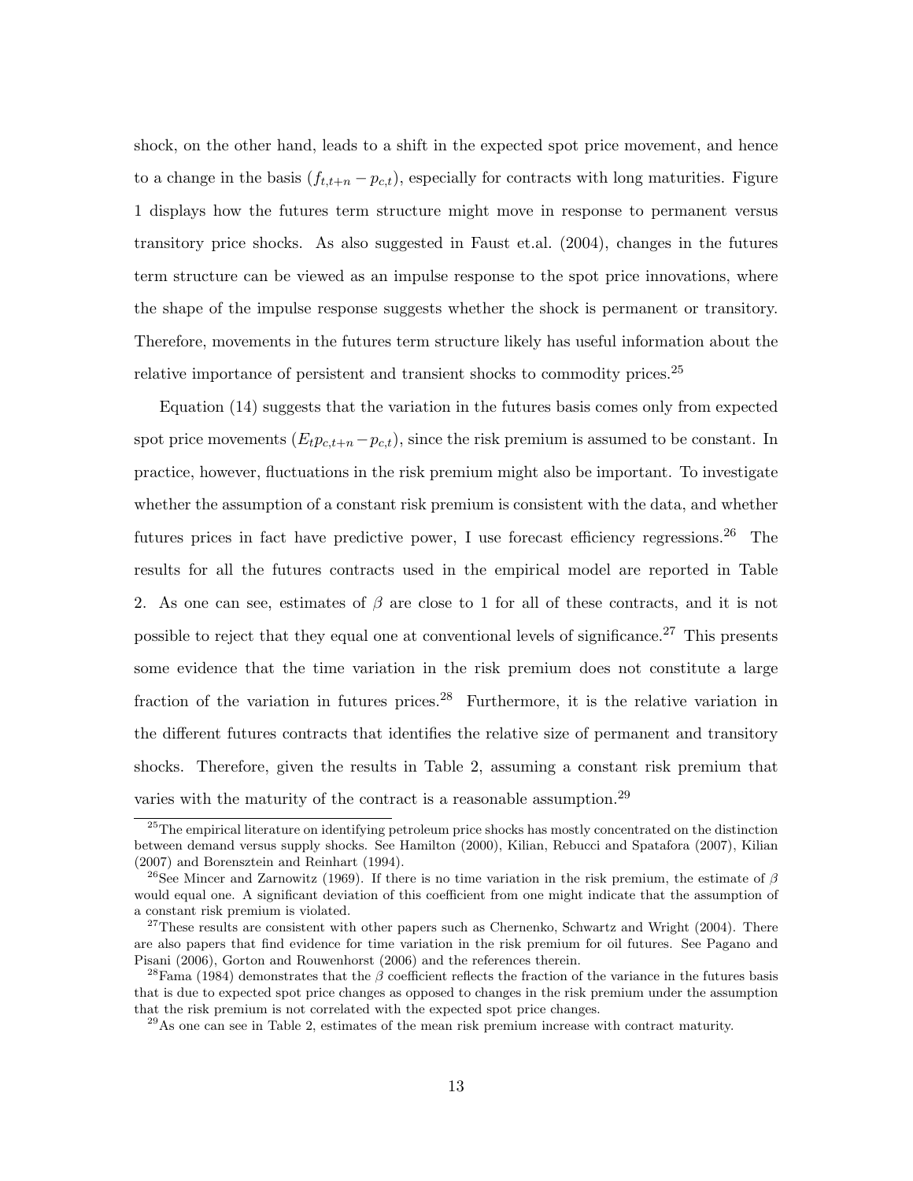shock, on the other hand, leads to a shift in the expected spot price movement, and hence to a change in the basis $(f_{t,t+n} - p_{c,t})$, especially for contracts with long maturities. Figure 1 displays how the futures term structure might move in response to permanent versus transitory price shocks. As also suggested in Faust et.al. (2004), changes in the futures term structure can be viewed as an impulse response to the spot price innovations, where the shape of the impulse response suggests whether the shock is permanent or transitory. Therefore, movements in the futures term structure likely has useful information about the relative importance of persistent and transient shocks to commodity prices.[25]

Equation (14) suggests that the variation in the futures basis comes only from expected spot price movements $(E_t p_{c,t+n} - p_{c,t})$, since the risk premium is assumed to be constant. In practice, however, fluctuations in the risk premium might also be important. To investigate whether the assumption of a constant risk premium is consistent with the data, and whether futures prices in fact have predictive power, I use forecast efficiency regressions.[26] The results for all the futures contracts used in the empirical model are reported in Table 2. As one can see, estimates of $\beta$ are close to 1 for all of these contracts, and it is not possible to reject that they equal one at conventional levels of significance.[27] This presents some evidence that the time variation in the risk premium does not constitute a large fraction of the variation in futures prices.[28] Furthermore, it is the relative variation in the different futures contracts that identifies the relative size of permanent and transitory shocks. Therefore, given the results in Table 2, assuming a constant risk premium that varies with the maturity of the contract is a reasonable assumption.[29]

---

[25] The empirical literature on identifying petroleum price shocks has mostly concentrated on the distinction between demand versus supply shocks. See Hamilton (2000), Kilian, Rebucci and Spatafora (2007), Kilian (2007) and Borensztein and Reinhart (1994).

[26] See Mincer and Zarnowitz (1969). If there is no time variation in the risk premium, the estimate of $\beta$ would equal one. A significant deviation of this coefficient from one might indicate that the assumption of a constant risk premium is violated.

[27] These results are consistent with other papers such as Chernenko, Schwartz and Wright (2004). There are also papers that find evidence for time variation in the risk premium for oil futures. See Pagano and Pisani (2006), Gorton and Rouwenhorst (2006) and the references therein.

[28] Fama (1984) demonstrates that the $\beta$ coefficient reflects the fraction of the variance in the futures basis that is due to expected spot price changes as opposed to changes in the risk premium under the assumption that the risk premium is not correlated with the expected spot price changes.

[29] As one can see in Table 2, estimates of the mean risk premium increase with contract maturity.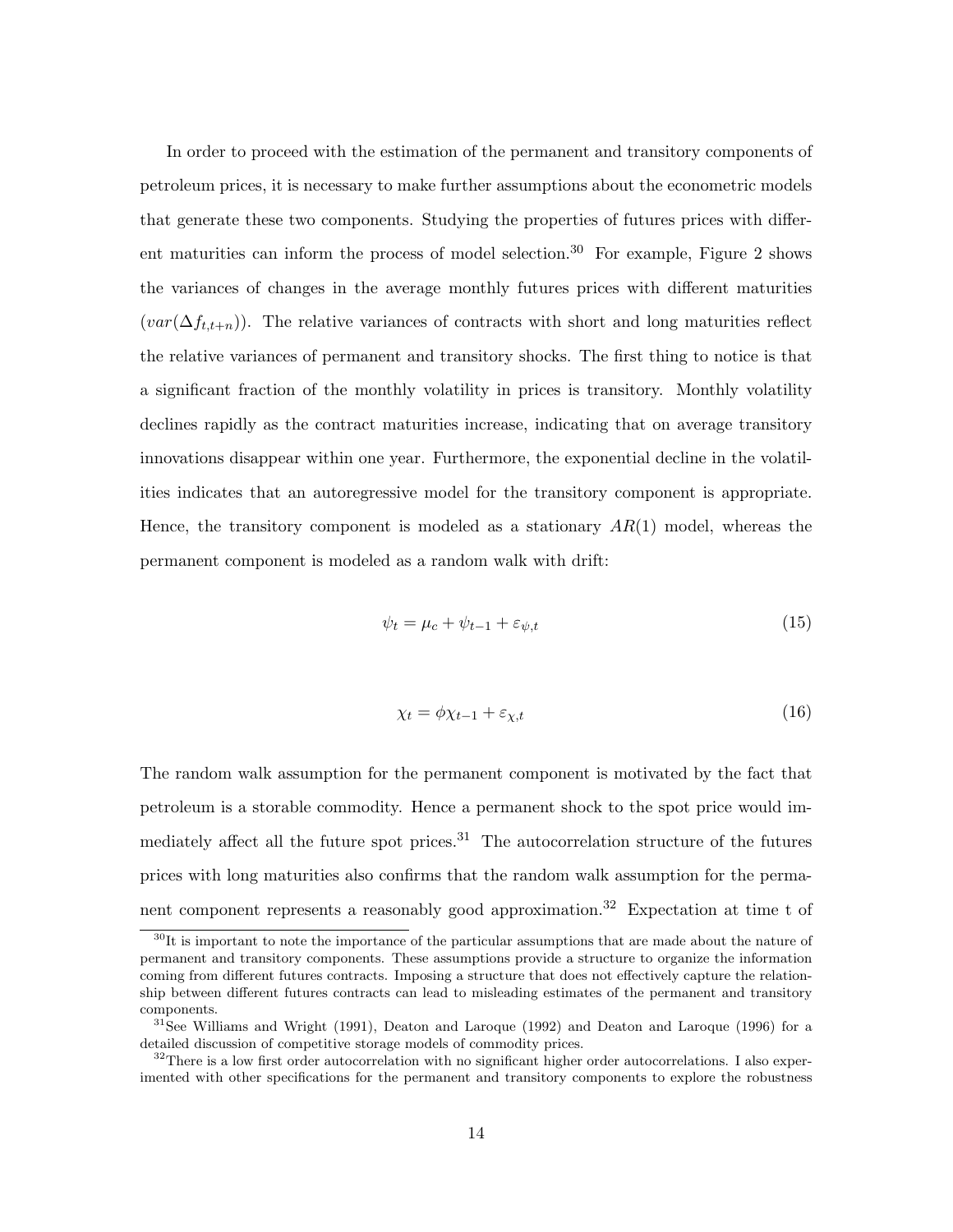In order to proceed with the estimation of the permanent and transitory components of petroleum prices, it is necessary to make further assumptions about the econometric models that generate these two components. Studying the properties of futures prices with different maturities can inform the process of model selection.[30] For example, Figure 2 shows the variances of changes in the average monthly futures prices with different maturities ($var(\Delta f_{t,t+n})$). The relative variances of contracts with short and long maturities reflect the relative variances of permanent and transitory shocks. The first thing to notice is that a significant fraction of the monthly volatility in prices is transitory. Monthly volatility declines rapidly as the contract maturities increase, indicating that on average transitory innovations disappear within one year. Furthermore, the exponential decline in the volatilities indicates that an autoregressive model for the transitory component is appropriate. Hence, the transitory component is modeled as a stationary $AR(1)$ model, whereas the permanent component is modeled as a random walk with drift:

$$\psi_t = \mu_c + \psi_{t-1} + \varepsilon_{\psi,t} \tag{15}$$

$$\chi_t = \phi \chi_{t-1} + \varepsilon_{\chi,t} \tag{16}$$

The random walk assumption for the permanent component is motivated by the fact that petroleum is a storable commodity. Hence a permanent shock to the spot price would immediately affect all the future spot prices.[31] The autocorrelation structure of the futures prices with long maturities also confirms that the random walk assumption for the permanent component represents a reasonably good approximation.[32] Expectation at time t of

[30] It is important to note the importance of the particular assumptions that are made about the nature of permanent and transitory components. These assumptions provide a structure to organize the information coming from different futures contracts. Imposing a structure that does not effectively capture the relationship between different futures contracts can lead to misleading estimates of the permanent and transitory components.

[31] See Williams and Wright (1991), Deaton and Laroque (1992) and Deaton and Laroque (1996) for a detailed discussion of competitive storage models of commodity prices.

[32] There is a low first order autocorrelation with no significant higher order autocorrelations. I also experimented with other specifications for the permanent and transitory components to explore the robustness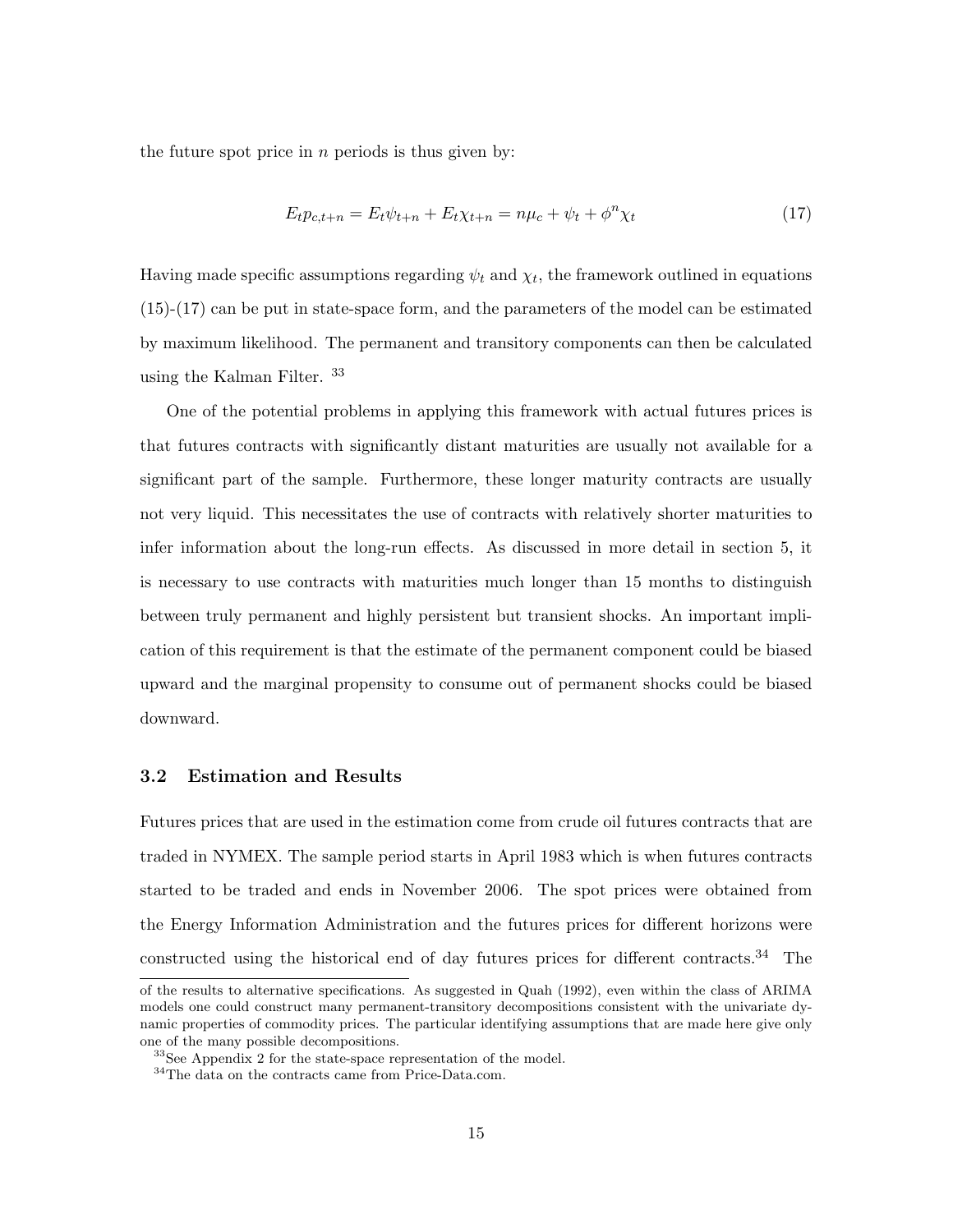the future spot price in $n$ periods is thus given by:

$$E_t p_{c,t+n} = E_t \psi_{t+n} + E_t \chi_{t+n} = n\mu_c + \psi_t + \phi^n \chi_t \tag{17}$$

Having made specific assumptions regarding $\psi_t$ and $\chi_t$, the framework outlined in equations (15)-(17) can be put in state-space form, and the parameters of the model can be estimated by maximum likelihood. The permanent and transitory components can then be calculated using the Kalman Filter. [33]

One of the potential problems in applying this framework with actual futures prices is that futures contracts with significantly distant maturities are usually not available for a significant part of the sample. Furthermore, these longer maturity contracts are usually not very liquid. This necessitates the use of contracts with relatively shorter maturities to infer information about the long-run effects. As discussed in more detail in section 5, it is necessary to use contracts with maturities much longer than 15 months to distinguish between truly permanent and highly persistent but transient shocks. An important implication of this requirement is that the estimate of the permanent component could be biased upward and the marginal propensity to consume out of permanent shocks could be biased downward.

### 3.2 Estimation and Results

Futures prices that are used in the estimation come from crude oil futures contracts that are traded in NYMEX. The sample period starts in April 1983 which is when futures contracts started to be traded and ends in November 2006. The spot prices were obtained from the Energy Information Administration and the futures prices for different horizons were constructed using the historical end of day futures prices for different contracts.[34] The

---

of the results to alternative specifications. As suggested in Quah (1992), even within the class of ARIMA models one could construct many permanent-transitory decompositions consistent with the univariate dynamic properties of commodity prices. The particular identifying assumptions that are made here give only one of the many possible decompositions.

[33] See Appendix 2 for the state-space representation of the model.

[34] The data on the contracts came from Price-Data.com.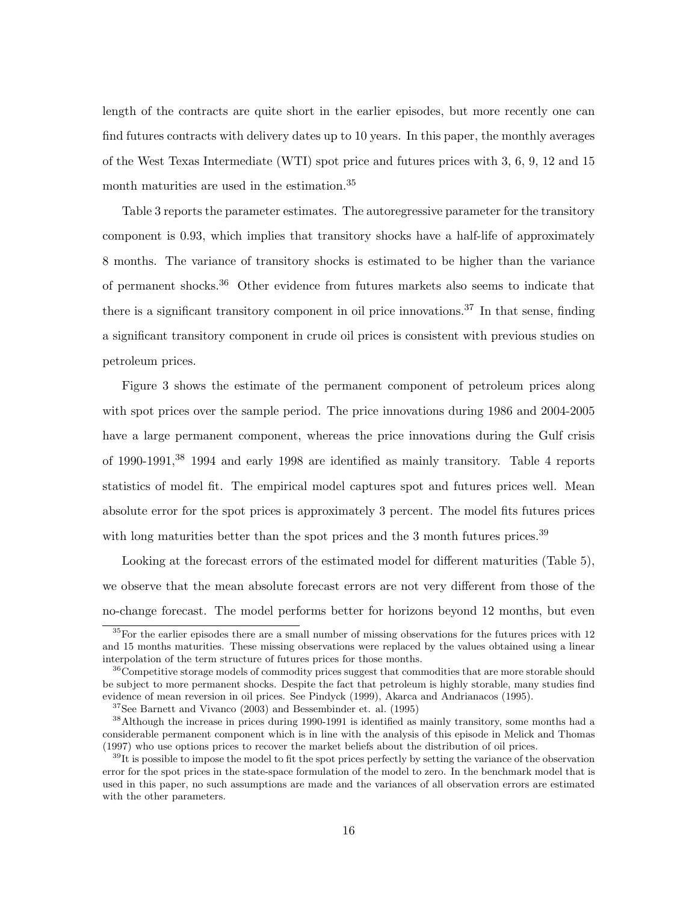length of the contracts are quite short in the earlier episodes, but more recently one can find futures contracts with delivery dates up to 10 years. In this paper, the monthly averages of the West Texas Intermediate (WTI) spot price and futures prices with 3, 6, 9, 12 and 15 month maturities are used in the estimation.[35]

Table 3 reports the parameter estimates. The autoregressive parameter for the transitory component is 0.93, which implies that transitory shocks have a half-life of approximately 8 months. The variance of transitory shocks is estimated to be higher than the variance of permanent shocks.[36] Other evidence from futures markets also seems to indicate that there is a significant transitory component in oil price innovations.[37] In that sense, finding a significant transitory component in crude oil prices is consistent with previous studies on petroleum prices.

Figure 3 shows the estimate of the permanent component of petroleum prices along with spot prices over the sample period. The price innovations during 1986 and 2004-2005 have a large permanent component, whereas the price innovations during the Gulf crisis of 1990-1991,[38] 1994 and early 1998 are identified as mainly transitory. Table 4 reports statistics of model fit. The empirical model captures spot and futures prices well. Mean absolute error for the spot prices is approximately 3 percent. The model fits futures prices with long maturities better than the spot prices and the 3 month futures prices.[39]

Looking at the forecast errors of the estimated model for different maturities (Table 5), we observe that the mean absolute forecast errors are not very different from those of the no-change forecast. The model performs better for horizons beyond 12 months, but even

[35] For the earlier episodes there are a small number of missing observations for the futures prices with 12 and 15 months maturities. These missing observations were replaced by the values obtained using a linear interpolation of the term structure of futures prices for those months.

[36] Competitive storage models of commodity prices suggest that commodities that are more storable should be subject to more permanent shocks. Despite the fact that petroleum is highly storable, many studies find evidence of mean reversion in oil prices. See Pindyck (1999), Akarca and Andrianacos (1995).

[37] See Barnett and Vivanco (2003) and Bessembinder et. al. (1995)

[38] Although the increase in prices during 1990-1991 is identified as mainly transitory, some months had a considerable permanent component which is in line with the analysis of this episode in Melick and Thomas (1997) who use options prices to recover the market beliefs about the distribution of oil prices.

[39] It is possible to impose the model to fit the spot prices perfectly by setting the variance of the observation error for the spot prices in the state-space formulation of the model to zero. In the benchmark model that is used in this paper, no such assumptions are made and the variances of all observation errors are estimated with the other parameters.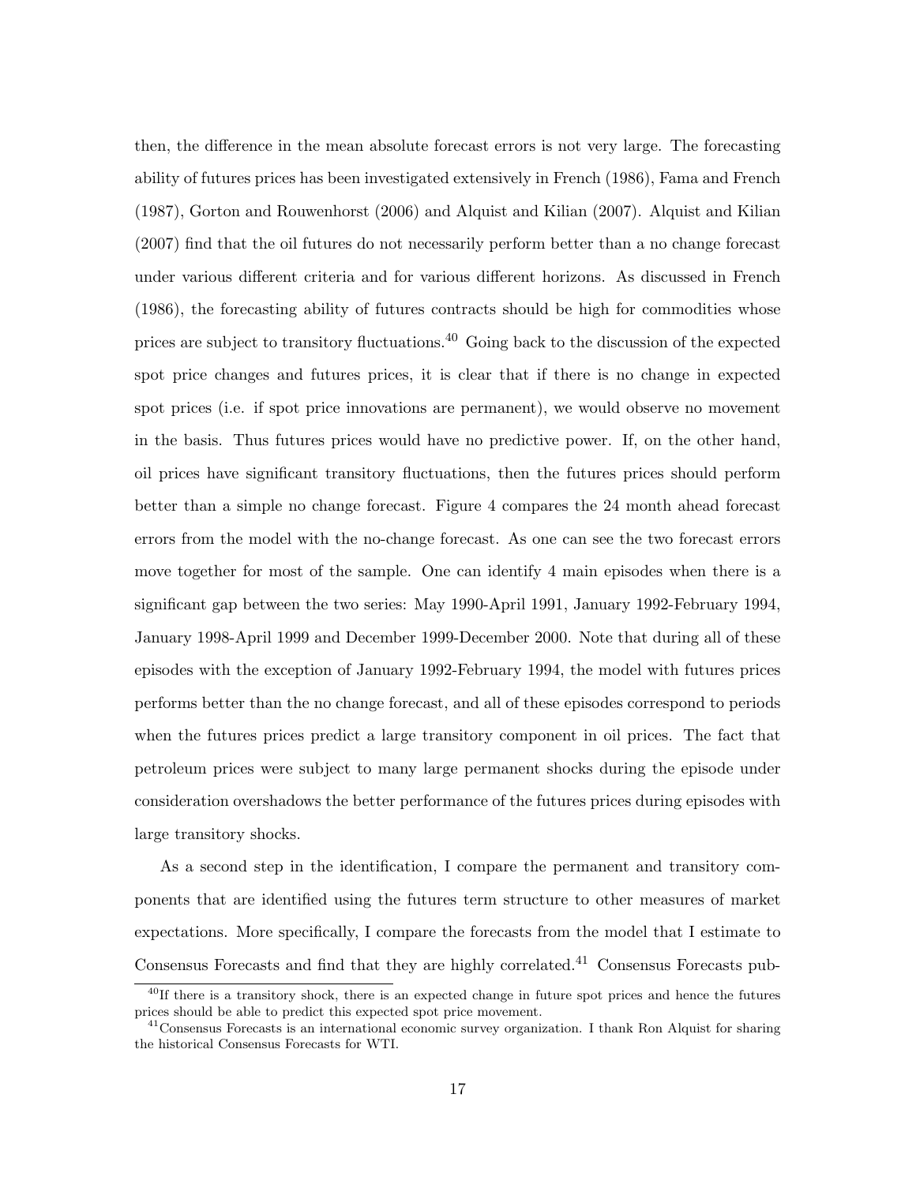then, the difference in the mean absolute forecast errors is not very large. The forecasting ability of futures prices has been investigated extensively in French (1986), Fama and French (1987), Gorton and Rouwenhorst (2006) and Alquist and Kilian (2007). Alquist and Kilian (2007) find that the oil futures do not necessarily perform better than a no change forecast under various different criteria and for various different horizons. As discussed in French (1986), the forecasting ability of futures contracts should be high for commodities whose prices are subject to transitory fluctuations.[40] Going back to the discussion of the expected spot price changes and futures prices, it is clear that if there is no change in expected spot prices (i.e. if spot price innovations are permanent), we would observe no movement in the basis. Thus futures prices would have no predictive power. If, on the other hand, oil prices have significant transitory fluctuations, then the futures prices should perform better than a simple no change forecast. Figure 4 compares the 24 month ahead forecast errors from the model with the no-change forecast. As one can see the two forecast errors move together for most of the sample. One can identify 4 main episodes when there is a significant gap between the two series: May 1990-April 1991, January 1992-February 1994, January 1998-April 1999 and December 1999-December 2000. Note that during all of these episodes with the exception of January 1992-February 1994, the model with futures prices performs better than the no change forecast, and all of these episodes correspond to periods when the futures prices predict a large transitory component in oil prices. The fact that petroleum prices were subject to many large permanent shocks during the episode under consideration overshadows the better performance of the futures prices during episodes with large transitory shocks.

As a second step in the identification, I compare the permanent and transitory components that are identified using the futures term structure to other measures of market expectations. More specifically, I compare the forecasts from the model that I estimate to Consensus Forecasts and find that they are highly correlated.[41] Consensus Forecasts pub-

[40] If there is a transitory shock, there is an expected change in future spot prices and hence the futures prices should be able to predict this expected spot price movement.

[41] Consensus Forecasts is an international economic survey organization. I thank Ron Alquist for sharing the historical Consensus Forecasts for WTI.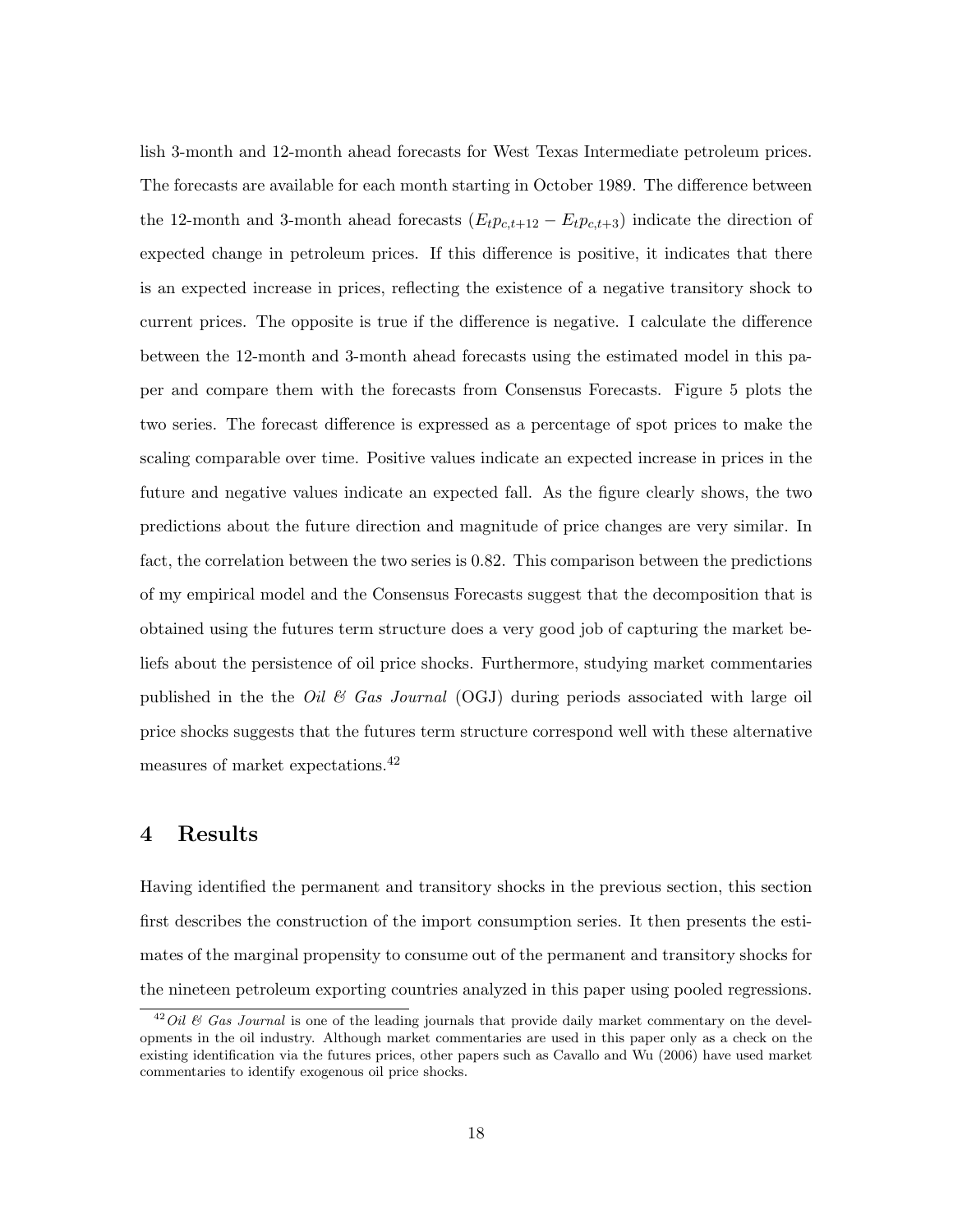lish 3-month and 12-month ahead forecasts for West Texas Intermediate petroleum prices. The forecasts are available for each month starting in October 1989. The difference between the 12-month and 3-month ahead forecasts ($E_t p_{c,t+12} - E_t p_{c,t+3}$) indicate the direction of expected change in petroleum prices. If this difference is positive, it indicates that there is an expected increase in prices, reflecting the existence of a negative transitory shock to current prices. The opposite is true if the difference is negative. I calculate the difference between the 12-month and 3-month ahead forecasts using the estimated model in this paper and compare them with the forecasts from Consensus Forecasts. Figure 5 plots the two series. The forecast difference is expressed as a percentage of spot prices to make the scaling comparable over time. Positive values indicate an expected increase in prices in the future and negative values indicate an expected fall. As the figure clearly shows, the two predictions about the future direction and magnitude of price changes are very similar. In fact, the correlation between the two series is 0.82. This comparison between the predictions of my empirical model and the Consensus Forecasts suggest that the decomposition that is obtained using the futures term structure does a very good job of capturing the market beliefs about the persistence of oil price shocks. Furthermore, studying market commentaries published in the the *Oil & Gas Journal* (OGJ) during periods associated with large oil price shocks suggests that the futures term structure correspond well with these alternative measures of market expectations.[42]

## 4 Results

Having identified the permanent and transitory shocks in the previous section, this section first describes the construction of the import consumption series. It then presents the estimates of the marginal propensity to consume out of the permanent and transitory shocks for the nineteen petroleum exporting countries analyzed in this paper using pooled regressions.

[42] *Oil & Gas Journal* is one of the leading journals that provide daily market commentary on the developments in the oil industry. Although market commentaries are used in this paper only as a check on the existing identification via the futures prices, other papers such as Cavallo and Wu (2006) have used market commentaries to identify exogenous oil price shocks.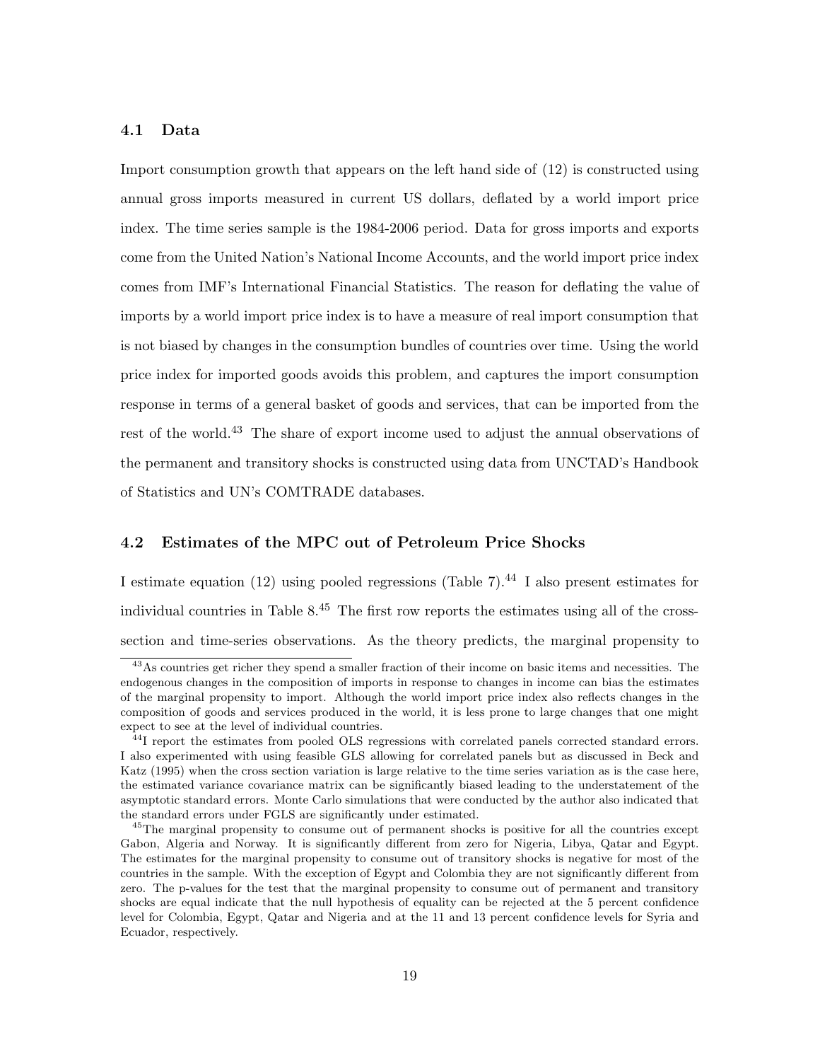### 4.1 Data

Import consumption growth that appears on the left hand side of (12) is constructed using annual gross imports measured in current US dollars, deflated by a world import price index. The time series sample is the 1984-2006 period. Data for gross imports and exports come from the United Nation's National Income Accounts, and the world import price index comes from IMF's International Financial Statistics. The reason for deflating the value of imports by a world import price index is to have a measure of real import consumption that is not biased by changes in the consumption bundles of countries over time. Using the world price index for imported goods avoids this problem, and captures the import consumption response in terms of a general basket of goods and services, that can be imported from the rest of the world.[43] The share of export income used to adjust the annual observations of the permanent and transitory shocks is constructed using data from UNCTAD's Handbook of Statistics and UN's COMTRADE databases.

### 4.2 Estimates of the MPC out of Petroleum Price Shocks

I estimate equation (12) using pooled regressions (Table 7).[44] I also present estimates for individual countries in Table 8.[45] The first row reports the estimates using all of the cross-section and time-series observations. As the theory predicts, the marginal propensity to

[43]As countries get richer they spend a smaller fraction of their income on basic items and necessities. The endogenous changes in the composition of imports in response to changes in income can bias the estimates of the marginal propensity to import. Although the world import price index also reflects changes in the composition of goods and services produced in the world, it is less prone to large changes that one might expect to see at the level of individual countries.

[44]I report the estimates from pooled OLS regressions with correlated panels corrected standard errors. I also experimented with using feasible GLS allowing for correlated panels but as discussed in Beck and Katz (1995) when the cross section variation is large relative to the time series variation as is the case here, the estimated variance covariance matrix can be significantly biased leading to the understatement of the asymptotic standard errors. Monte Carlo simulations that were conducted by the author also indicated that the standard errors under FGLS are significantly under estimated.

[45]The marginal propensity to consume out of permanent shocks is positive for all the countries except Gabon, Algeria and Norway. It is significantly different from zero for Nigeria, Libya, Qatar and Egypt. The estimates for the marginal propensity to consume out of transitory shocks is negative for most of the countries in the sample. With the exception of Egypt and Colombia they are not significantly different from zero. The p-values for the test that the marginal propensity to consume out of permanent and transitory shocks are equal indicate that the null hypothesis of equality can be rejected at the 5 percent confidence level for Colombia, Egypt, Qatar and Nigeria and at the 11 and 13 percent confidence levels for Syria and Ecuador, respectively.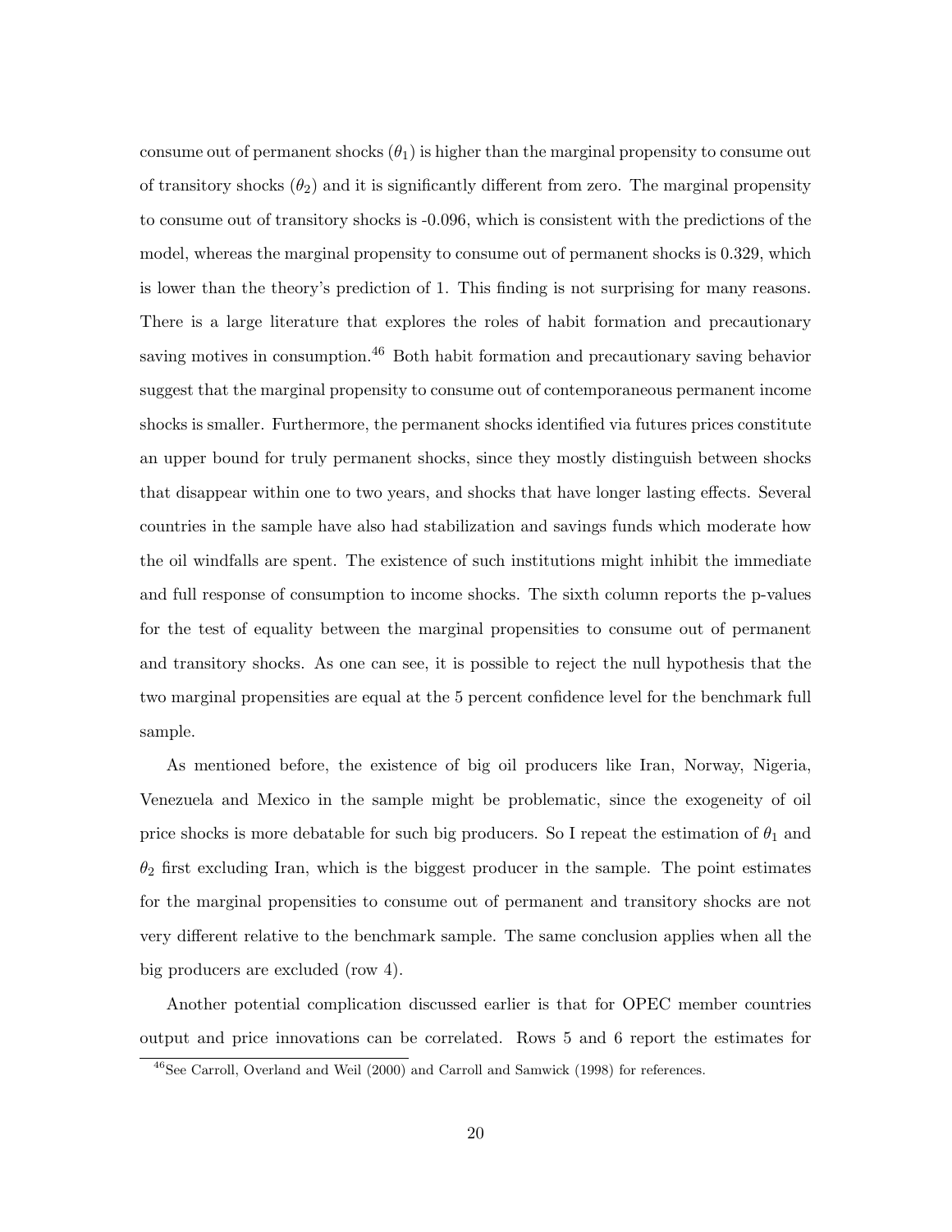consume out of permanent shocks ($\theta_1$) is higher than the marginal propensity to consume out of transitory shocks ($\theta_2$) and it is significantly different from zero. The marginal propensity to consume out of transitory shocks is -0.096, which is consistent with the predictions of the model, whereas the marginal propensity to consume out of permanent shocks is 0.329, which is lower than the theory's prediction of 1. This finding is not surprising for many reasons. There is a large literature that explores the roles of habit formation and precautionary saving motives in consumption.[46] Both habit formation and precautionary saving behavior suggest that the marginal propensity to consume out of contemporaneous permanent income shocks is smaller. Furthermore, the permanent shocks identified via futures prices constitute an upper bound for truly permanent shocks, since they mostly distinguish between shocks that disappear within one to two years, and shocks that have longer lasting effects. Several countries in the sample have also had stabilization and savings funds which moderate how the oil windfalls are spent. The existence of such institutions might inhibit the immediate and full response of consumption to income shocks. The sixth column reports the p-values for the test of equality between the marginal propensities to consume out of permanent and transitory shocks. As one can see, it is possible to reject the null hypothesis that the two marginal propensities are equal at the 5 percent confidence level for the benchmark full sample.

As mentioned before, the existence of big oil producers like Iran, Norway, Nigeria, Venezuela and Mexico in the sample might be problematic, since the exogeneity of oil price shocks is more debatable for such big producers. So I repeat the estimation of $\theta_1$ and $\theta_2$ first excluding Iran, which is the biggest producer in the sample. The point estimates for the marginal propensities to consume out of permanent and transitory shocks are not very different relative to the benchmark sample. The same conclusion applies when all the big producers are excluded (row 4).

Another potential complication discussed earlier is that for OPEC member countries output and price innovations can be correlated. Rows 5 and 6 report the estimates for

[46] See Carroll, Overland and Weil (2000) and Carroll and Samwick (1998) for references.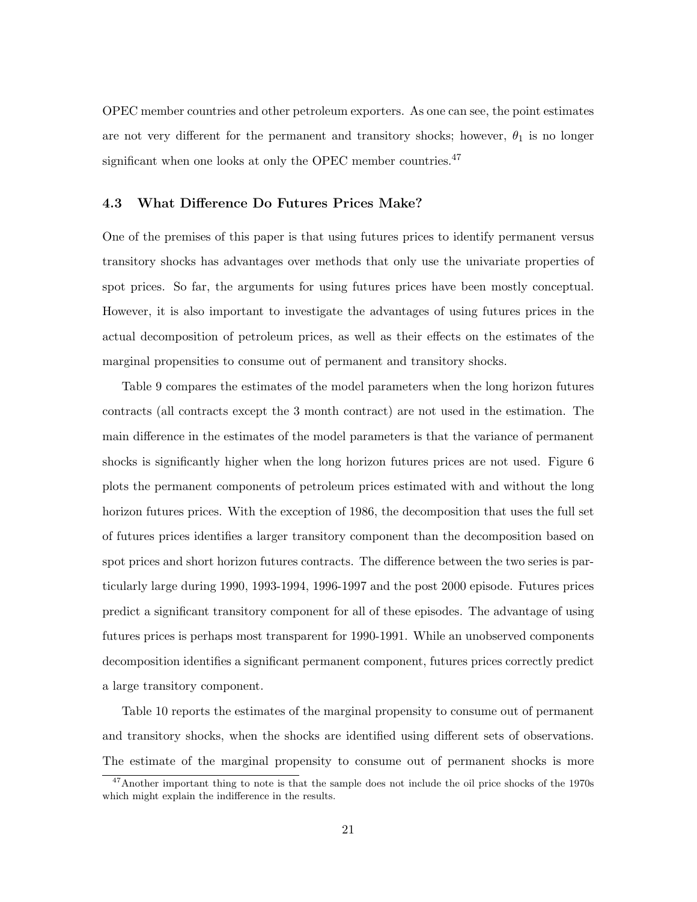OPEC member countries and other petroleum exporters. As one can see, the point estimates are not very different for the permanent and transitory shocks; however, $\theta_1$ is no longer significant when one looks at only the OPEC member countries.[47]

### 4.3 What Difference Do Futures Prices Make?

One of the premises of this paper is that using futures prices to identify permanent versus transitory shocks has advantages over methods that only use the univariate properties of spot prices. So far, the arguments for using futures prices have been mostly conceptual. However, it is also important to investigate the advantages of using futures prices in the actual decomposition of petroleum prices, as well as their effects on the estimates of the marginal propensities to consume out of permanent and transitory shocks.

Table 9 compares the estimates of the model parameters when the long horizon futures contracts (all contracts except the 3 month contract) are not used in the estimation. The main difference in the estimates of the model parameters is that the variance of permanent shocks is significantly higher when the long horizon futures prices are not used. Figure 6 plots the permanent components of petroleum prices estimated with and without the long horizon futures prices. With the exception of 1986, the decomposition that uses the full set of futures prices identifies a larger transitory component than the decomposition based on spot prices and short horizon futures contracts. The difference between the two series is particularly large during 1990, 1993-1994, 1996-1997 and the post 2000 episode. Futures prices predict a significant transitory component for all of these episodes. The advantage of using futures prices is perhaps most transparent for 1990-1991. While an unobserved components decomposition identifies a significant permanent component, futures prices correctly predict a large transitory component.

Table 10 reports the estimates of the marginal propensity to consume out of permanent and transitory shocks, when the shocks are identified using different sets of observations. The estimate of the marginal propensity to consume out of permanent shocks is more

[47] Another important thing to note is that the sample does not include the oil price shocks of the 1970s which might explain the indifference in the results.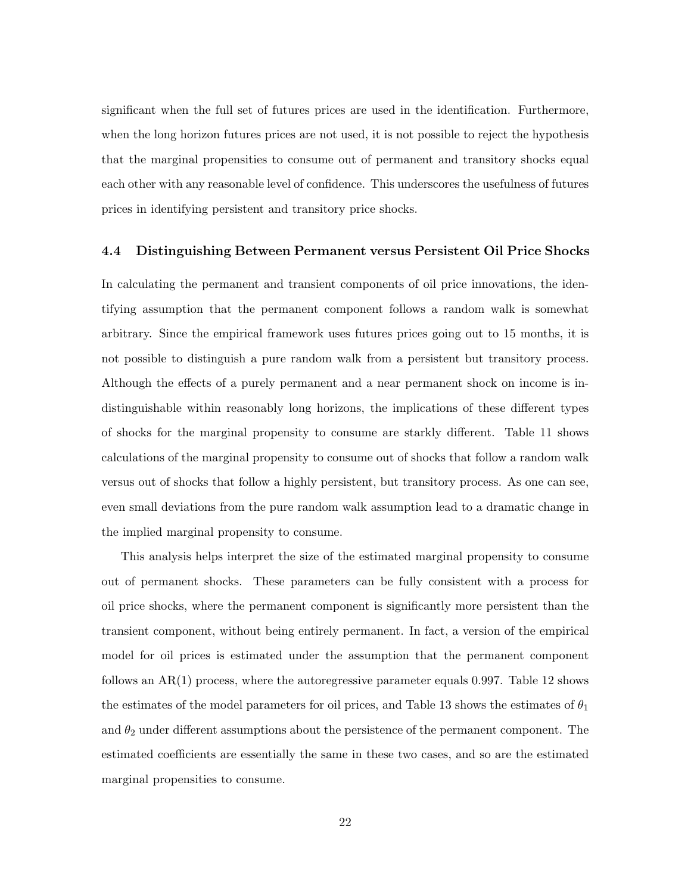significant when the full set of futures prices are used in the identification. Furthermore, when the long horizon futures prices are not used, it is not possible to reject the hypothesis that the marginal propensities to consume out of permanent and transitory shocks equal each other with any reasonable level of confidence. This underscores the usefulness of futures prices in identifying persistent and transitory price shocks.

### 4.4 Distinguishing Between Permanent versus Persistent Oil Price Shocks

In calculating the permanent and transient components of oil price innovations, the identifying assumption that the permanent component follows a random walk is somewhat arbitrary. Since the empirical framework uses futures prices going out to 15 months, it is not possible to distinguish a pure random walk from a persistent but transitory process. Although the effects of a purely permanent and a near permanent shock on income is indistinguishable within reasonably long horizons, the implications of these different types of shocks for the marginal propensity to consume are starkly different. Table 11 shows calculations of the marginal propensity to consume out of shocks that follow a random walk versus out of shocks that follow a highly persistent, but transitory process. As one can see, even small deviations from the pure random walk assumption lead to a dramatic change in the implied marginal propensity to consume.

This analysis helps interpret the size of the estimated marginal propensity to consume out of permanent shocks. These parameters can be fully consistent with a process for oil price shocks, where the permanent component is significantly more persistent than the transient component, without being entirely permanent. In fact, a version of the empirical model for oil prices is estimated under the assumption that the permanent component follows an AR(1) process, where the autoregressive parameter equals 0.997. Table 12 shows the estimates of the model parameters for oil prices, and Table 13 shows the estimates of $\theta_1$ and $\theta_2$ under different assumptions about the persistence of the permanent component. The estimated coefficients are essentially the same in these two cases, and so are the estimated marginal propensities to consume.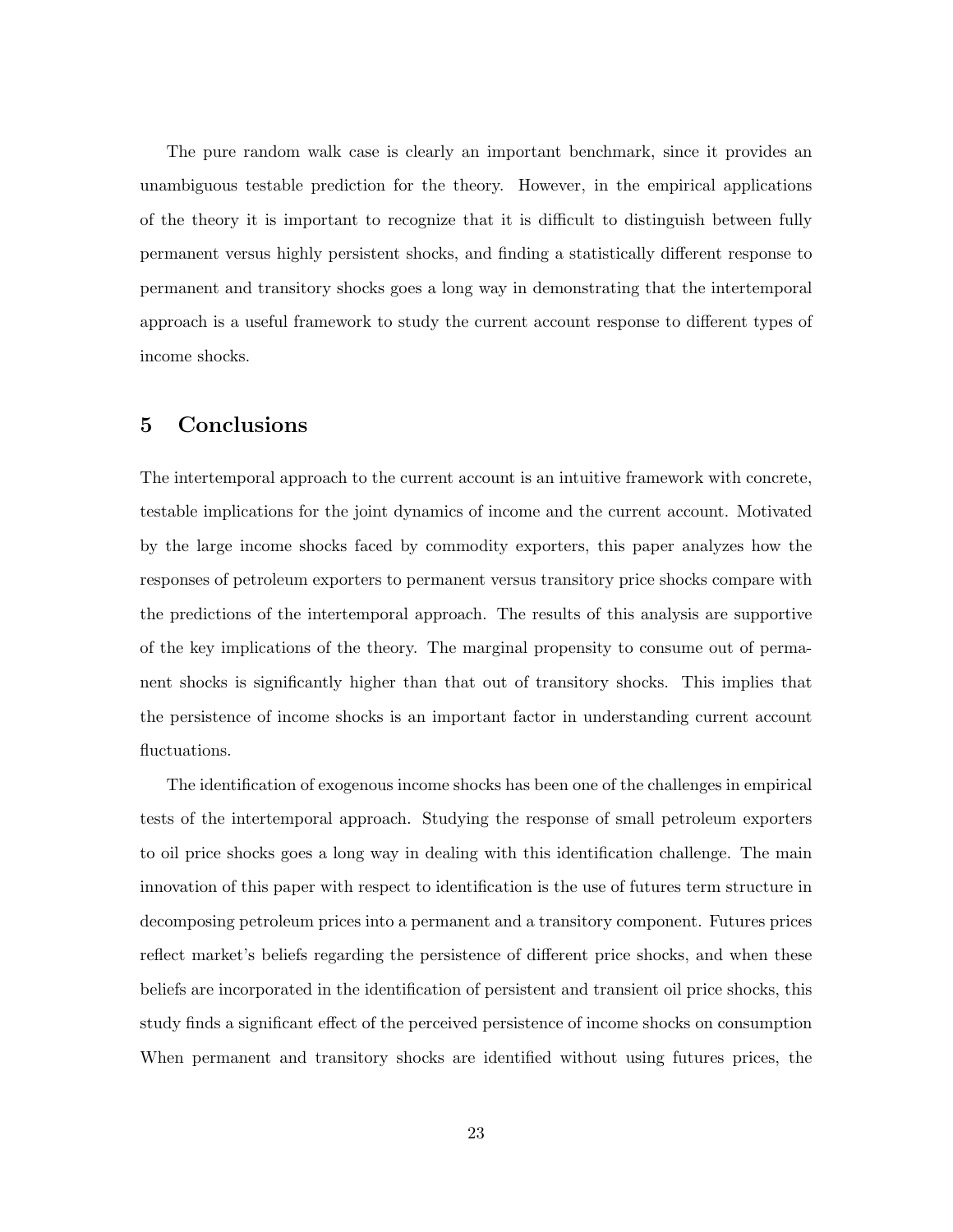The pure random walk case is clearly an important benchmark, since it provides an unambiguous testable prediction for the theory. However, in the empirical applications of the theory it is important to recognize that it is difficult to distinguish between fully permanent versus highly persistent shocks, and finding a statistically different response to permanent and transitory shocks goes a long way in demonstrating that the intertemporal approach is a useful framework to study the current account response to different types of income shocks.

## 5 Conclusions

The intertemporal approach to the current account is an intuitive framework with concrete, testable implications for the joint dynamics of income and the current account. Motivated by the large income shocks faced by commodity exporters, this paper analyzes how the responses of petroleum exporters to permanent versus transitory price shocks compare with the predictions of the intertemporal approach. The results of this analysis are supportive of the key implications of the theory. The marginal propensity to consume out of permanent shocks is significantly higher than that out of transitory shocks. This implies that the persistence of income shocks is an important factor in understanding current account fluctuations.

The identification of exogenous income shocks has been one of the challenges in empirical tests of the intertemporal approach. Studying the response of small petroleum exporters to oil price shocks goes a long way in dealing with this identification challenge. The main innovation of this paper with respect to identification is the use of futures term structure in decomposing petroleum prices into a permanent and a transitory component. Futures prices reflect market's beliefs regarding the persistence of different price shocks, and when these beliefs are incorporated in the identification of persistent and transient oil price shocks, this study finds a significant effect of the perceived persistence of income shocks on consumption When permanent and transitory shocks are identified without using futures prices, the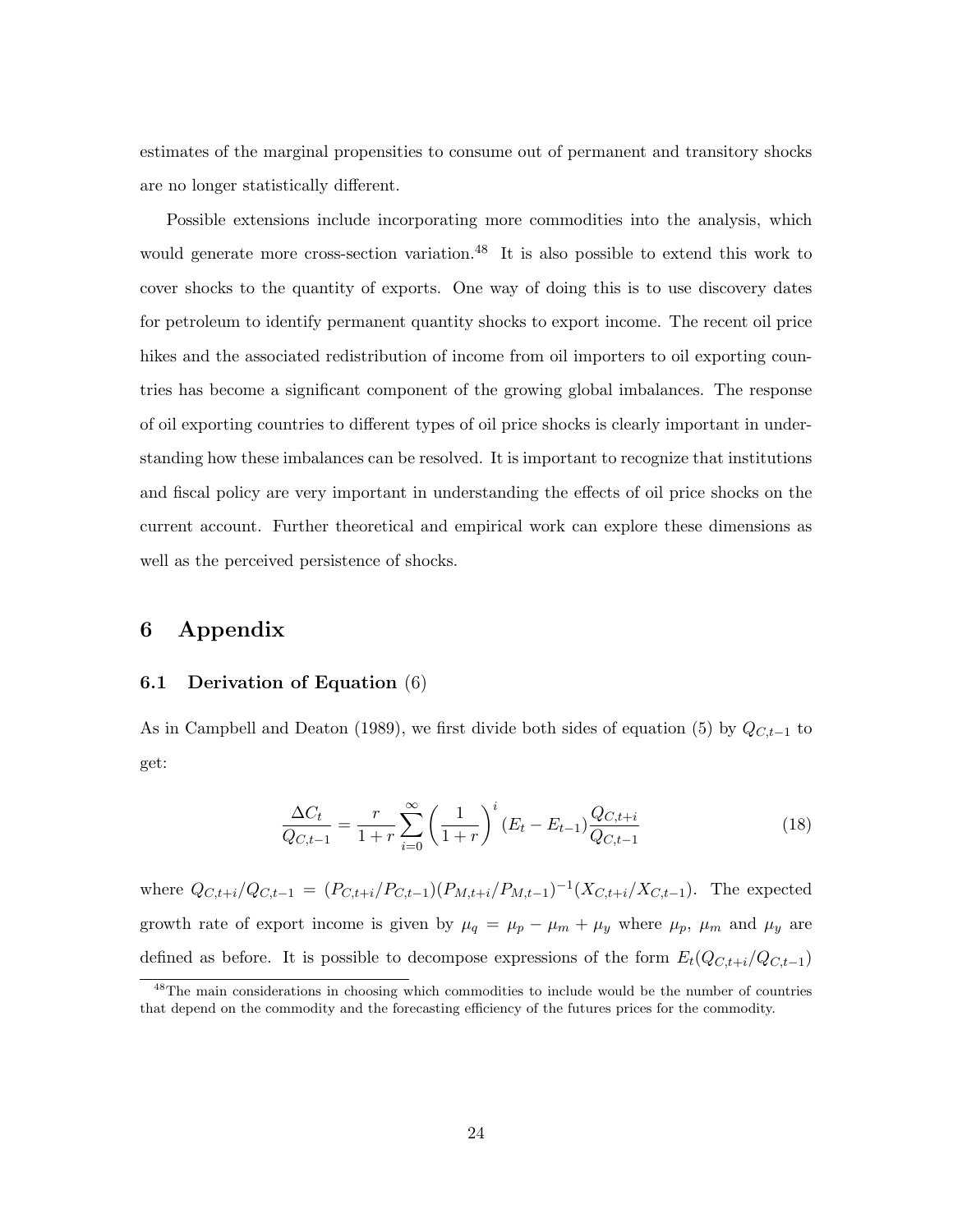estimates of the marginal propensities to consume out of permanent and transitory shocks are no longer statistically different.

Possible extensions include incorporating more commodities into the analysis, which would generate more cross-section variation.[48] It is also possible to extend this work to cover shocks to the quantity of exports. One way of doing this is to use discovery dates for petroleum to identify permanent quantity shocks to export income. The recent oil price hikes and the associated redistribution of income from oil importers to oil exporting countries has become a significant component of the growing global imbalances. The response of oil exporting countries to different types of oil price shocks is clearly important in understanding how these imbalances can be resolved. It is important to recognize that institutions and fiscal policy are very important in understanding the effects of oil price shocks on the current account. Further theoretical and empirical work can explore these dimensions as well as the perceived persistence of shocks.

# 6 Appendix

## 6.1 Derivation of Equation (6)

As in Campbell and Deaton (1989), we first divide both sides of equation (5) by $Q_{C,t-1}$ to get:

$$\frac{\Delta C_t}{Q_{C,t-1}} = \frac{r}{1+r} \sum_{i=0}^{\infty} \left( \frac{1}{1+r} \right)^i (E_t - E_{t-1}) \frac{Q_{C,t+i}}{Q_{C,t-1}} \tag{18}$$

where $Q_{C,t+i}/Q_{C,t-1} = (P_{C,t+i}/P_{C,t-1})(P_{M,t+i}/P_{M,t-1})^{-1}(X_{C,t+i}/X_{C,t-1})$. The expected growth rate of export income is given by $\mu_q = \mu_p - \mu_m + \mu_y$ where $\mu_p$, $\mu_m$ and $\mu_y$ are defined as before. It is possible to decompose expressions of the form $E_t(Q_{C,t+i}/Q_{C,t-1})$

[48] The main considerations in choosing which commodities to include would be the number of countries that depend on the commodity and the forecasting efficiency of the futures prices for the commodity.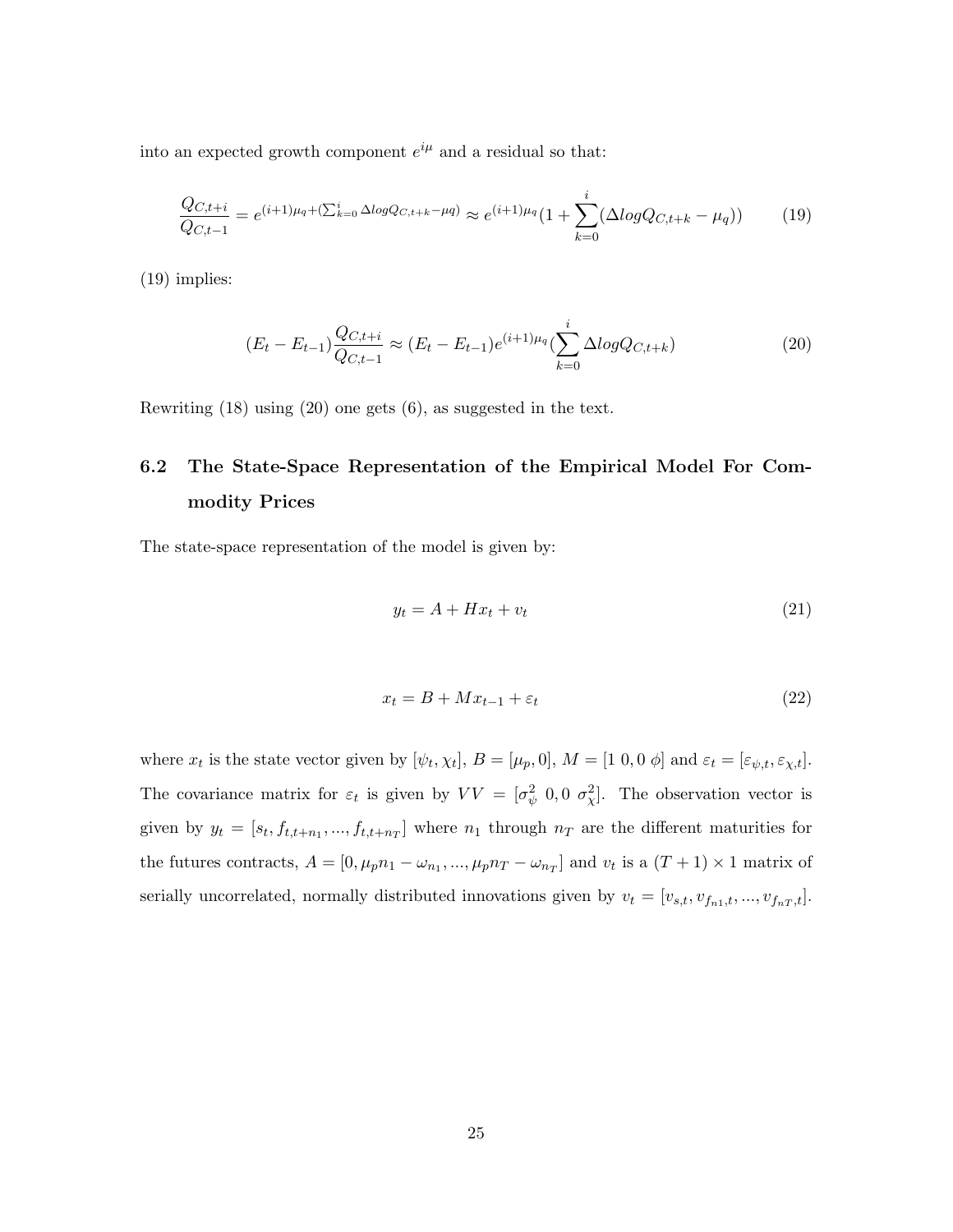into an expected growth component $e^{i\mu}$ and a residual so that:

$$\frac{Q_{C,t+i}}{Q_{C,t-1}} = e^{(i+1)\mu_q + (\sum_{k=0}^{i} \Delta log Q_{C,t+k} - \mu q)} \approx e^{(i+1)\mu_q}(1 + \sum_{k=0}^{i}(\Delta log Q_{C,t+k} - \mu_q)) \tag{19}$$

(19) implies:

$$(E_t - E_{t-1})\frac{Q_{C,t+i}}{Q_{C,t-1}} \approx (E_t - E_{t-1})e^{(i+1)\mu_q}(\sum_{k=0}^{i} \Delta log Q_{C,t+k}) \tag{20}$$

Rewriting (18) using (20) one gets (6), as suggested in the text.

## 6.2 The State-Space Representation of the Empirical Model For Commodity Prices

The state-space representation of the model is given by:

$$y_t = A + Hx_t + v_t \tag{21}$$

$$x_t = B + Mx_{t-1} + \varepsilon_t \tag{22}$$

where $x_t$ is the state vector given by $[\psi_t, \chi_t]$, $B = [\mu_p, 0]$, $M = [1\ 0, 0\ \phi]$ and $\varepsilon_t = [\varepsilon_{\psi,t}, \varepsilon_{\chi,t}]$. The covariance matrix for $\varepsilon_t$ is given by $VV = [\sigma_\psi^2\ 0, 0\ \sigma_\chi^2]$. The observation vector is given by $y_t = [s_t, f_{t,t+n_1}, ..., f_{t,t+n_T}]$ where $n_1$ through $n_T$ are the different maturities for the futures contracts, $A = [0, \mu_p n_1 - \omega_{n_1}, ..., \mu_p n_T - \omega_{n_T}]$ and $v_t$ is a $(T+1) \times 1$ matrix of serially uncorrelated, normally distributed innovations given by $v_t = [v_{s,t}, v_{f_{n1},t}, ..., v_{f_{nT},t}]$.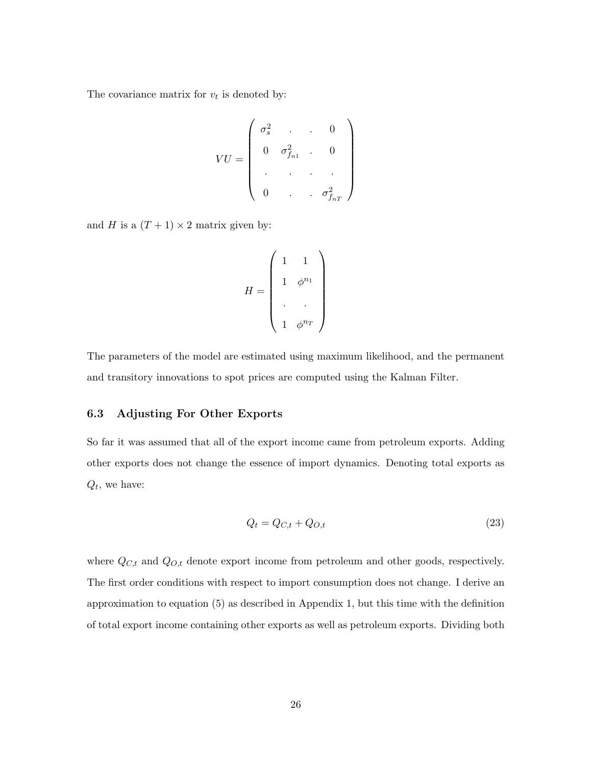The covariance matrix for $v_t$ is denoted by:

$$
VU = \begin{pmatrix} \sigma_s^2 & . & . & 0 \\ 0 & \sigma_{f_{n1}}^2 & . & 0 \\ . & . & . & . \\ 0 & . & . & \sigma_{f_{nT}}^2 \end{pmatrix}
$$

and $H$ is a $(T+1) \times 2$ matrix given by:

$$
H = \begin{pmatrix} 1 & 1 \\ 1 & \phi^{n_1} \\ . & . \\ 1 & \phi^{n_T} \end{pmatrix}
$$

The parameters of the model are estimated using maximum likelihood, and the permanent and transitory innovations to spot prices are computed using the Kalman Filter.

### 6.3 Adjusting For Other Exports

So far it was assumed that all of the export income came from petroleum exports. Adding other exports does not change the essence of import dynamics. Denoting total exports as $Q_t$, we have:

$$
Q_t = Q_{C,t} + Q_{O,t} \tag{23}
$$

where $Q_{C,t}$ and $Q_{O,t}$ denote export income from petroleum and other goods, respectively. The first order conditions with respect to import consumption does not change. I derive an approximation to equation (5) as described in Appendix 1, but this time with the definition of total export income containing other exports as well as petroleum exports. Dividing both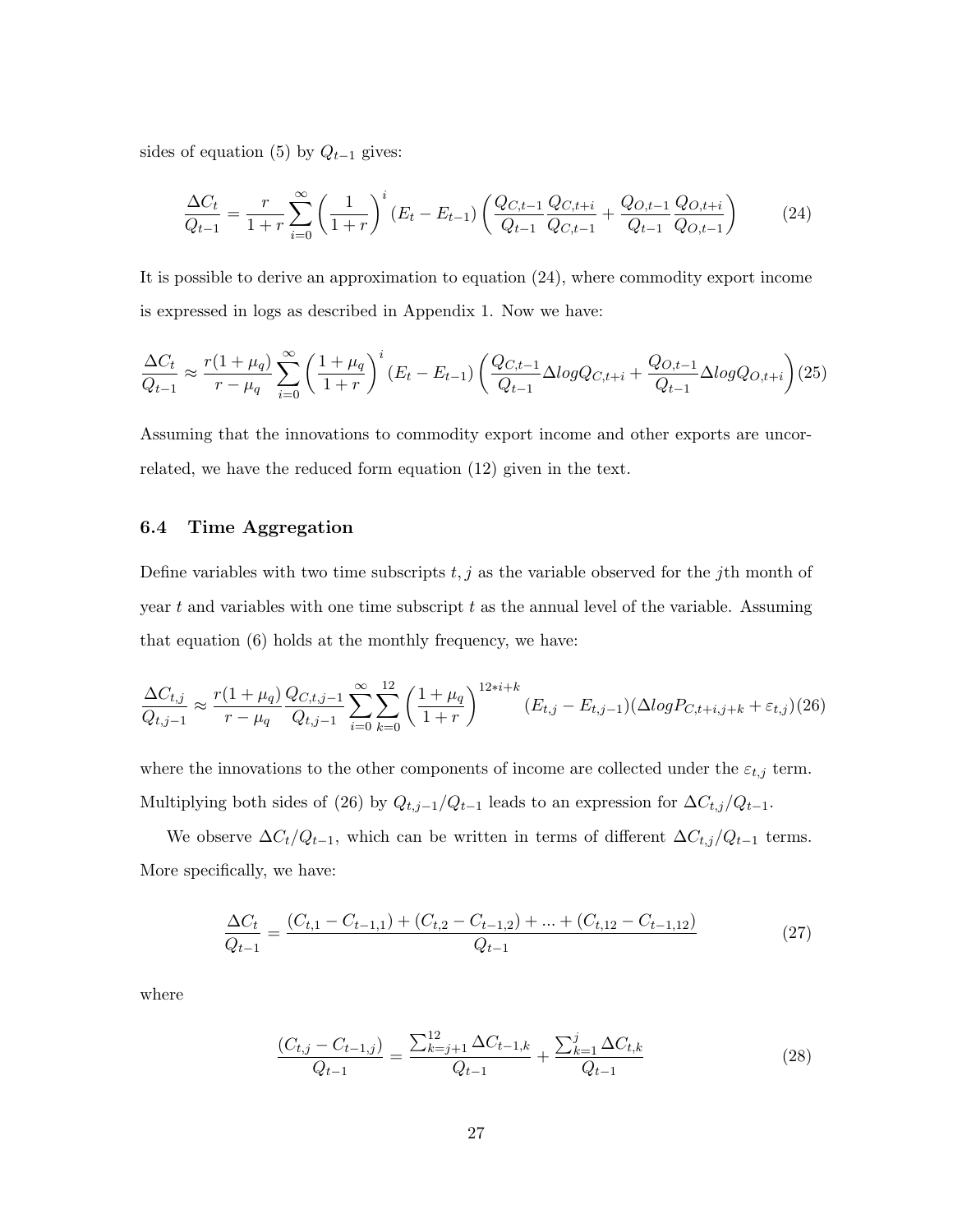sides of equation (5) by $Q_{t-1}$ gives:

$$\frac{\Delta C_t}{Q_{t-1}} = \frac{r}{1+r} \sum_{i=0}^{\infty} \left( \frac{1}{1+r} \right)^i (E_t - E_{t-1}) \left( \frac{Q_{C,t-1}}{Q_{t-1}} \frac{Q_{C,t+i}}{Q_{C,t-1}} + \frac{Q_{O,t-1}}{Q_{t-1}} \frac{Q_{O,t+i}}{Q_{O,t-1}} \right) \tag{24}$$

It is possible to derive an approximation to equation (24), where commodity export income is expressed in logs as described in Appendix 1. Now we have:

$$\frac{\Delta C_t}{Q_{t-1}} \approx \frac{r(1+\mu_q)}{r-\mu_q} \sum_{i=0}^{\infty} \left( \frac{1+\mu_q}{1+r} \right)^i (E_t - E_{t-1}) \left( \frac{Q_{C,t-1}}{Q_{t-1}} \Delta log Q_{C,t+i} + \frac{Q_{O,t-1}}{Q_{t-1}} \Delta log Q_{O,t+i} \right) \tag{25}$$

Assuming that the innovations to commodity export income and other exports are uncorrelated, we have the reduced form equation (12) given in the text.

### 6.4 Time Aggregation

Define variables with two time subscripts $t, j$ as the variable observed for the $j$th month of year $t$ and variables with one time subscript $t$ as the annual level of the variable. Assuming that equation (6) holds at the monthly frequency, we have:

$$\frac{\Delta C_{t,j}}{Q_{t,j-1}} \approx \frac{r(1+\mu_q)}{r-\mu_q} \frac{Q_{C,t,j-1}}{Q_{t,j-1}} \sum_{i=0}^{\infty} \sum_{k=0}^{12} \left( \frac{1+\mu_q}{1+r} \right)^{12*i+k} (E_{t,j} - E_{t,j-1}) (\Delta log P_{C,t+i,j+k} + \varepsilon_{t,j}) \tag{26}$$

where the innovations to the other components of income are collected under the $\varepsilon_{t,j}$ term. Multiplying both sides of (26) by $Q_{t,j-1}/Q_{t-1}$ leads to an expression for $\Delta C_{t,j}/Q_{t-1}$.

We observe $\Delta C_t/Q_{t-1}$, which can be written in terms of different $\Delta C_{t,j}/Q_{t-1}$ terms. More specifically, we have:

$$\frac{\Delta C_t}{Q_{t-1}} = \frac{(C_{t,1} - C_{t-1,1}) + (C_{t,2} - C_{t-1,2}) + ... + (C_{t,12} - C_{t-1,12})}{Q_{t-1}} \tag{27}$$

where

$$\frac{(C_{t,j} - C_{t-1,j})}{Q_{t-1}} = \frac{\sum_{k=j+1}^{12} \Delta C_{t-1,k}}{Q_{t-1}} + \frac{\sum_{k=1}^{j} \Delta C_{t,k}}{Q_{t-1}} \tag{28}$$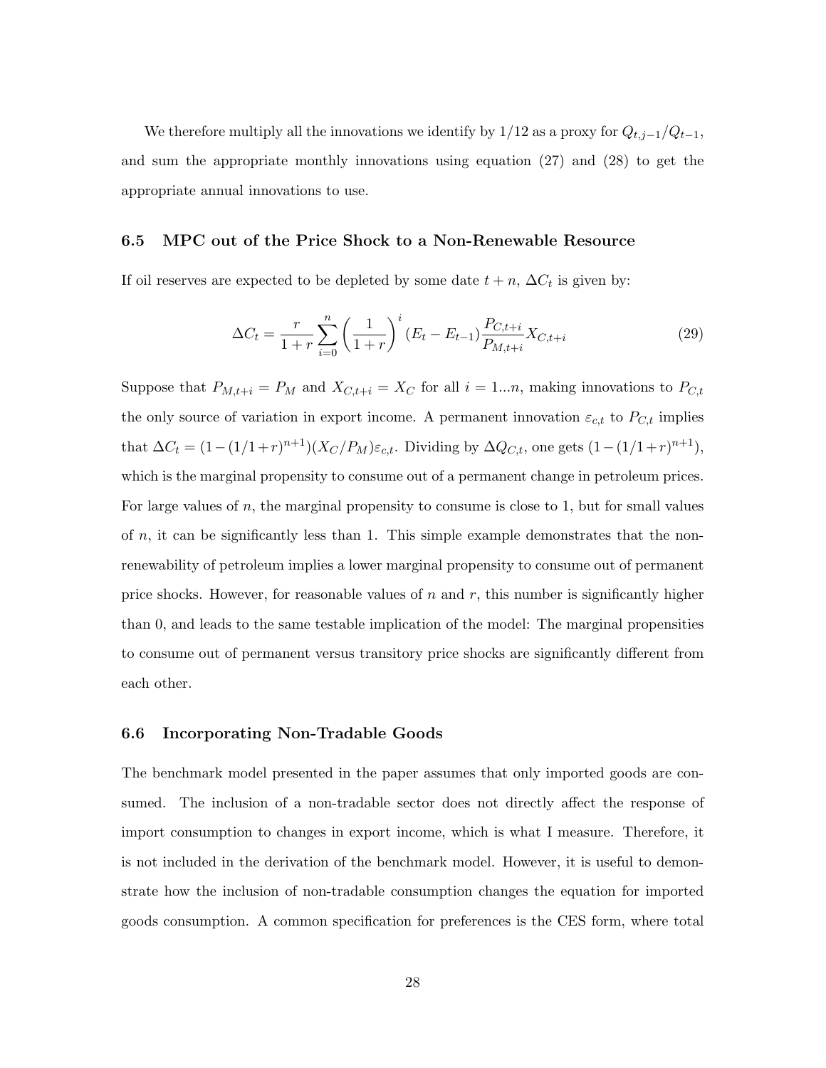We therefore multiply all the innovations we identify by $1/12$ as a proxy for $Q_{t,j-1}/Q_{t-1}$, and sum the appropriate monthly innovations using equation (27) and (28) to get the appropriate annual innovations to use.

### 6.5 MPC out of the Price Shock to a Non-Renewable Resource

If oil reserves are expected to be depleted by some date $t+n$, $\Delta C_t$ is given by:

$$\Delta C_t = \frac{r}{1+r} \sum_{i=0}^{n} \left( \frac{1}{1+r} \right)^i (E_t - E_{t-1}) \frac{P_{C,t+i}}{P_{M,t+i}} X_{C,t+i} \tag{29}$$

Suppose that $P_{M,t+i} = P_M$ and $X_{C,t+i} = X_C$ for all $i = 1...n$, making innovations to $P_{C,t}$ the only source of variation in export income. A permanent innovation $\varepsilon_{c,t}$ to $P_{C,t}$ implies that $\Delta C_t = (1-(1/1+r)^{n+1})(X_C/P_M)\varepsilon_{c,t}$. Dividing by $\Delta Q_{C,t}$, one gets $(1-(1/1+r)^{n+1})$, which is the marginal propensity to consume out of a permanent change in petroleum prices. For large values of $n$, the marginal propensity to consume is close to 1, but for small values of $n$, it can be significantly less than 1. This simple example demonstrates that the non-renewability of petroleum implies a lower marginal propensity to consume out of permanent price shocks. However, for reasonable values of $n$ and $r$, this number is significantly higher than 0, and leads to the same testable implication of the model: The marginal propensities to consume out of permanent versus transitory price shocks are significantly different from each other.

### 6.6 Incorporating Non-Tradable Goods

The benchmark model presented in the paper assumes that only imported goods are consumed. The inclusion of a non-tradable sector does not directly affect the response of import consumption to changes in export income, which is what I measure. Therefore, it is not included in the derivation of the benchmark model. However, it is useful to demonstrate how the inclusion of non-tradable consumption changes the equation for imported goods consumption. A common specification for preferences is the CES form, where total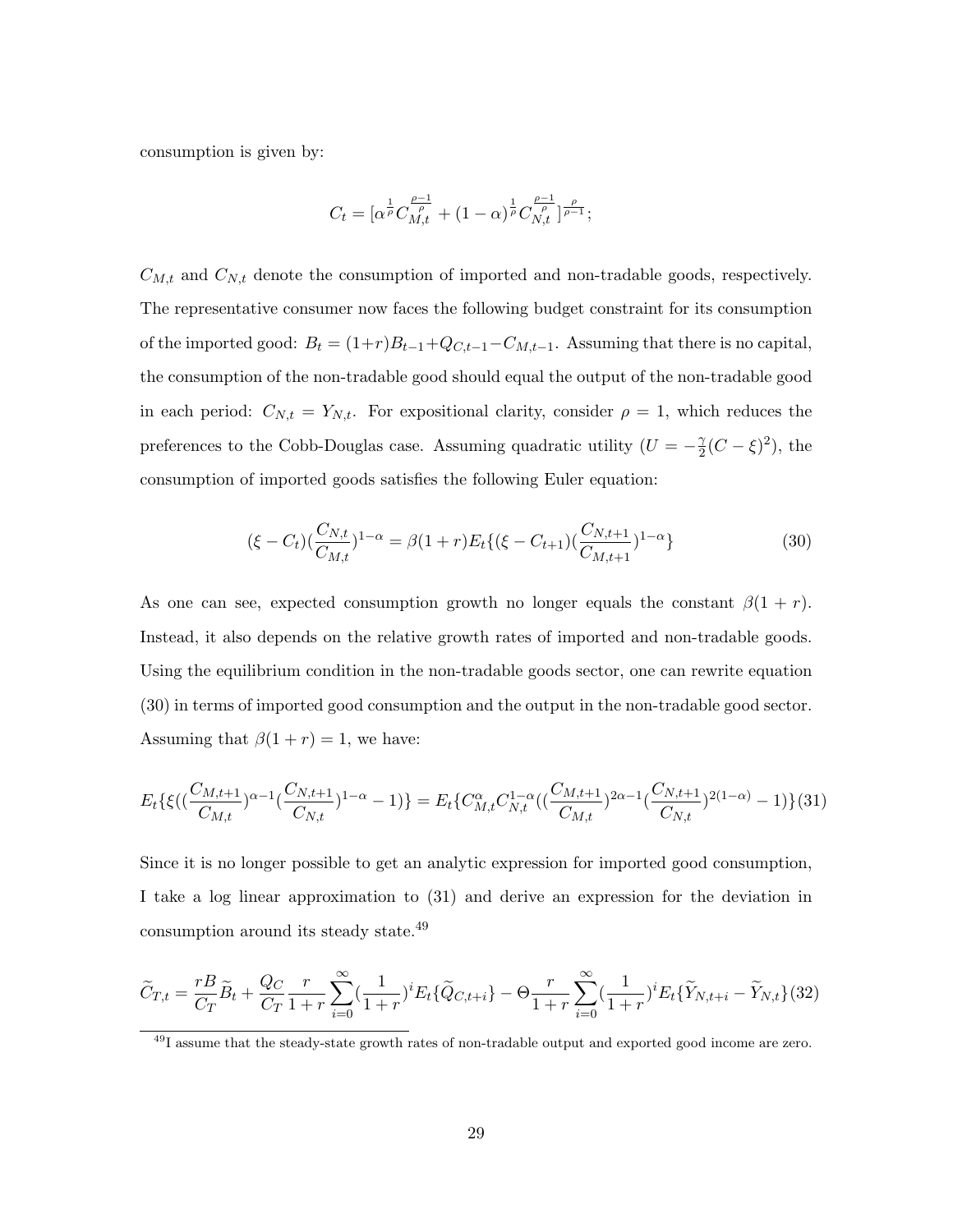consumption is given by:

$$C_t = [\alpha^{\frac{1}{\rho}} C_{M,t}^{\frac{\rho-1}{\rho}} + (1-\alpha)^{\frac{1}{\rho}} C_{N,t}^{\frac{\rho-1}{\rho}}]^{\frac{\rho}{\rho-1}};$$

$C_{M,t}$ and $C_{N,t}$ denote the consumption of imported and non-tradable goods, respectively. The representative consumer now faces the following budget constraint for its consumption of the imported good: $B_t = (1+r)B_{t-1} + Q_{C,t-1} - C_{M,t-1}$. Assuming that there is no capital, the consumption of the non-tradable good should equal the output of the non-tradable good in each period: $C_{N,t} = Y_{N,t}$. For expositional clarity, consider $\rho = 1$, which reduces the preferences to the Cobb-Douglas case. Assuming quadratic utility ($U = -\frac{\gamma}{2}(C-\xi)^2$), the consumption of imported goods satisfies the following Euler equation:

$$(\xi - C_t)(\frac{C_{N,t}}{C_{M,t}})^{1-\alpha} = \beta(1+r)E_t\{(\xi - C_{t+1})(\frac{C_{N,t+1}}{C_{M,t+1}})^{1-\alpha}\} \quad (30)$$

As one can see, expected consumption growth no longer equals the constant $\beta(1+r)$. Instead, it also depends on the relative growth rates of imported and non-tradable goods. Using the equilibrium condition in the non-tradable goods sector, one can rewrite equation (30) in terms of imported good consumption and the output in the non-tradable good sector. Assuming that $\beta(1+r) = 1$, we have:

$$E_t\{\xi((\frac{C_{M,t+1}}{C_{M,t}})^{\alpha-1}(\frac{C_{N,t+1}}{C_{N,t}})^{1-\alpha} - 1)\} = E_t\{C_{M,t}^{\alpha} C_{N,t}^{1-\alpha}((\frac{C_{M,t+1}}{C_{M,t}})^{2\alpha-1}(\frac{C_{N,t+1}}{C_{N,t}})^{2(1-\alpha)} - 1)\} \quad (31)$$

Since it is no longer possible to get an analytic expression for imported good consumption, I take a log linear approximation to (31) and derive an expression for the deviation in consumption around its steady state.[49]

$$\widetilde{C}_{T,t} = \frac{rB}{C_T}\widetilde{B}_t + \frac{Q_C}{C_T}\frac{r}{1+r}\sum_{i=0}^{\infty}(\frac{1}{1+r})^i E_t\{\widetilde{Q}_{C,t+i}\} - \Theta\frac{r}{1+r}\sum_{i=0}^{\infty}(\frac{1}{1+r})^i E_t\{\widetilde{Y}_{N,t+i} - \widetilde{Y}_{N,t}\} \quad (32)$$

[49] I assume that the steady-state growth rates of non-tradable output and exported good income are zero.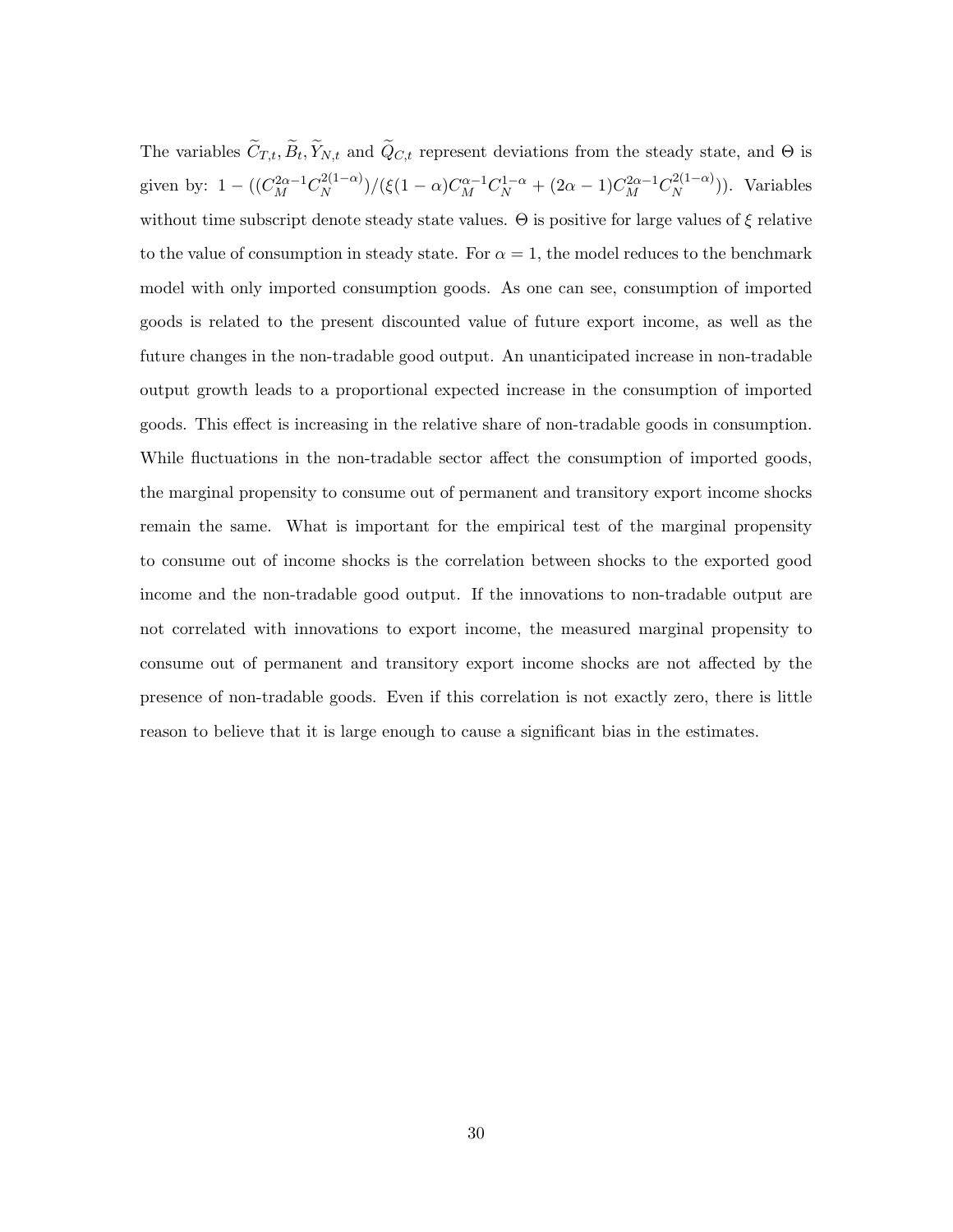The variables $\widetilde{C}_{T,t}, \widetilde{B}_t, \widetilde{Y}_{N,t}$ and $\widetilde{Q}_{C,t}$ represent deviations from the steady state, and $\Theta$ is given by: $1 - ((C_M^{2\alpha-1} C_N^{2(1-\alpha)})/(\xi(1-\alpha)C_M^{\alpha-1}C_N^{1-\alpha} + (2\alpha-1)C_M^{2\alpha-1}C_N^{2(1-\alpha)}))$. Variables without time subscript denote steady state values. $\Theta$ is positive for large values of $\xi$ relative to the value of consumption in steady state. For $\alpha = 1$, the model reduces to the benchmark model with only imported consumption goods. As one can see, consumption of imported goods is related to the present discounted value of future export income, as well as the future changes in the non-tradable good output. An unanticipated increase in non-tradable output growth leads to a proportional expected increase in the consumption of imported goods. This effect is increasing in the relative share of non-tradable goods in consumption. While fluctuations in the non-tradable sector affect the consumption of imported goods, the marginal propensity to consume out of permanent and transitory export income shocks remain the same. What is important for the empirical test of the marginal propensity to consume out of income shocks is the correlation between shocks to the exported good income and the non-tradable good output. If the innovations to non-tradable output are not correlated with innovations to export income, the measured marginal propensity to consume out of permanent and transitory export income shocks are not affected by the presence of non-tradable goods. Even if this correlation is not exactly zero, there is little reason to believe that it is large enough to cause a significant bias in the estimates.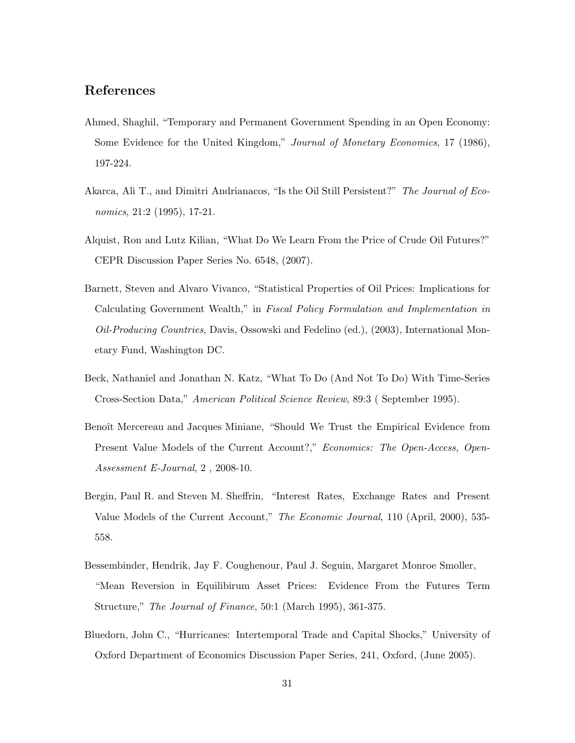## References

Ahmed, Shaghil, "Temporary and Permanent Government Spending in an Open Economy: Some Evidence for the United Kingdom," *Journal of Monetary Economics*, 17 (1986), 197-224.

Akarca, Ali T., and Dimitri Andrianacos, "Is the Oil Still Persistent?" *The Journal of Economics*, 21:2 (1995), 17-21.

Alquist, Ron and Lutz Kilian, "What Do We Learn From the Price of Crude Oil Futures?" CEPR Discussion Paper Series No. 6548, (2007).

Barnett, Steven and Alvaro Vivanco, "Statistical Properties of Oil Prices: Implications for Calculating Government Wealth," in *Fiscal Policy Formulation and Implementation in Oil-Producing Countries*, Davis, Ossowski and Fedelino (ed.), (2003), International Monetary Fund, Washington DC.

Beck, Nathaniel and Jonathan N. Katz, "What To Do (And Not To Do) With Time-Series Cross-Section Data," *American Political Science Review*, 89:3 ( September 1995).

Benoît Mercereau and Jacques Miniane, "Should We Trust the Empirical Evidence from Present Value Models of the Current Account?," *Economics: The Open-Access, Open-Assessment E-Journal*, 2 , 2008-10.

Bergin, Paul R. and Steven M. Sheffrin, "Interest Rates, Exchange Rates and Present Value Models of the Current Account," *The Economic Journal*, 110 (April, 2000), 535-558.

Bessembinder, Hendrik, Jay F. Coughenour, Paul J. Seguin, Margaret Monroe Smoller, "Mean Reversion in Equilibirum Asset Prices: Evidence From the Futures Term Structure," *The Journal of Finance*, 50:1 (March 1995), 361-375.

Bluedorn, John C., "Hurricanes: Intertemporal Trade and Capital Shocks," University of Oxford Department of Economics Discussion Paper Series, 241, Oxford, (June 2005).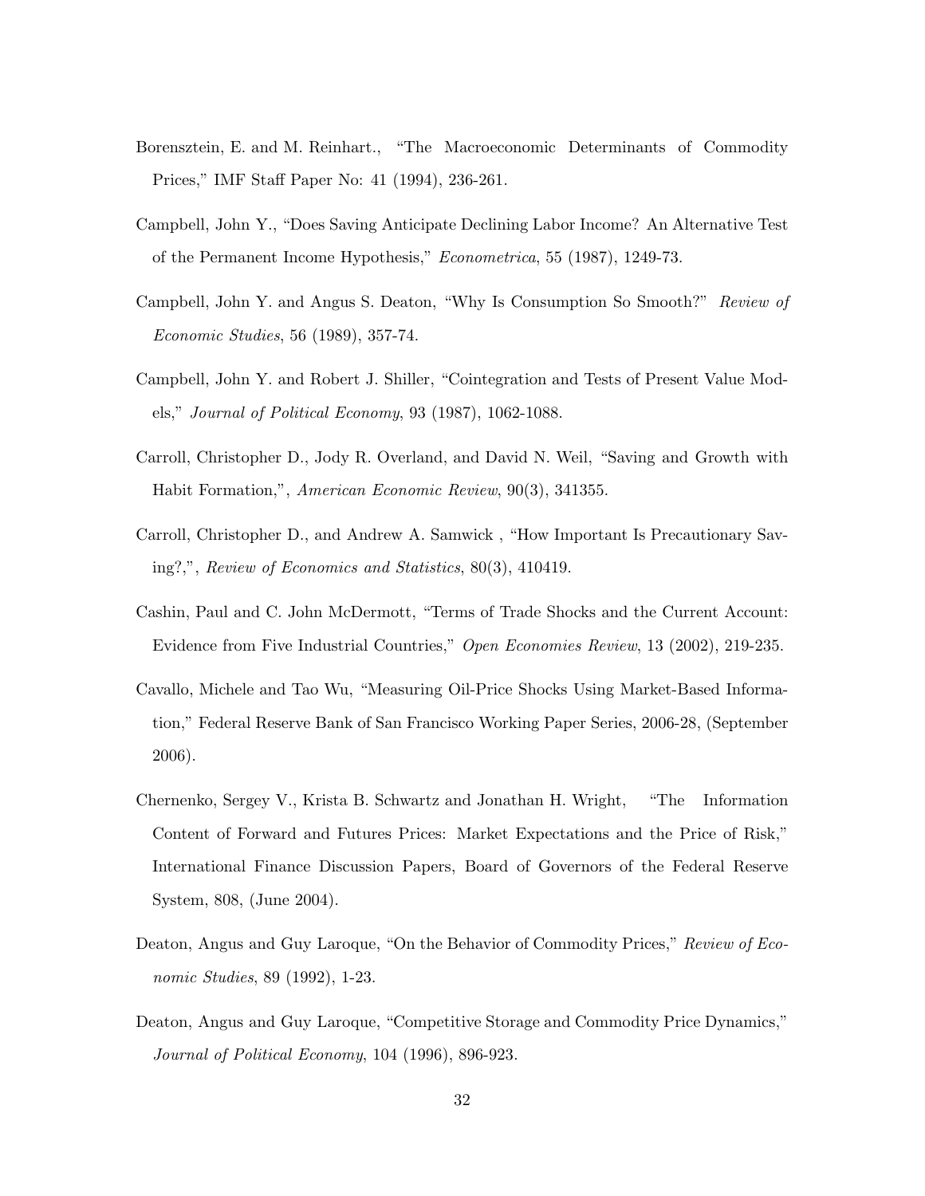Borensztein, E. and M. Reinhart., "The Macroeconomic Determinants of Commodity Prices," IMF Staff Paper No: 41 (1994), 236-261.

Campbell, John Y., "Does Saving Anticipate Declining Labor Income? An Alternative Test of the Permanent Income Hypothesis," *Econometrica*, 55 (1987), 1249-73.

Campbell, John Y. and Angus S. Deaton, "Why Is Consumption So Smooth?" *Review of Economic Studies*, 56 (1989), 357-74.

Campbell, John Y. and Robert J. Shiller, "Cointegration and Tests of Present Value Models," *Journal of Political Economy*, 93 (1987), 1062-1088.

Carroll, Christopher D., Jody R. Overland, and David N. Weil, "Saving and Growth with Habit Formation,", *American Economic Review*, 90(3), 341355.

Carroll, Christopher D., and Andrew A. Samwick , "How Important Is Precautionary Saving?,", *Review of Economics and Statistics*, 80(3), 410419.

Cashin, Paul and C. John McDermott, "Terms of Trade Shocks and the Current Account: Evidence from Five Industrial Countries," *Open Economies Review*, 13 (2002), 219-235.

Cavallo, Michele and Tao Wu, "Measuring Oil-Price Shocks Using Market-Based Information," Federal Reserve Bank of San Francisco Working Paper Series, 2006-28, (September 2006).

Chernenko, Sergey V., Krista B. Schwartz and Jonathan H. Wright, "The Information Content of Forward and Futures Prices: Market Expectations and the Price of Risk," International Finance Discussion Papers, Board of Governors of the Federal Reserve System, 808, (June 2004).

Deaton, Angus and Guy Laroque, "On the Behavior of Commodity Prices," *Review of Economic Studies*, 89 (1992), 1-23.

Deaton, Angus and Guy Laroque, "Competitive Storage and Commodity Price Dynamics," *Journal of Political Economy*, 104 (1996), 896-923.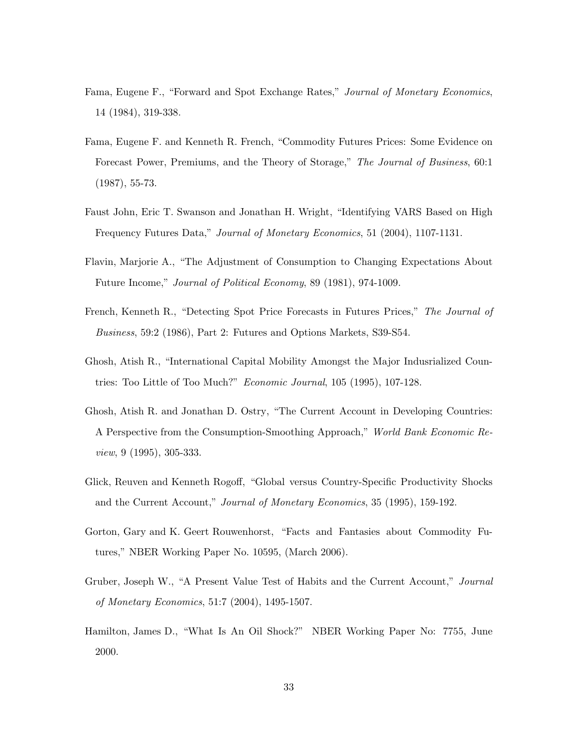Fama, Eugene F., "Forward and Spot Exchange Rates," *Journal of Monetary Economics*, 14 (1984), 319-338.

Fama, Eugene F. and Kenneth R. French, "Commodity Futures Prices: Some Evidence on Forecast Power, Premiums, and the Theory of Storage," *The Journal of Business*, 60:1 (1987), 55-73.

Faust John, Eric T. Swanson and Jonathan H. Wright, "Identifying VARS Based on High Frequency Futures Data," *Journal of Monetary Economics*, 51 (2004), 1107-1131.

Flavin, Marjorie A., "The Adjustment of Consumption to Changing Expectations About Future Income," *Journal of Political Economy*, 89 (1981), 974-1009.

French, Kenneth R., "Detecting Spot Price Forecasts in Futures Prices," *The Journal of Business*, 59:2 (1986), Part 2: Futures and Options Markets, S39-S54.

Ghosh, Atish R., "International Capital Mobility Amongst the Major Indusrialized Countries: Too Little of Too Much?" *Economic Journal*, 105 (1995), 107-128.

Ghosh, Atish R. and Jonathan D. Ostry, "The Current Account in Developing Countries: A Perspective from the Consumption-Smoothing Approach," *World Bank Economic Review*, 9 (1995), 305-333.

Glick, Reuven and Kenneth Rogoff, "Global versus Country-Specific Productivity Shocks and the Current Account," *Journal of Monetary Economics*, 35 (1995), 159-192.

Gorton, Gary and K. Geert Rouwenhorst, "Facts and Fantasies about Commodity Futures," NBER Working Paper No. 10595, (March 2006).

Gruber, Joseph W., "A Present Value Test of Habits and the Current Account," *Journal of Monetary Economics*, 51:7 (2004), 1495-1507.

Hamilton, James D., "What Is An Oil Shock?" NBER Working Paper No: 7755, June 2000.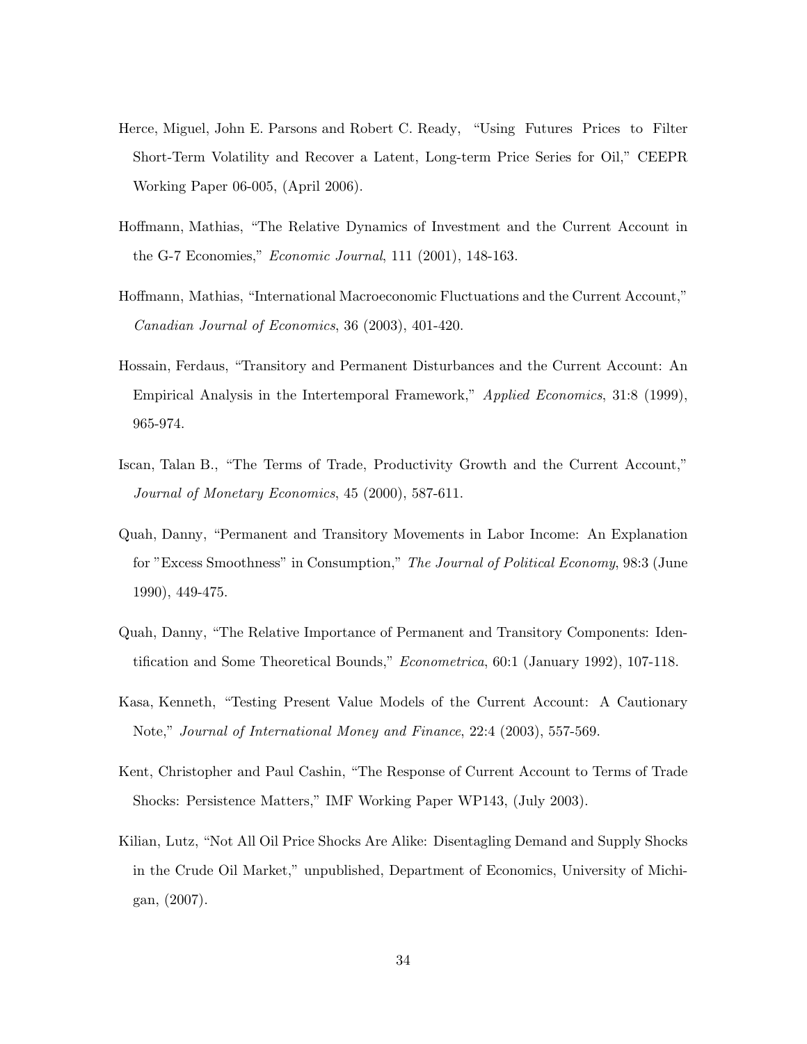Herce, Miguel, John E. Parsons and Robert C. Ready, "Using Futures Prices to Filter Short-Term Volatility and Recover a Latent, Long-term Price Series for Oil," CEEPR Working Paper 06-005, (April 2006).

Hoffmann, Mathias, "The Relative Dynamics of Investment and the Current Account in the G-7 Economies," *Economic Journal*, 111 (2001), 148-163.

Hoffmann, Mathias, "International Macroeconomic Fluctuations and the Current Account," *Canadian Journal of Economics*, 36 (2003), 401-420.

Hossain, Ferdaus, "Transitory and Permanent Disturbances and the Current Account: An Empirical Analysis in the Intertemporal Framework," *Applied Economics*, 31:8 (1999), 965-974.

Iscan, Talan B., "The Terms of Trade, Productivity Growth and the Current Account," *Journal of Monetary Economics*, 45 (2000), 587-611.

Quah, Danny, "Permanent and Transitory Movements in Labor Income: An Explanation for "Excess Smoothness" in Consumption," *The Journal of Political Economy*, 98:3 (June 1990), 449-475.

Quah, Danny, "The Relative Importance of Permanent and Transitory Components: Identification and Some Theoretical Bounds," *Econometrica*, 60:1 (January 1992), 107-118.

Kasa, Kenneth, "Testing Present Value Models of the Current Account: A Cautionary Note," *Journal of International Money and Finance*, 22:4 (2003), 557-569.

Kent, Christopher and Paul Cashin, "The Response of Current Account to Terms of Trade Shocks: Persistence Matters," IMF Working Paper WP143, (July 2003).

Kilian, Lutz, "Not All Oil Price Shocks Are Alike: Disentagling Demand and Supply Shocks in the Crude Oil Market," unpublished, Department of Economics, University of Michigan, (2007).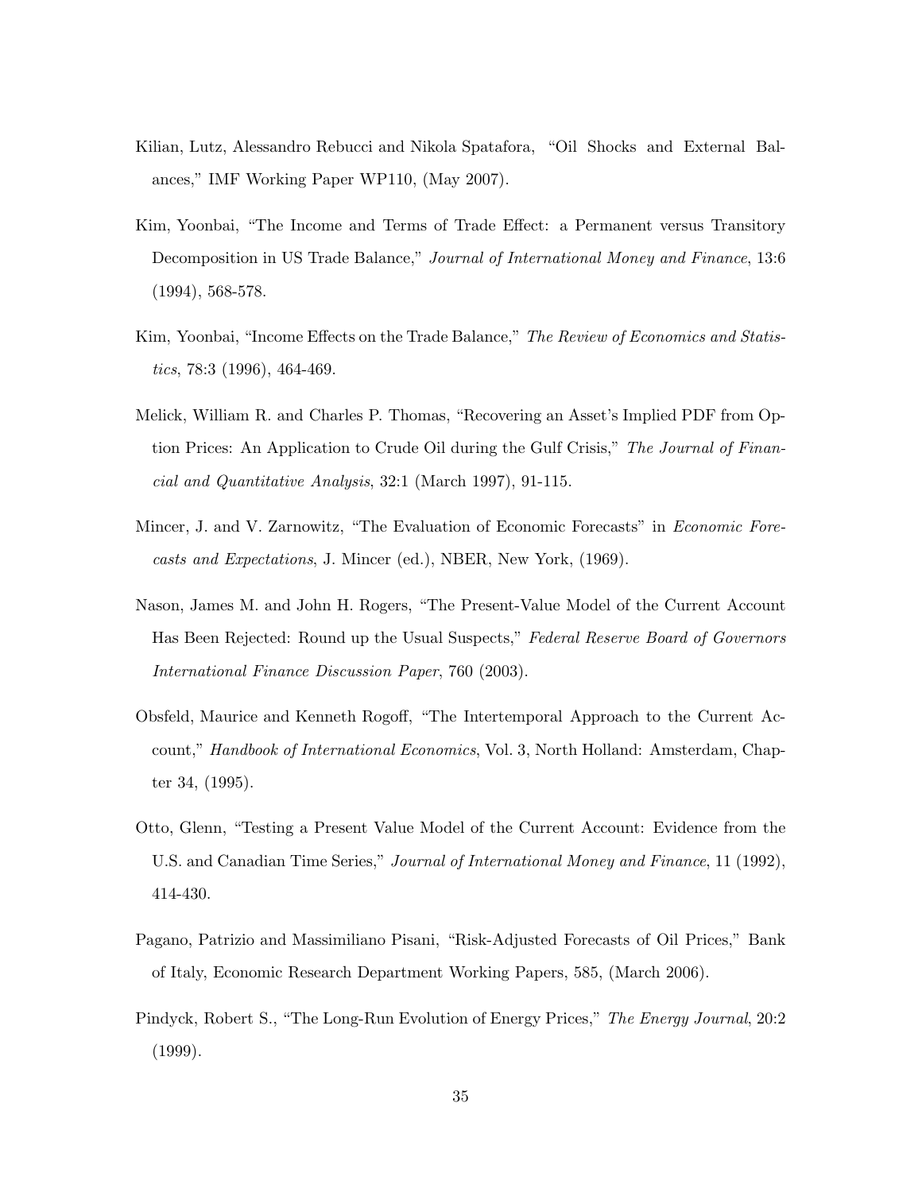Kilian, Lutz, Alessandro Rebucci and Nikola Spatafora, "Oil Shocks and External Balances," IMF Working Paper WP110, (May 2007).

Kim, Yoonbai, "The Income and Terms of Trade Effect: a Permanent versus Transitory Decomposition in US Trade Balance," *Journal of International Money and Finance*, 13:6 (1994), 568-578.

Kim, Yoonbai, "Income Effects on the Trade Balance," *The Review of Economics and Statistics*, 78:3 (1996), 464-469.

Melick, William R. and Charles P. Thomas, "Recovering an Asset's Implied PDF from Option Prices: An Application to Crude Oil during the Gulf Crisis," *The Journal of Financial and Quantitative Analysis*, 32:1 (March 1997), 91-115.

Mincer, J. and V. Zarnowitz, "The Evaluation of Economic Forecasts" in *Economic Forecasts and Expectations*, J. Mincer (ed.), NBER, New York, (1969).

Nason, James M. and John H. Rogers, "The Present-Value Model of the Current Account Has Been Rejected: Round up the Usual Suspects," *Federal Reserve Board of Governors International Finance Discussion Paper*, 760 (2003).

Obsfeld, Maurice and Kenneth Rogoff, "The Intertemporal Approach to the Current Account," *Handbook of International Economics*, Vol. 3, North Holland: Amsterdam, Chapter 34, (1995).

Otto, Glenn, "Testing a Present Value Model of the Current Account: Evidence from the U.S. and Canadian Time Series," *Journal of International Money and Finance*, 11 (1992), 414-430.

Pagano, Patrizio and Massimiliano Pisani, "Risk-Adjusted Forecasts of Oil Prices," Bank of Italy, Economic Research Department Working Papers, 585, (March 2006).

Pindyck, Robert S., "The Long-Run Evolution of Energy Prices," *The Energy Journal*, 20:2 (1999).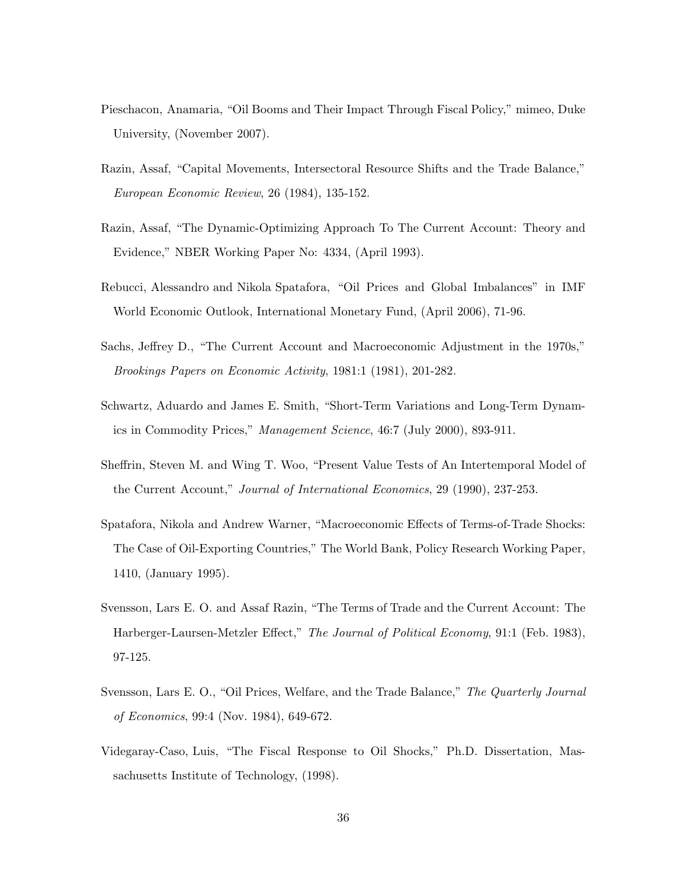Pieschacon, Anamaria, "Oil Booms and Their Impact Through Fiscal Policy," mimeo, Duke University, (November 2007).

Razin, Assaf, "Capital Movements, Intersectoral Resource Shifts and the Trade Balance," *European Economic Review*, 26 (1984), 135-152.

Razin, Assaf, "The Dynamic-Optimizing Approach To The Current Account: Theory and Evidence," NBER Working Paper No: 4334, (April 1993).

Rebucci, Alessandro and Nikola Spatafora, "Oil Prices and Global Imbalances" in IMF World Economic Outlook, International Monetary Fund, (April 2006), 71-96.

Sachs, Jeffrey D., "The Current Account and Macroeconomic Adjustment in the 1970s," *Brookings Papers on Economic Activity*, 1981:1 (1981), 201-282.

Schwartz, Aduardo and James E. Smith, "Short-Term Variations and Long-Term Dynamics in Commodity Prices," *Management Science*, 46:7 (July 2000), 893-911.

Sheffrin, Steven M. and Wing T. Woo, "Present Value Tests of An Intertemporal Model of the Current Account," *Journal of International Economics*, 29 (1990), 237-253.

Spatafora, Nikola and Andrew Warner, "Macroeconomic Effects of Terms-of-Trade Shocks: The Case of Oil-Exporting Countries," The World Bank, Policy Research Working Paper, 1410, (January 1995).

Svensson, Lars E. O. and Assaf Razin, "The Terms of Trade and the Current Account: The Harberger-Laursen-Metzler Effect," *The Journal of Political Economy*, 91:1 (Feb. 1983), 97-125.

Svensson, Lars E. O., "Oil Prices, Welfare, and the Trade Balance," *The Quarterly Journal of Economics*, 99:4 (Nov. 1984), 649-672.

Videgaray-Caso, Luis, "The Fiscal Response to Oil Shocks," Ph.D. Dissertation, Massachusetts Institute of Technology, (1998).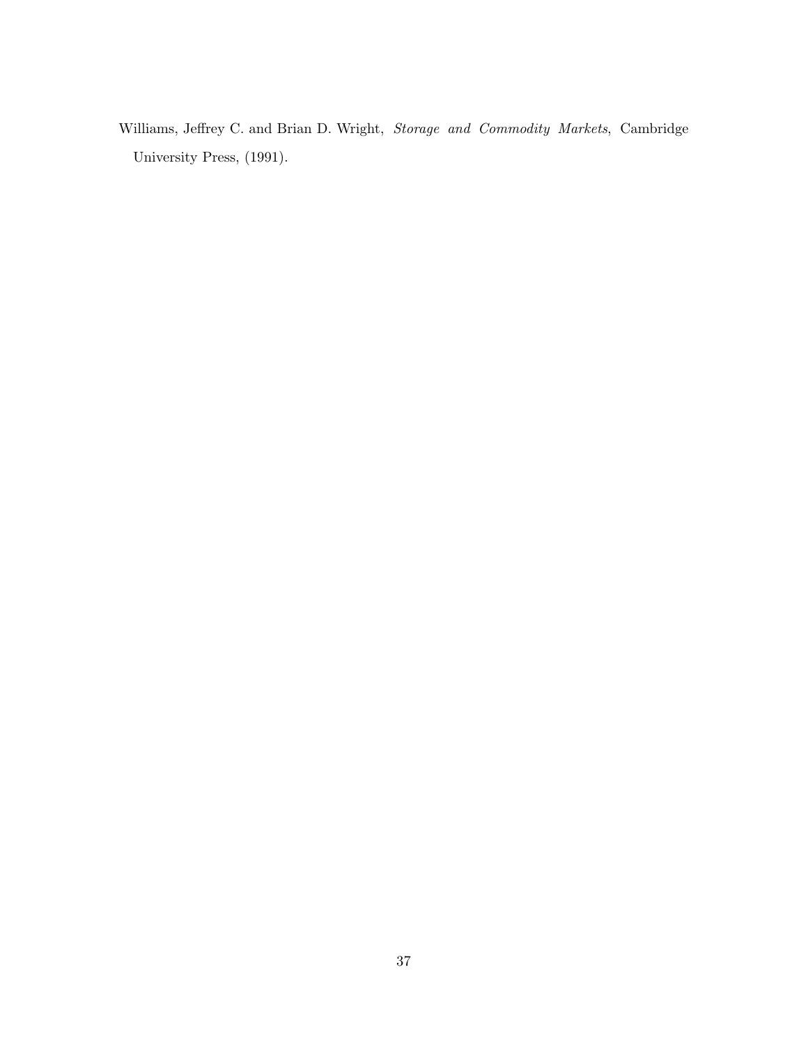Williams, Jeffrey C. and Brian D. Wright, *Storage and Commodity Markets*, Cambridge University Press, (1991).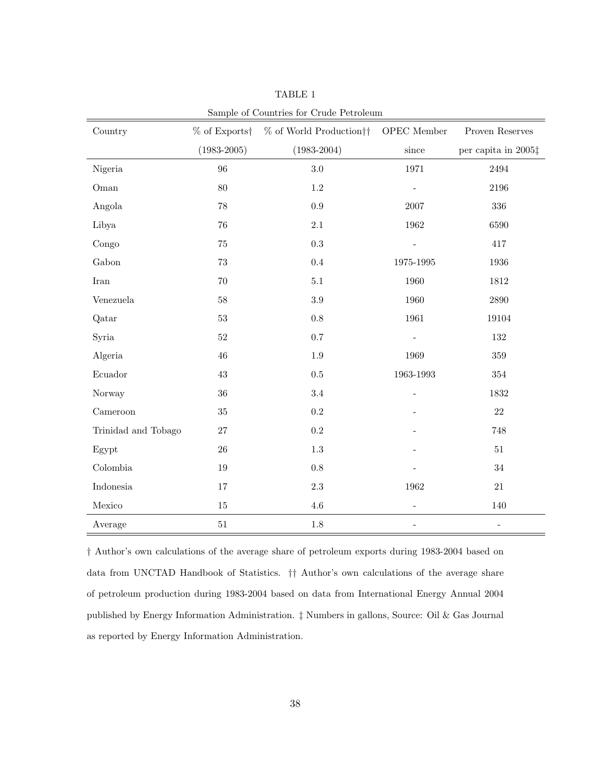TABLE 1

Sample of Countries for Crude Petroleum

| Country | % of Exports† (1983-2005) | % of World Production†† (1983-2004) | OPEC Member since | Proven Reserves per capita in 2005‡ |
|---|---|---|---|---|
| Nigeria | 96 | 3.0 | 1971 | 2494 |
| Oman | 80 | 1.2 | - | 2196 |
| Angola | 78 | 0.9 | 2007 | 336 |
| Libya | 76 | 2.1 | 1962 | 6590 |
| Congo | 75 | 0.3 | - | 417 |
| Gabon | 73 | 0.4 | 1975-1995 | 1936 |
| Iran | 70 | 5.1 | 1960 | 1812 |
| Venezuela | 58 | 3.9 | 1960 | 2890 |
| Qatar | 53 | 0.8 | 1961 | 19104 |
| Syria | 52 | 0.7 | - | 132 |
| Algeria | 46 | 1.9 | 1969 | 359 |
| Ecuador | 43 | 0.5 | 1963-1993 | 354 |
| Norway | 36 | 3.4 | - | 1832 |
| Cameroon | 35 | 0.2 | - | 22 |
| Trinidad and Tobago | 27 | 0.2 | - | 748 |
| Egypt | 26 | 1.3 | - | 51 |
| Colombia | 19 | 0.8 | - | 34 |
| Indonesia | 17 | 2.3 | 1962 | 21 |
| Mexico | 15 | 4.6 | - | 140 |
| Average | 51 | 1.8 | - | - |

† Author's own calculations of the average share of petroleum exports during 1983-2004 based on data from UNCTAD Handbook of Statistics. †† Author's own calculations of the average share of petroleum production during 1983-2004 based on data from International Energy Annual 2004 published by Energy Information Administration. ‡ Numbers in gallons, Source: Oil & Gas Journal as reported by Energy Information Administration.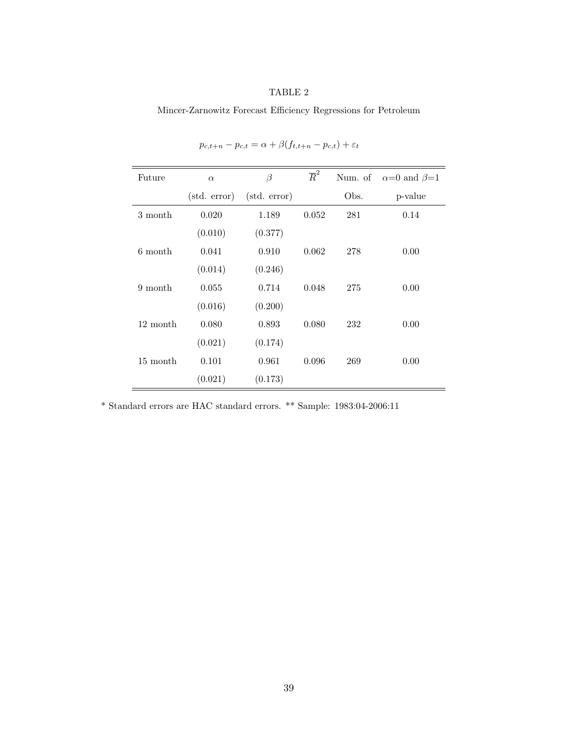TABLE 2

Mincer-Zarnowitz Forecast Efficiency Regressions for Petroleum

$$p_{c,t+n} - p_{c,t} = \alpha + \beta(f_{t,t+n} - p_{c,t}) + \varepsilon_t$$

| Future | $\alpha$ | $\beta$ | $\overline{R}^2$ | Num. of | $\alpha$=0 and $\beta$=1 |
|---|---|---|---|---|---|
| | (std. error) | (std. error) | | Obs. | p-value |
| 3 month | 0.020 | 1.189 | 0.052 | 281 | 0.14 |
| | (0.010) | (0.377) | | | |
| 6 month | 0.041 | 0.910 | 0.062 | 278 | 0.00 |
| | (0.014) | (0.246) | | | |
| 9 month | 0.055 | 0.714 | 0.048 | 275 | 0.00 |
| | (0.016) | (0.200) | | | |
| 12 month | 0.080 | 0.893 | 0.080 | 232 | 0.00 |
| | (0.021) | (0.174) | | | |
| 15 month | 0.101 | 0.961 | 0.096 | 269 | 0.00 |
| | (0.021) | (0.173) | | | |

* Standard errors are HAC standard errors. ** Sample: 1983:04-2006:11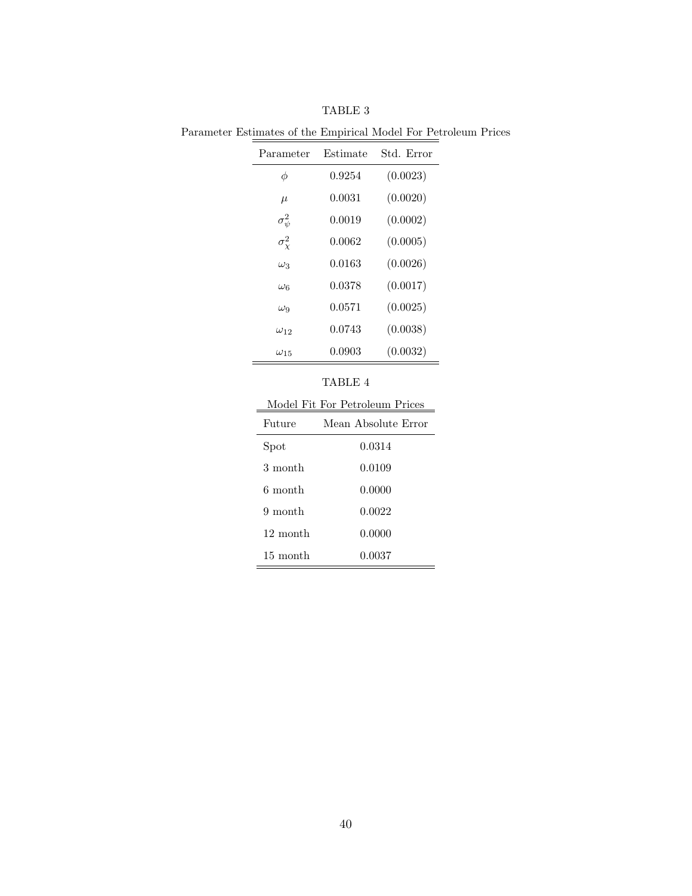TABLE 3

Parameter Estimates of the Empirical Model For Petroleum Prices

| Parameter | Estimate | Std. Error |
|---|---|---|
| $\phi$ | 0.9254 | (0.0023) |
| $\mu$ | 0.0031 | (0.0020) |
| $\sigma_{\psi}^2$ | 0.0019 | (0.0002) |
| $\sigma_{\chi}^2$ | 0.0062 | (0.0005) |
| $\omega_3$ | 0.0163 | (0.0026) |
| $\omega_6$ | 0.0378 | (0.0017) |
| $\omega_9$ | 0.0571 | (0.0025) |
| $\omega_{12}$ | 0.0743 | (0.0038) |
| $\omega_{15}$ | 0.0903 | (0.0032) |

TABLE 4

Model Fit For Petroleum Prices

| Future | Mean Absolute Error |
|---|---|
| Spot | 0.0314 |
| 3 month | 0.0109 |
| 6 month | 0.0000 |
| 9 month | 0.0022 |
| 12 month | 0.0000 |
| 15 month | 0.0037 |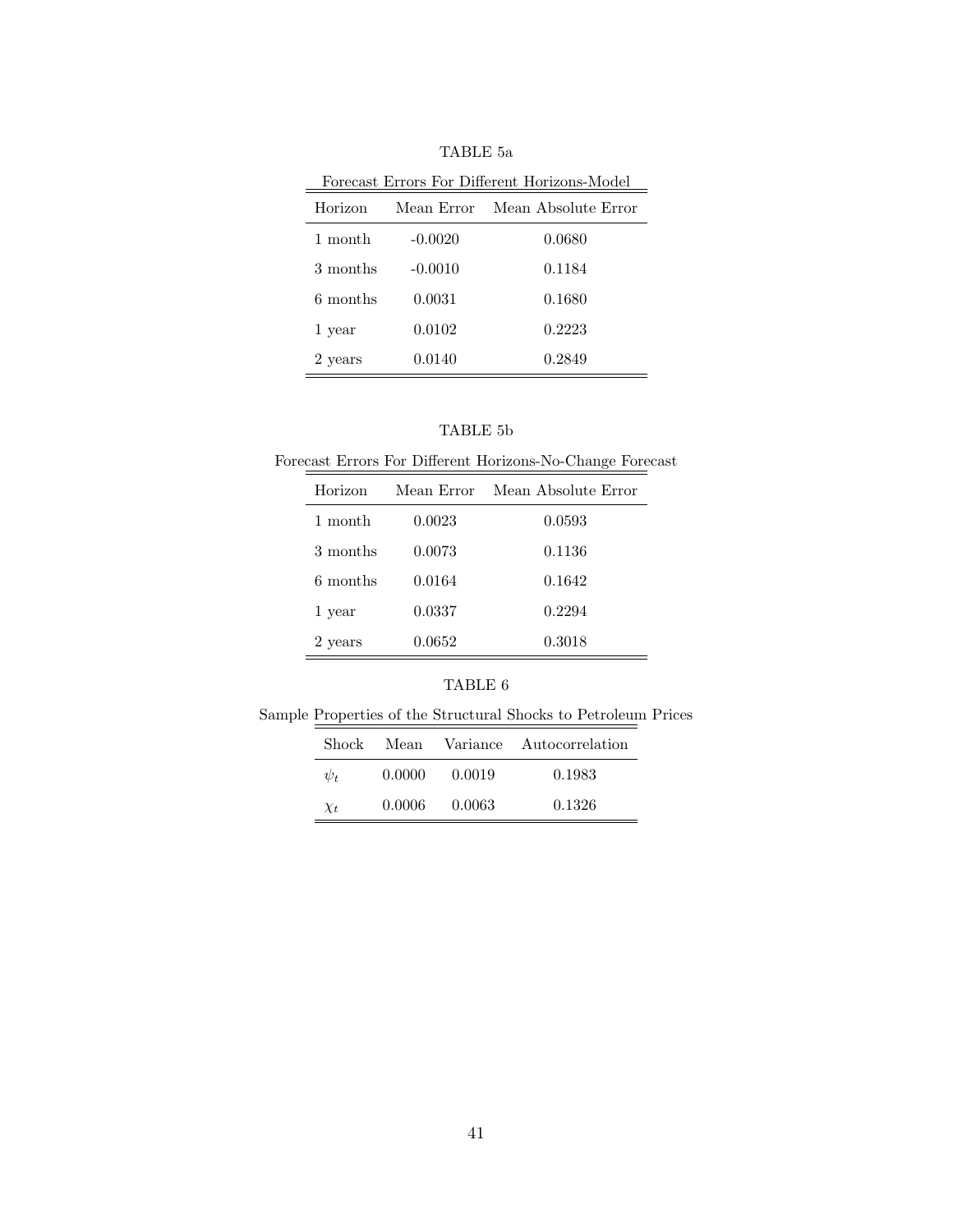TABLE 5a

Forecast Errors For Different Horizons-Model

| Horizon | Mean Error | Mean Absolute Error |
|---|---|---|
| 1 month | -0.0020 | 0.0680 |
| 3 months | -0.0010 | 0.1184 |
| 6 months | 0.0031 | 0.1680 |
| 1 year | 0.0102 | 0.2223 |
| 2 years | 0.0140 | 0.2849 |

TABLE 5b

Forecast Errors For Different Horizons-No-Change Forecast

| Horizon | Mean Error | Mean Absolute Error |
|---|---|---|
| 1 month | 0.0023 | 0.0593 |
| 3 months | 0.0073 | 0.1136 |
| 6 months | 0.0164 | 0.1642 |
| 1 year | 0.0337 | 0.2294 |
| 2 years | 0.0652 | 0.3018 |

TABLE 6

Sample Properties of the Structural Shocks to Petroleum Prices

| Shock | Mean | Variance | Autocorrelation |
|---|---|---|---|
| $\psi_t$ | 0.0000 | 0.0019 | 0.1983 |
| $\chi_t$ | 0.0006 | 0.0063 | 0.1326 |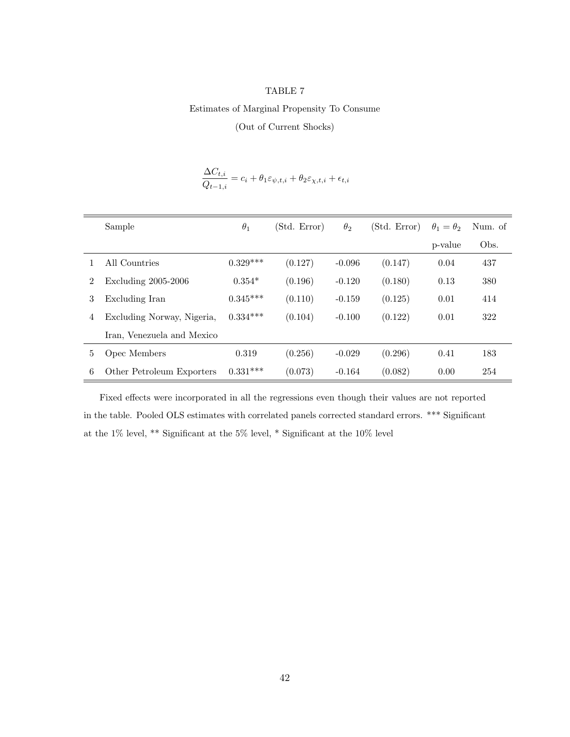TABLE 7

Estimates of Marginal Propensity To Consume

(Out of Current Shocks)

$$\frac{\Delta C_{t,i}}{Q_{t-1,i}} = c_i + \theta_1 \varepsilon_{\psi,t,i} + \theta_2 \varepsilon_{\chi,t,i} + \epsilon_{t,i}$$

| | Sample | $\theta_1$ | (Std. Error) | $\theta_2$ | (Std. Error) | $\theta_1 = \theta_2$ p-value | Num. of Obs. |
|---|---|---|---|---|---|---|---|
| 1 | All Countries | 0.329*** | (0.127) | -0.096 | (0.147) | 0.04 | 437 |
| 2 | Excluding 2005-2006 | 0.354* | (0.196) | -0.120 | (0.180) | 0.13 | 380 |
| 3 | Excluding Iran | 0.345*** | (0.110) | -0.159 | (0.125) | 0.01 | 414 |
| 4 | Excluding Norway, Nigeria, Iran, Venezuela and Mexico | 0.334*** | (0.104) | -0.100 | (0.122) | 0.01 | 322 |
| 5 | Opec Members | 0.319 | (0.256) | -0.029 | (0.296) | 0.41 | 183 |
| 6 | Other Petroleum Exporters | 0.331*** | (0.073) | -0.164 | (0.082) | 0.00 | 254 |

Fixed effects were incorporated in all the regressions even though their values are not reported in the table. Pooled OLS estimates with correlated panels corrected standard errors. *** Significant at the 1% level, ** Significant at the 5% level, * Significant at the 10% level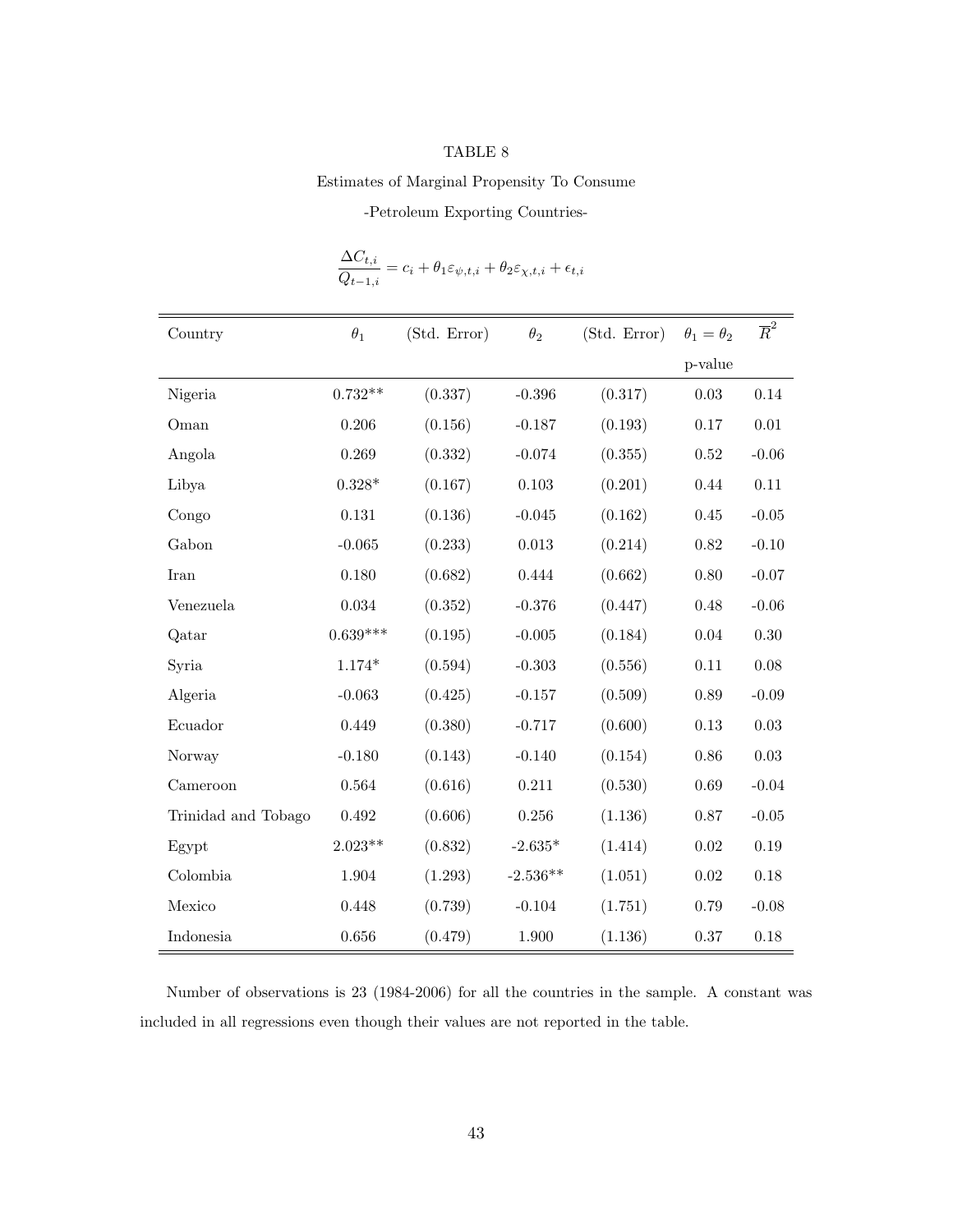TABLE 8

Estimates of Marginal Propensity To Consume

-Petroleum Exporting Countries-

$$\frac{\Delta C_{t,i}}{Q_{t-1,i}} = c_i + \theta_1 \varepsilon_{\psi,t,i} + \theta_2 \varepsilon_{\chi,t,i} + \epsilon_{t,i}$$

| Country | $\theta_1$ | (Std. Error) | $\theta_2$ | (Std. Error) | $\theta_1 = \theta_2$ p-value | $\overline{R}^2$ |
|---|---|---|---|---|---|---|
| Nigeria | 0.732** | (0.337) | -0.396 | (0.317) | 0.03 | 0.14 |
| Oman | 0.206 | (0.156) | -0.187 | (0.193) | 0.17 | 0.01 |
| Angola | 0.269 | (0.332) | -0.074 | (0.355) | 0.52 | -0.06 |
| Libya | 0.328* | (0.167) | 0.103 | (0.201) | 0.44 | 0.11 |
| Congo | 0.131 | (0.136) | -0.045 | (0.162) | 0.45 | -0.05 |
| Gabon | -0.065 | (0.233) | 0.013 | (0.214) | 0.82 | -0.10 |
| Iran | 0.180 | (0.682) | 0.444 | (0.662) | 0.80 | -0.07 |
| Venezuela | 0.034 | (0.352) | -0.376 | (0.447) | 0.48 | -0.06 |
| Qatar | 0.639*** | (0.195) | -0.005 | (0.184) | 0.04 | 0.30 |
| Syria | 1.174* | (0.594) | -0.303 | (0.556) | 0.11 | 0.08 |
| Algeria | -0.063 | (0.425) | -0.157 | (0.509) | 0.89 | -0.09 |
| Ecuador | 0.449 | (0.380) | -0.717 | (0.600) | 0.13 | 0.03 |
| Norway | -0.180 | (0.143) | -0.140 | (0.154) | 0.86 | 0.03 |
| Cameroon | 0.564 | (0.616) | 0.211 | (0.530) | 0.69 | -0.04 |
| Trinidad and Tobago | 0.492 | (0.606) | 0.256 | (1.136) | 0.87 | -0.05 |
| Egypt | 2.023** | (0.832) | -2.635* | (1.414) | 0.02 | 0.19 |
| Colombia | 1.904 | (1.293) | -2.536** | (1.051) | 0.02 | 0.18 |
| Mexico | 0.448 | (0.739) | -0.104 | (1.751) | 0.79 | -0.08 |
| Indonesia | 0.656 | (0.479) | 1.900 | (1.136) | 0.37 | 0.18 |

Number of observations is 23 (1984-2006) for all the countries in the sample. A constant was included in all regressions even though their values are not reported in the table.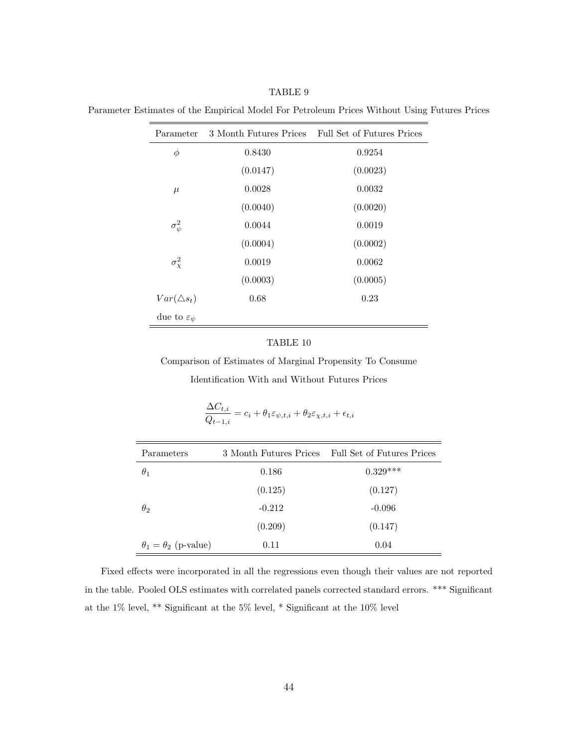TABLE 9

Parameter Estimates of the Empirical Model For Petroleum Prices Without Using Futures Prices

| Parameter | 3 Month Futures Prices | Full Set of Futures Prices |
|---|---|---|
| $\phi$ | 0.8430 | 0.9254 |
| | (0.0147) | (0.0023) |
| $\mu$ | 0.0028 | 0.0032 |
| | (0.0040) | (0.0020) |
| $\sigma^2_\psi$ | 0.0044 | 0.0019 |
| | (0.0004) | (0.0002) |
| $\sigma^2_\chi$ | 0.0019 | 0.0062 |
| | (0.0003) | (0.0005) |
| $Var(\triangle s_t)$ due to $\varepsilon_\psi$ | 0.68 | 0.23 |

TABLE 10

Comparison of Estimates of Marginal Propensity To Consume

Identification With and Without Futures Prices

$$\frac{\Delta C_{t,i}}{Q_{t-1,i}} = c_i + \theta_1 \varepsilon_{\psi,t,i} + \theta_2 \varepsilon_{\chi,t,i} + \epsilon_{t,i}$$

| Parameters | 3 Month Futures Prices | Full Set of Futures Prices |
|---|---|---|
| $\theta_1$ | 0.186 | 0.329*** |
| | (0.125) | (0.127) |
| $\theta_2$ | -0.212 | -0.096 |
| | (0.209) | (0.147) |
| $\theta_1 = \theta_2$ (p-value) | 0.11 | 0.04 |

Fixed effects were incorporated in all the regressions even though their values are not reported in the table. Pooled OLS estimates with correlated panels corrected standard errors. *** Significant at the 1% level, ** Significant at the 5% level, * Significant at the 10% level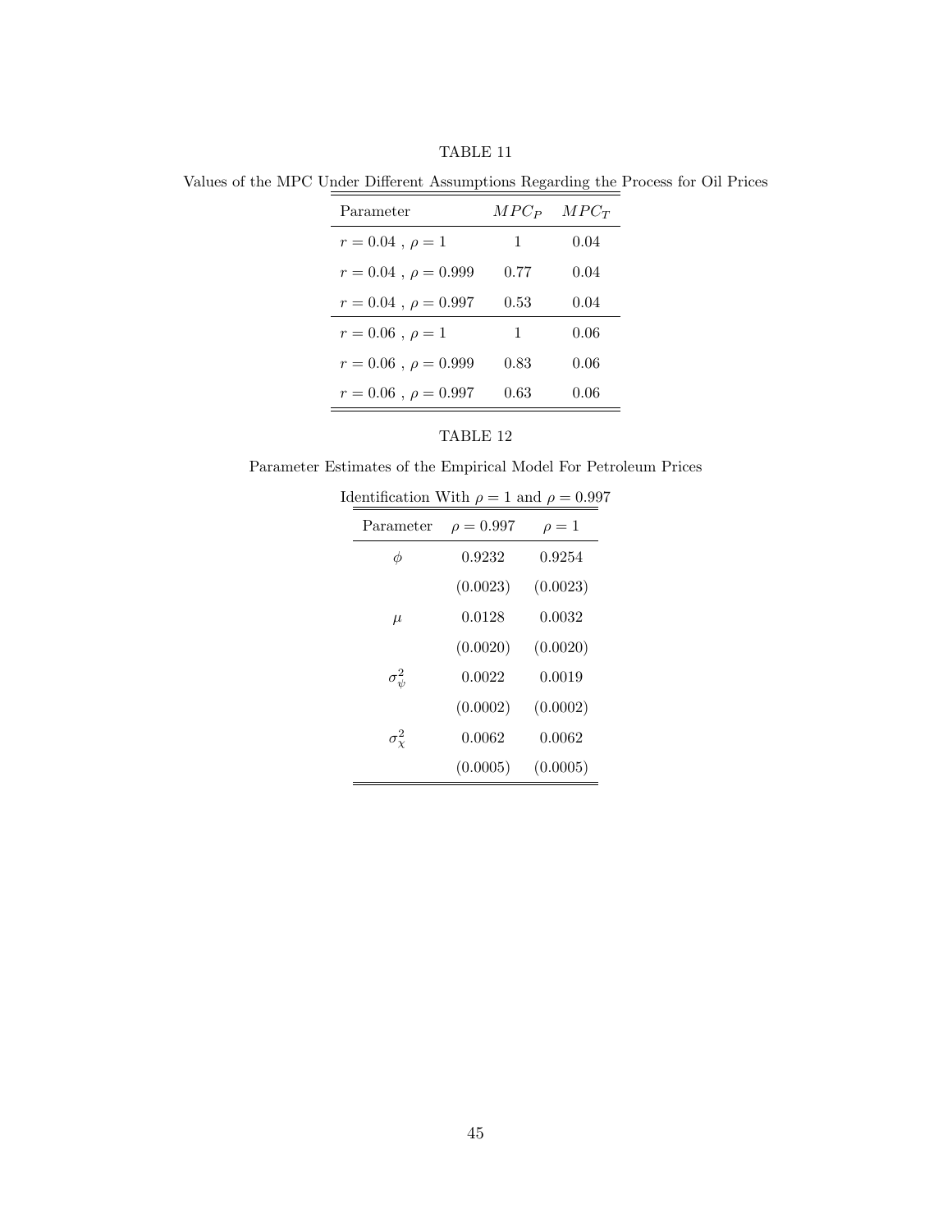TABLE 11

Values of the MPC Under Different Assumptions Regarding the Process for Oil Prices

| Parameter | $MPC_P$ | $MPC_T$ |
|---|---|---|
| $r = 0.04$ , $\rho = 1$ | 1 | 0.04 |
| $r = 0.04$ , $\rho = 0.999$ | 0.77 | 0.04 |
| $r = 0.04$ , $\rho = 0.997$ | 0.53 | 0.04 |
| $r = 0.06$ , $\rho = 1$ | 1 | 0.06 |
| $r = 0.06$ , $\rho = 0.999$ | 0.83 | 0.06 |
| $r = 0.06$ , $\rho = 0.997$ | 0.63 | 0.06 |

TABLE 12

Parameter Estimates of the Empirical Model For Petroleum Prices

Identification With $\rho = 1$ and $\rho = 0.997$

| Parameter | $\rho = 0.997$ | $\rho = 1$ |
|---|---|---|
| $\phi$ | 0.9232 | 0.9254 |
| | (0.0023) | (0.0023) |
| $\mu$ | 0.0128 | 0.0032 |
| | (0.0020) | (0.0020) |
| $\sigma_\psi^2$ | 0.0022 | 0.0019 |
| | (0.0002) | (0.0002) |
| $\sigma_\chi^2$ | 0.0062 | 0.0062 |
| | (0.0005) | (0.0005) |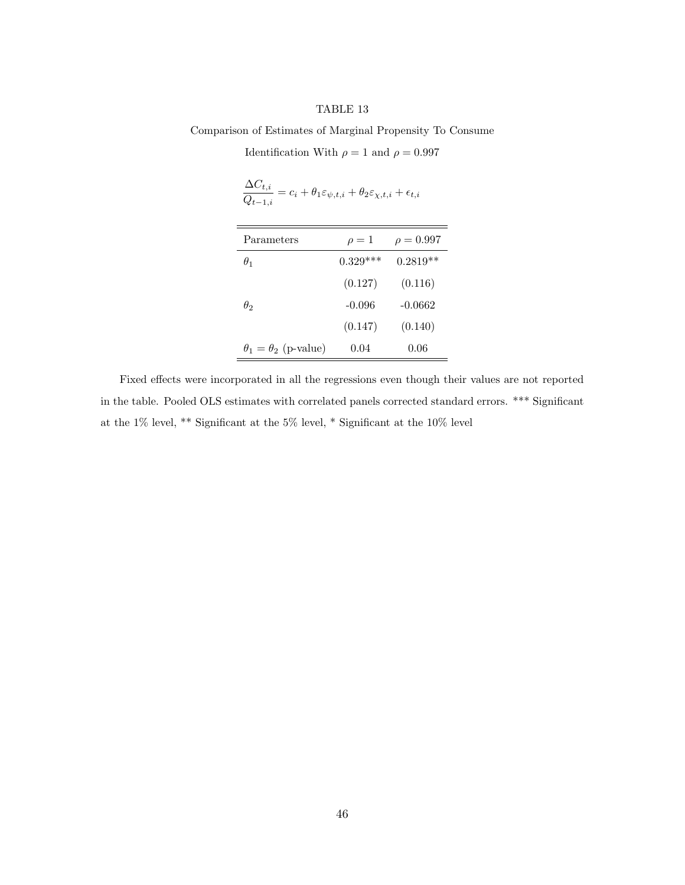TABLE 13

Comparison of Estimates of Marginal Propensity To Consume

Identification With $\rho = 1$ and $\rho = 0.997$

$$\frac{\Delta C_{t,i}}{Q_{t-1,i}} = c_i + \theta_1 \varepsilon_{\psi,t,i} + \theta_2 \varepsilon_{\chi,t,i} + \epsilon_{t,i}$$

| Parameters | $\rho = 1$ | $\rho = 0.997$ |
|---|---|---|
| $\theta_1$ | 0.329*** | 0.2819** |
| | (0.127) | (0.116) |
| $\theta_2$ | -0.096 | -0.0662 |
| | (0.147) | (0.140) |
| $\theta_1 = \theta_2$ (p-value) | 0.04 | 0.06 |

Fixed effects were incorporated in all the regressions even though their values are not reported in the table. Pooled OLS estimates with correlated panels corrected standard errors. *** Significant at the 1% level, ** Significant at the 5% level, * Significant at the 10% level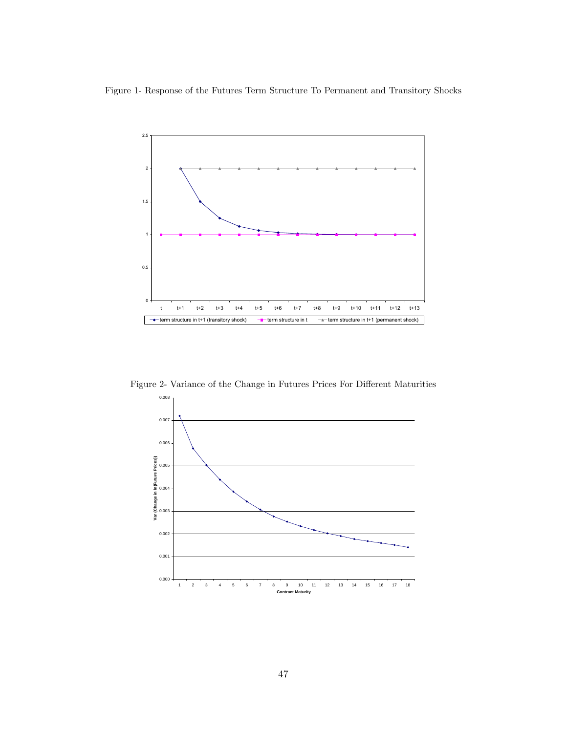Figure 1- Response of the Futures Term Structure To Permanent and Transitory Shocks

Figure 2- Variance of the Change in Futures Prices For Different Maturities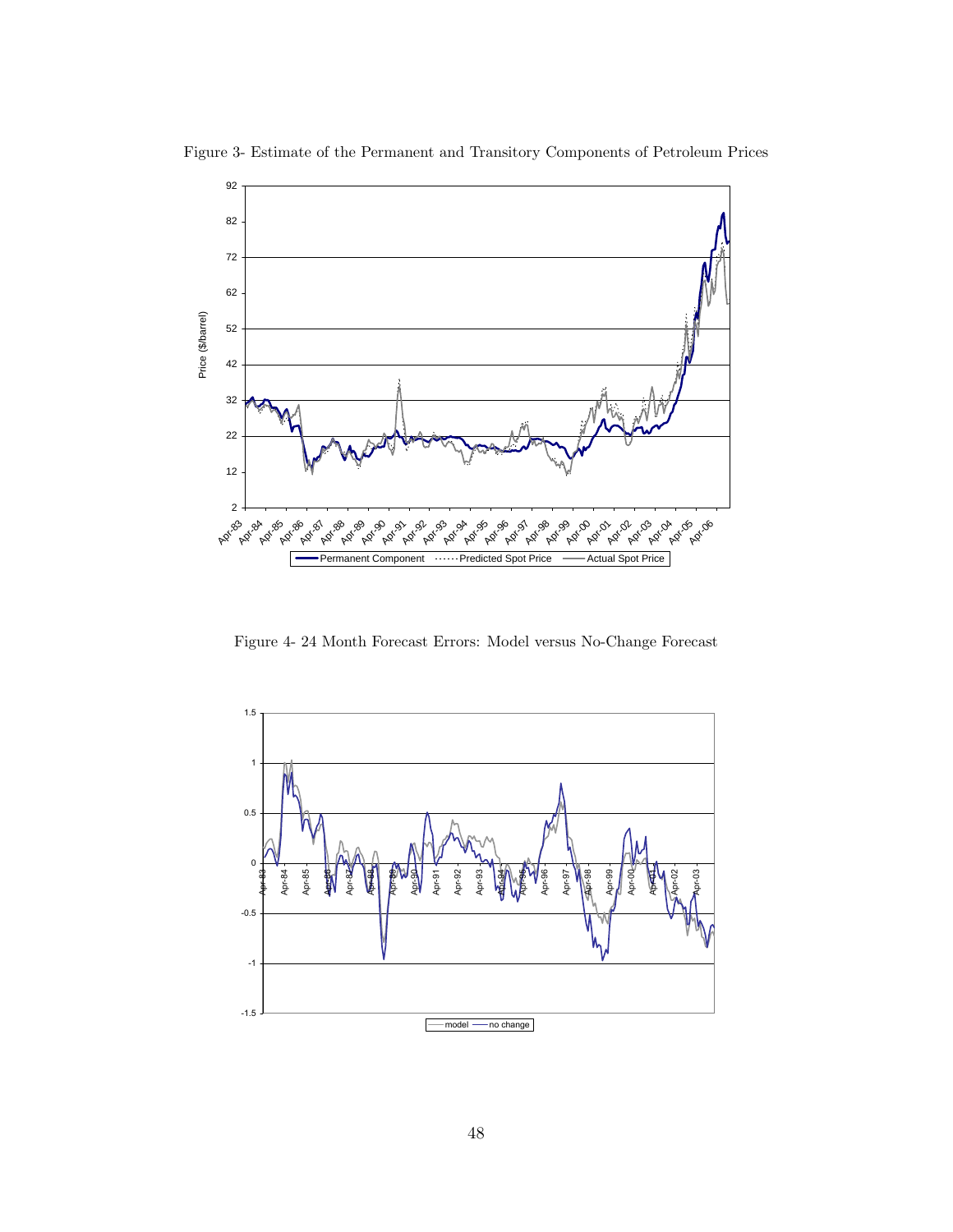Figure 3- Estimate of the Permanent and Transitory Components of Petroleum Prices

Figure 4- 24 Month Forecast Errors: Model versus No-Change Forecast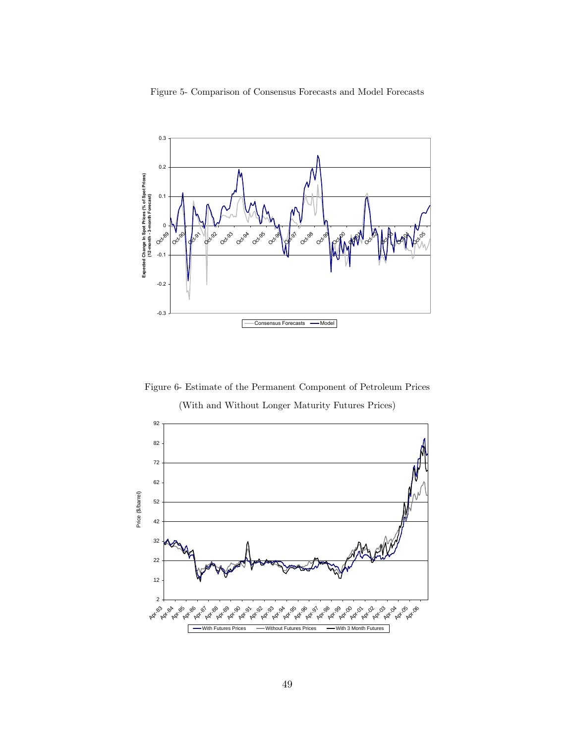Figure 5- Comparison of Consensus Forecasts and Model Forecasts

0.3
0.2
0.1
0
-0.1
-0.2
-0.3

Expected Change In Spot Prices (% of Spot Prices)
(12-month - 3-month Forecast)

Oct-89
Oct-90
Oct-91
Oct-92
Oct-93
Oct-94
Oct-95
Oct-96
Oct-97
Oct-98
Oct-99
Oct-00
Oct-01
Oct-02
Oct-03
Oct-04
Oct-05

Consensus Forecasts
Model

Figure 6- Estimate of the Permanent Component of Petroleum Prices

(With and Without Longer Maturity Futures Prices)

92
82
72
62
52
42
32
22
12
2

Price ($/barrel)

Apr-83
Apr-84
Apr-85
Apr-86
Apr-87
Apr-88
Apr-89
Apr-90
Apr-91
Apr-92
Apr-93
Apr-94
Apr-95
Apr-96
Apr-97
Apr-98
Apr-99
Apr-00
Apr-01
Apr-02
Apr-03
Apr-04
Apr-05
Apr-06

With Futures Prices
Without Futures Prices
With 3 Month Futures